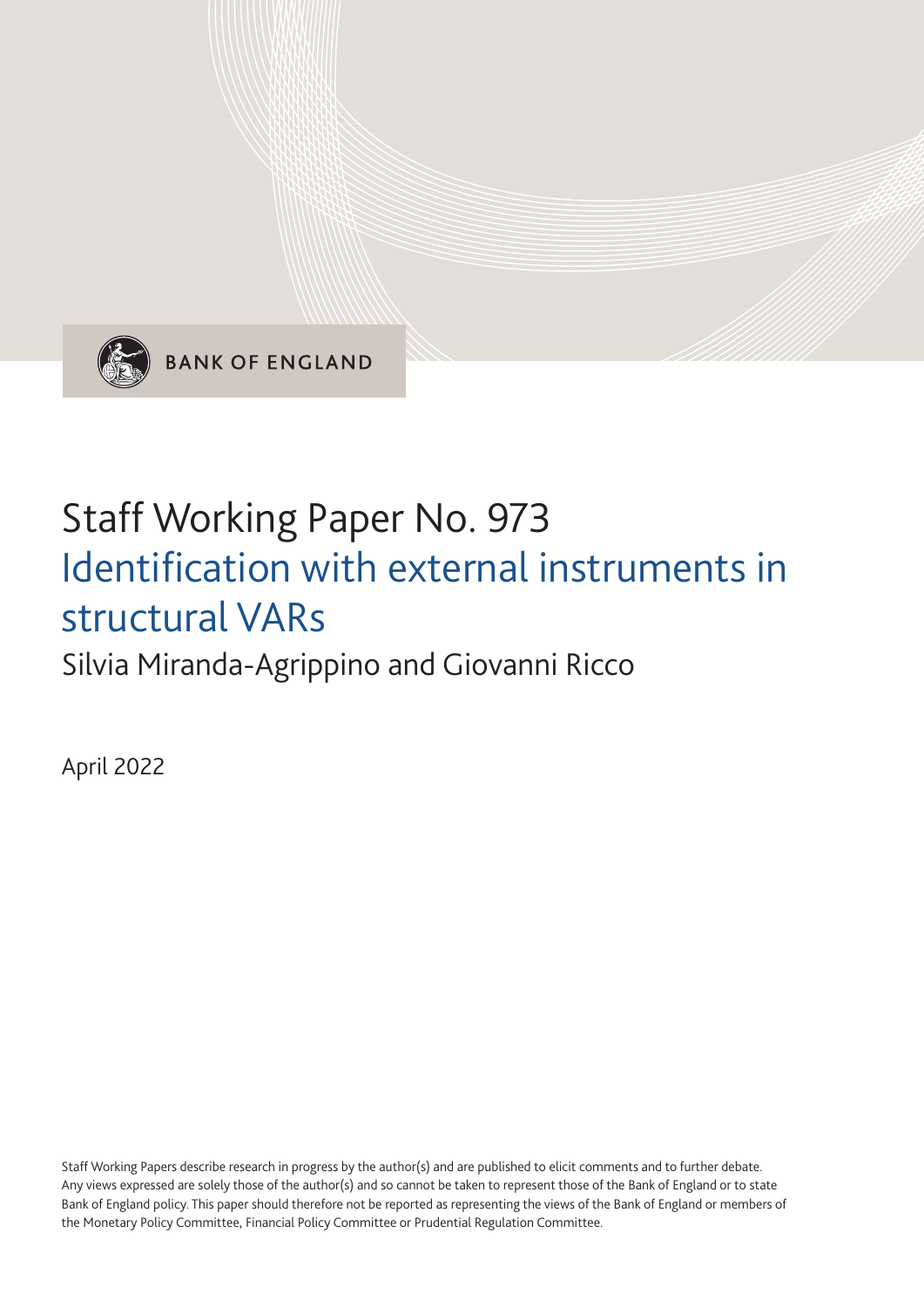BANK OF ENGLAND

# Staff Working Paper No. 973
# Identification with external instruments in structural VARs

Silvia Miranda-Agrippino and Giovanni Ricco

April 2022

Staff Working Papers describe research in progress by the author(s) and are published to elicit comments and to further debate. Any views expressed are solely those of the author(s) and so cannot be taken to represent those of the Bank of England or to state Bank of England policy. This paper should therefore not be reported as representing the views of the Bank of England or members of the Monetary Policy Committee, Financial Policy Committee or Prudential Regulation Committee.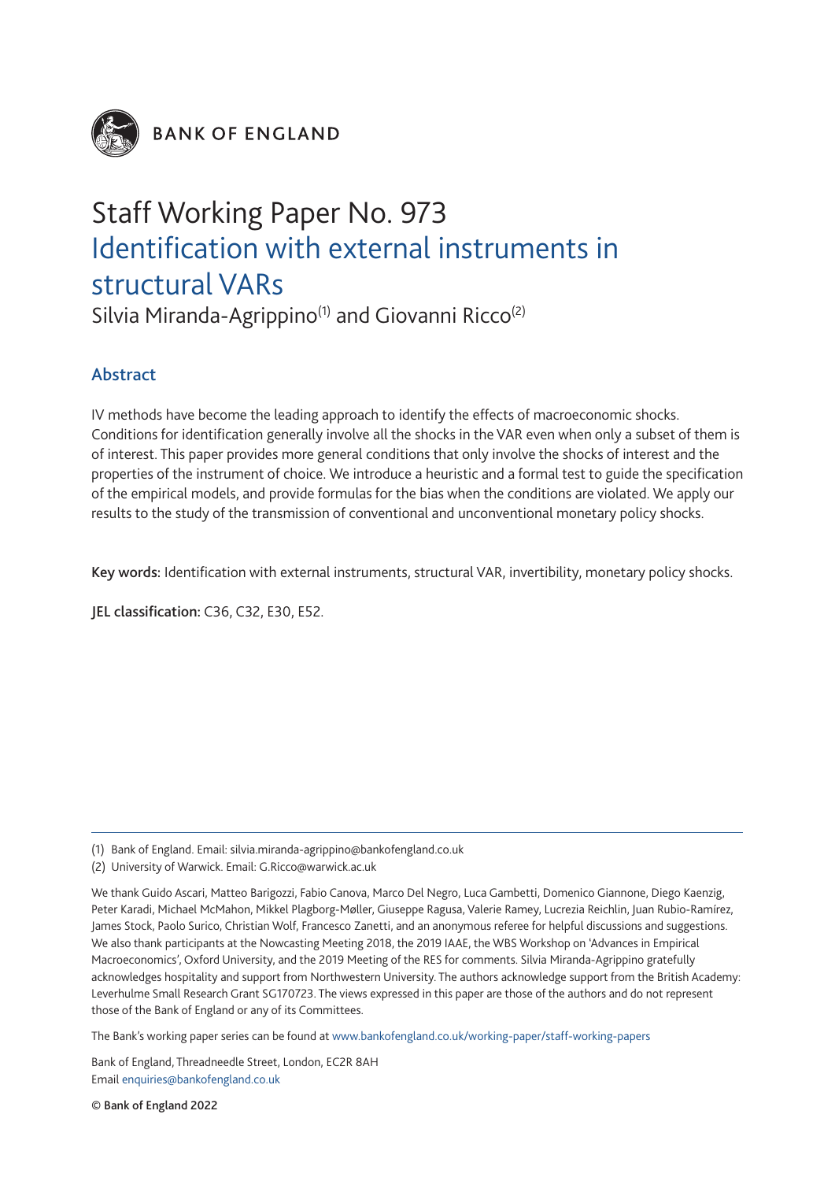BANK OF ENGLAND

# Staff Working Paper No. 973
## Identification with external instruments in structural VARs

Silvia Miranda-Agrippino[(1)] and Giovanni Ricco[(2)]

### Abstract

IV methods have become the leading approach to identify the effects of macroeconomic shocks. Conditions for identification generally involve all the shocks in the VAR even when only a subset of them is of interest. This paper provides more general conditions that only involve the shocks of interest and the properties of the instrument of choice. We introduce a heuristic and a formal test to guide the specification of the empirical models, and provide formulas for the bias when the conditions are violated. We apply our results to the study of the transmission of conventional and unconventional monetary policy shocks.

**Key words:** Identification with external instruments, structural VAR, invertibility, monetary policy shocks.

**JEL classification:** C36, C32, E30, E52.

---

(1) Bank of England. Email: silvia.miranda-agrippino@bankofengland.co.uk

(2) University of Warwick. Email: G.Ricco@warwick.ac.uk

We thank Guido Ascari, Matteo Barigozzi, Fabio Canova, Marco Del Negro, Luca Gambetti, Domenico Giannone, Diego Kaenzig, Peter Karadi, Michael McMahon, Mikkel Plagborg-Møller, Giuseppe Ragusa, Valerie Ramey, Lucrezia Reichlin, Juan Rubio-Ramírez, James Stock, Paolo Surico, Christian Wolf, Francesco Zanetti, and an anonymous referee for helpful discussions and suggestions. We also thank participants at the Nowcasting Meeting 2018, the 2019 IAAE, the WBS Workshop on 'Advances in Empirical Macroeconomics', Oxford University, and the 2019 Meeting of the RES for comments. Silvia Miranda-Agrippino gratefully acknowledges hospitality and support from Northwestern University. The authors acknowledge support from the British Academy: Leverhulme Small Research Grant SG170723. The views expressed in this paper are those of the authors and do not represent those of the Bank of England or any of its Committees.

The Bank's working paper series can be found at www.bankofengland.co.uk/working-paper/staff-working-papers

Bank of England, Threadneedle Street, London, EC2R 8AH
Email enquiries@bankofengland.co.uk

© Bank of England 2022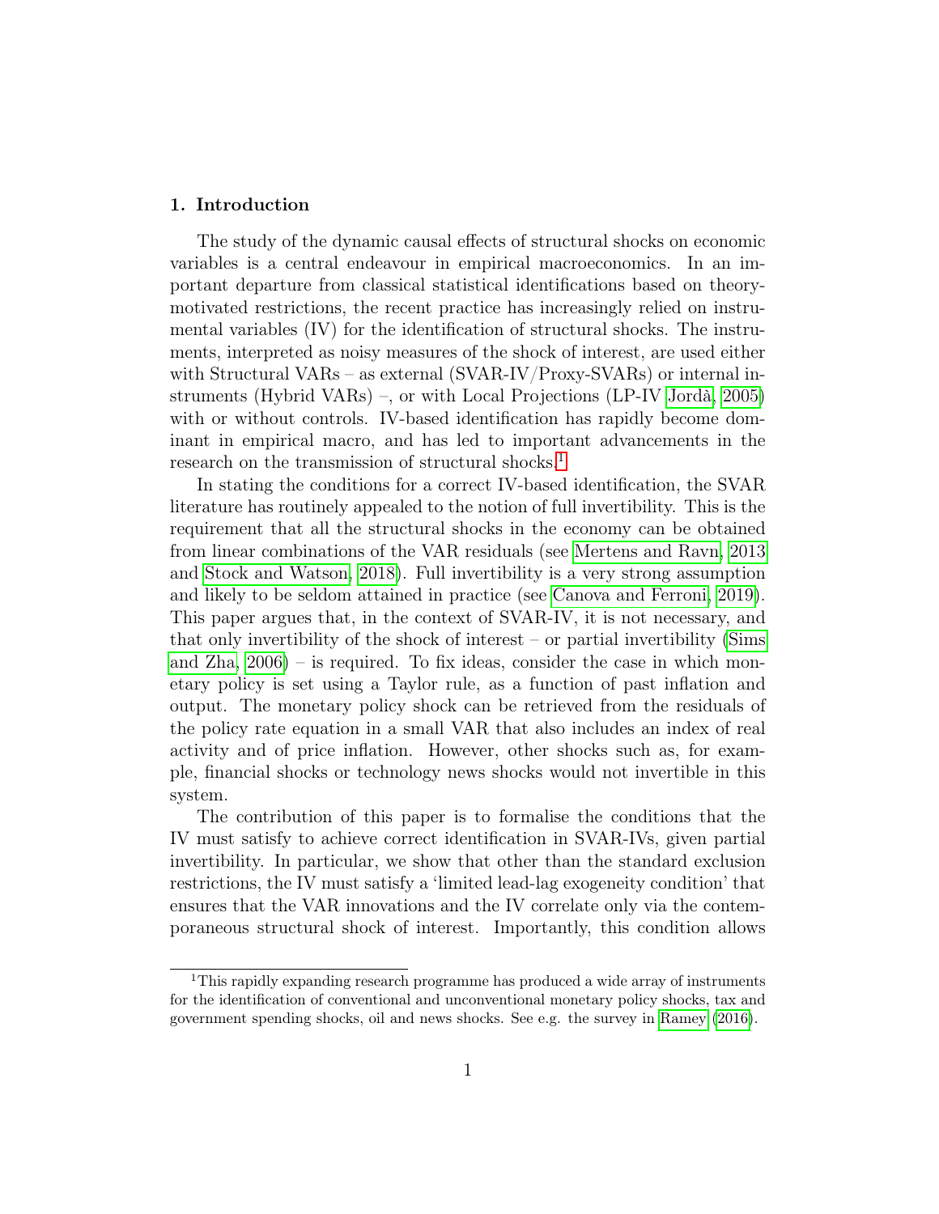## 1. Introduction

The study of the dynamic causal effects of structural shocks on economic variables is a central endeavour in empirical macroeconomics. In an important departure from classical statistical identifications based on theory-motivated restrictions, the recent practice has increasingly relied on instrumental variables (IV) for the identification of structural shocks. The instruments, interpreted as noisy measures of the shock of interest, are used either with Structural VARs – as external (SVAR-IV/Proxy-SVARs) or internal instruments (Hybrid VARs) –, or with Local Projections (LP-IV Jordà, 2005) with or without controls. IV-based identification has rapidly become dominant in empirical macro, and has led to important advancements in the research on the transmission of structural shocks.[1]

In stating the conditions for a correct IV-based identification, the SVAR literature has routinely appealed to the notion of full invertibility. This is the requirement that all the structural shocks in the economy can be obtained from linear combinations of the VAR residuals (see Mertens and Ravn, 2013 and Stock and Watson, 2018). Full invertibility is a very strong assumption and likely to be seldom attained in practice (see Canova and Ferroni, 2019). This paper argues that, in the context of SVAR-IV, it is not necessary, and that only invertibility of the shock of interest – or partial invertibility (Sims and Zha, 2006) – is required. To fix ideas, consider the case in which monetary policy is set using a Taylor rule, as a function of past inflation and output. The monetary policy shock can be retrieved from the residuals of the policy rate equation in a small VAR that also includes an index of real activity and of price inflation. However, other shocks such as, for example, financial shocks or technology news shocks would not invertible in this system.

The contribution of this paper is to formalise the conditions that the IV must satisfy to achieve correct identification in SVAR-IVs, given partial invertibility. In particular, we show that other than the standard exclusion restrictions, the IV must satisfy a 'limited lead-lag exogeneity condition' that ensures that the VAR innovations and the IV correlate only via the contemporaneous structural shock of interest. Importantly, this condition allows

[1] This rapidly expanding research programme has produced a wide array of instruments for the identification of conventional and unconventional monetary policy shocks, tax and government spending shocks, oil and news shocks. See e.g. the survey in Ramey (2016).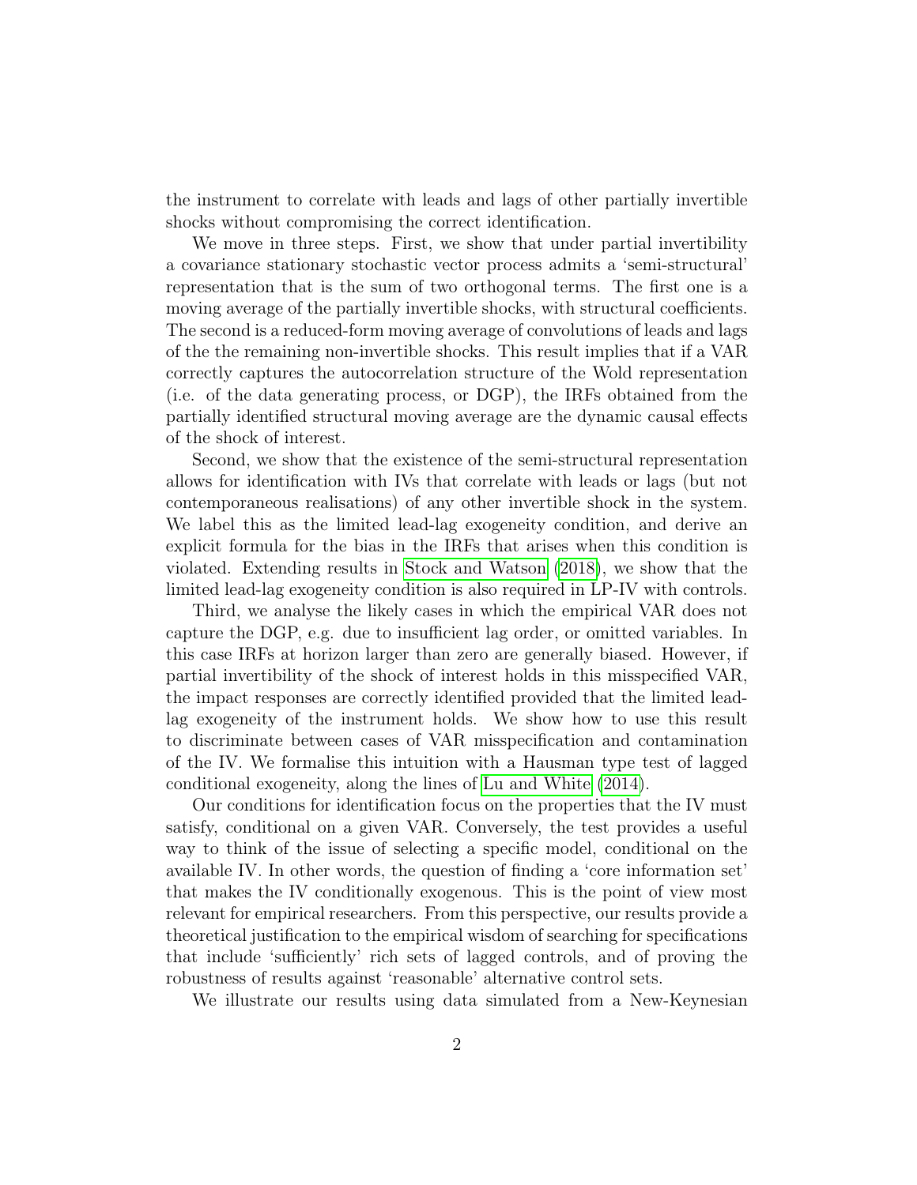the instrument to correlate with leads and lags of other partially invertible shocks without compromising the correct identification.

We move in three steps. First, we show that under partial invertibility a covariance stationary stochastic vector process admits a 'semi-structural' representation that is the sum of two orthogonal terms. The first one is a moving average of the partially invertible shocks, with structural coefficients. The second is a reduced-form moving average of convolutions of leads and lags of the the remaining non-invertible shocks. This result implies that if a VAR correctly captures the autocorrelation structure of the Wold representation (i.e. of the data generating process, or DGP), the IRFs obtained from the partially identified structural moving average are the dynamic causal effects of the shock of interest.

Second, we show that the existence of the semi-structural representation allows for identification with IVs that correlate with leads or lags (but not contemporaneous realisations) of any other invertible shock in the system. We label this as the limited lead-lag exogeneity condition, and derive an explicit formula for the bias in the IRFs that arises when this condition is violated. Extending results in Stock and Watson (2018), we show that the limited lead-lag exogeneity condition is also required in LP-IV with controls.

Third, we analyse the likely cases in which the empirical VAR does not capture the DGP, e.g. due to insufficient lag order, or omitted variables. In this case IRFs at horizon larger than zero are generally biased. However, if partial invertibility of the shock of interest holds in this misspecified VAR, the impact responses are correctly identified provided that the limited lead-lag exogeneity of the instrument holds. We show how to use this result to discriminate between cases of VAR misspecification and contamination of the IV. We formalise this intuition with a Hausman type test of lagged conditional exogeneity, along the lines of Lu and White (2014).

Our conditions for identification focus on the properties that the IV must satisfy, conditional on a given VAR. Conversely, the test provides a useful way to think of the issue of selecting a specific model, conditional on the available IV. In other words, the question of finding a 'core information set' that makes the IV conditionally exogenous. This is the point of view most relevant for empirical researchers. From this perspective, our results provide a theoretical justification to the empirical wisdom of searching for specifications that include 'sufficiently' rich sets of lagged controls, and of proving the robustness of results against 'reasonable' alternative control sets.

We illustrate our results using data simulated from a New-Keynesian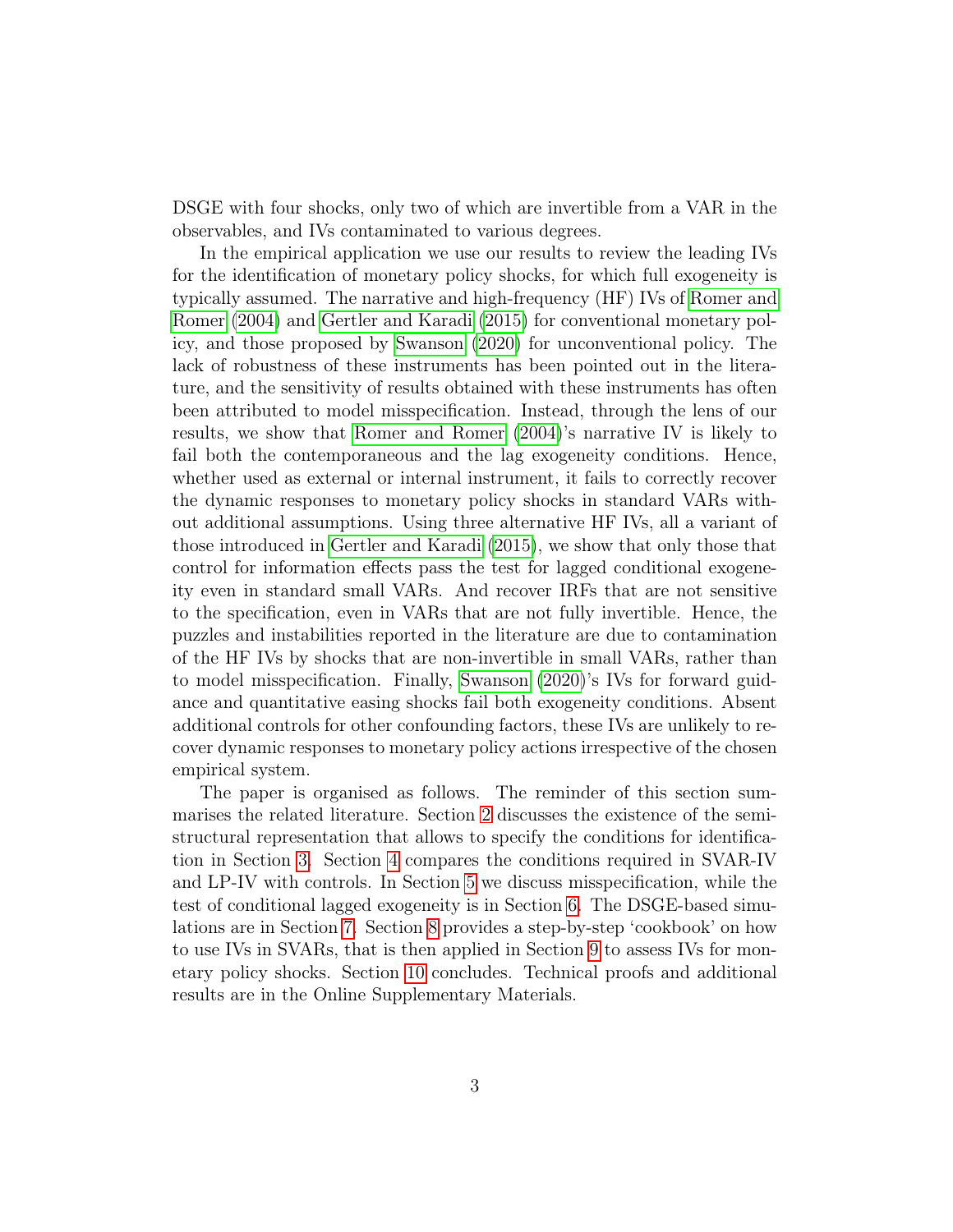DSGE with four shocks, only two of which are invertible from a VAR in the observables, and IVs contaminated to various degrees.

In the empirical application we use our results to review the leading IVs for the identification of monetary policy shocks, for which full exogeneity is typically assumed. The narrative and high-frequency (HF) IVs of Romer and Romer (2004) and Gertler and Karadi (2015) for conventional monetary policy, and those proposed by Swanson (2020) for unconventional policy. The lack of robustness of these instruments has been pointed out in the literature, and the sensitivity of results obtained with these instruments has often been attributed to model misspecification. Instead, through the lens of our results, we show that Romer and Romer (2004)'s narrative IV is likely to fail both the contemporaneous and the lag exogeneity conditions. Hence, whether used as external or internal instrument, it fails to correctly recover the dynamic responses to monetary policy shocks in standard VARs without additional assumptions. Using three alternative HF IVs, all a variant of those introduced in Gertler and Karadi (2015), we show that only those that control for information effects pass the test for lagged conditional exogeneity even in standard small VARs. And recover IRFs that are not sensitive to the specification, even in VARs that are not fully invertible. Hence, the puzzles and instabilities reported in the literature are due to contamination of the HF IVs by shocks that are non-invertible in small VARs, rather than to model misspecification. Finally, Swanson (2020)'s IVs for forward guidance and quantitative easing shocks fail both exogeneity conditions. Absent additional controls for other confounding factors, these IVs are unlikely to recover dynamic responses to monetary policy actions irrespective of the chosen empirical system.

The paper is organised as follows. The reminder of this section summarises the related literature. Section 2 discusses the existence of the semi-structural representation that allows to specify the conditions for identification in Section 3. Section 4 compares the conditions required in SVAR-IV and LP-IV with controls. In Section 5 we discuss misspecification, while the test of conditional lagged exogeneity is in Section 6. The DSGE-based simulations are in Section 7. Section 8 provides a step-by-step 'cookbook' on how to use IVs in SVARs, that is then applied in Section 9 to assess IVs for monetary policy shocks. Section 10 concludes. Technical proofs and additional results are in the Online Supplementary Materials.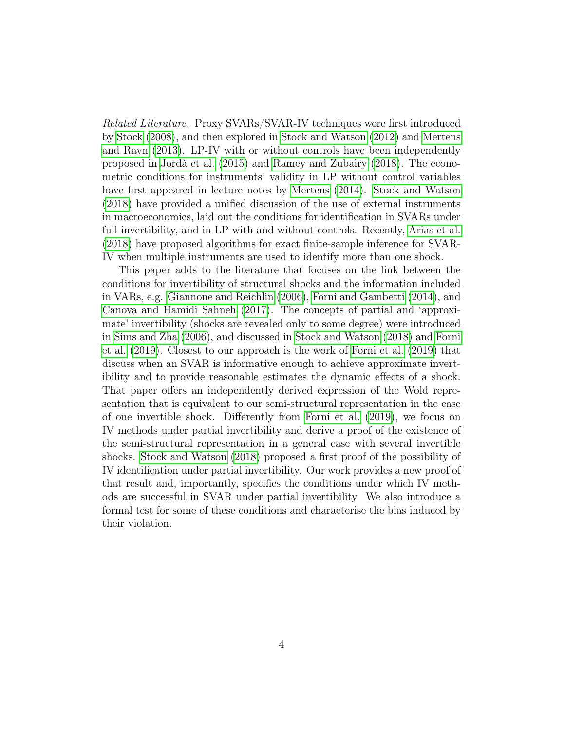*Related Literature.* Proxy SVARs/SVAR-IV techniques were first introduced by Stock (2008), and then explored in Stock and Watson (2012) and Mertens and Ravn (2013). LP-IV with or without controls have been independently proposed in Jordà et al. (2015) and Ramey and Zubairy (2018). The econometric conditions for instruments' validity in LP without control variables have first appeared in lecture notes by Mertens (2014). Stock and Watson (2018) have provided a unified discussion of the use of external instruments in macroeconomics, laid out the conditions for identification in SVARs under full invertibility, and in LP with and without controls. Recently, Arias et al. (2018) have proposed algorithms for exact finite-sample inference for SVAR-IV when multiple instruments are used to identify more than one shock.

This paper adds to the literature that focuses on the link between the conditions for invertibility of structural shocks and the information included in VARs, e.g. Giannone and Reichlin (2006), Forni and Gambetti (2014), and Canova and Hamidi Sahneh (2017). The concepts of partial and 'approximate' invertibility (shocks are revealed only to some degree) were introduced in Sims and Zha (2006), and discussed in Stock and Watson (2018) and Forni et al. (2019). Closest to our approach is the work of Forni et al. (2019) that discuss when an SVAR is informative enough to achieve approximate invertibility and to provide reasonable estimates the dynamic effects of a shock. That paper offers an independently derived expression of the Wold representation that is equivalent to our semi-structural representation in the case of one invertible shock. Differently from Forni et al. (2019), we focus on IV methods under partial invertibility and derive a proof of the existence of the semi-structural representation in a general case with several invertible shocks. Stock and Watson (2018) proposed a first proof of the possibility of IV identification under partial invertibility. Our work provides a new proof of that result and, importantly, specifies the conditions under which IV methods are successful in SVAR under partial invertibility. We also introduce a formal test for some of these conditions and characterise the bias induced by their violation.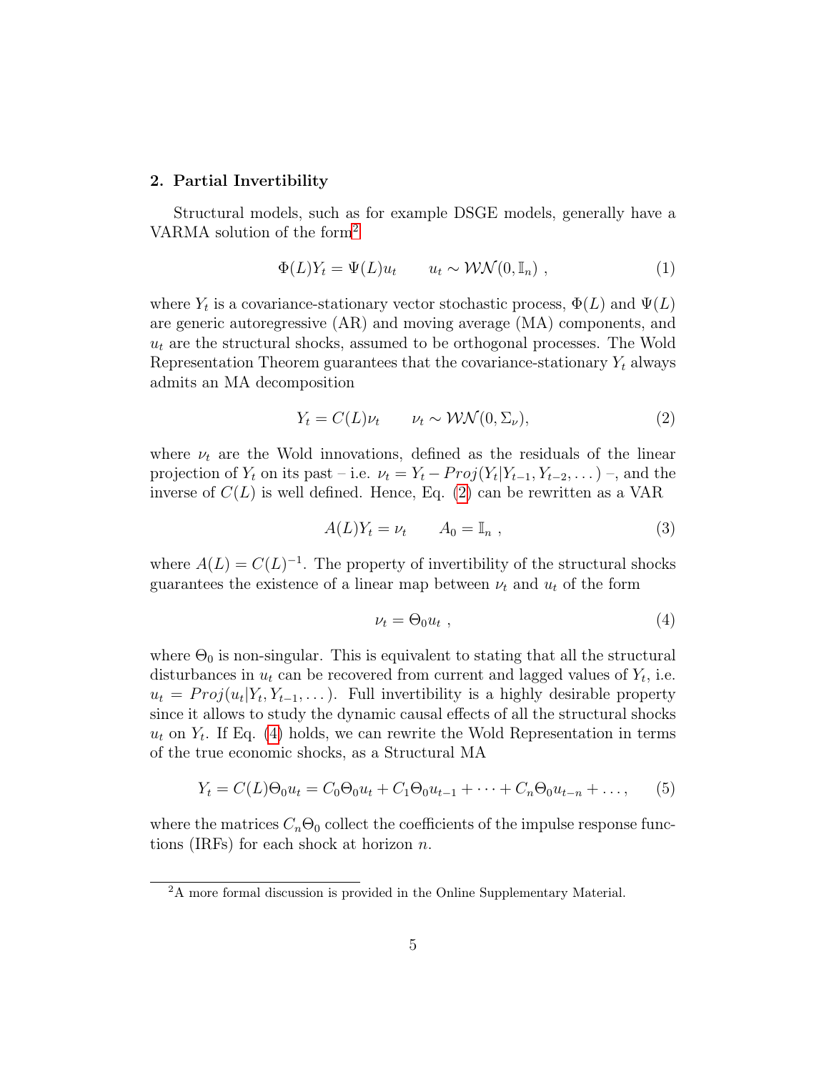## 2. Partial Invertibility

Structural models, such as for example DSGE models, generally have a VARMA solution of the form[2]

$$\Phi(L)Y_t = \Psi(L)u_t \qquad u_t \sim \mathcal{WN}(0, \mathbb{I}_n) \ , \tag{1}$$

where $Y_t$ is a covariance-stationary vector stochastic process, $\Phi(L)$ and $\Psi(L)$ are generic autoregressive (AR) and moving average (MA) components, and $u_t$ are the structural shocks, assumed to be orthogonal processes. The Wold Representation Theorem guarantees that the covariance-stationary $Y_t$ always admits an MA decomposition

$$Y_t = C(L)\nu_t \qquad \nu_t \sim \mathcal{WN}(0, \Sigma_\nu), \tag{2}$$

where $\nu_t$ are the Wold innovations, defined as the residuals of the linear projection of $Y_t$ on its past – i.e. $\nu_t = Y_t - Proj(Y_t|Y_{t-1}, Y_{t-2}, \dots)$ –, and the inverse of $C(L)$ is well defined. Hence, Eq. (2) can be rewritten as a VAR

$$A(L)Y_t = \nu_t \qquad A_0 = \mathbb{I}_n \ , \tag{3}$$

where $A(L) = C(L)^{-1}$. The property of invertibility of the structural shocks guarantees the existence of a linear map between $\nu_t$ and $u_t$ of the form

$$\nu_t = \Theta_0 u_t \ , \tag{4}$$

where $\Theta_0$ is non-singular. This is equivalent to stating that all the structural disturbances in $u_t$ can be recovered from current and lagged values of $Y_t$, i.e. $u_t = Proj(u_t|Y_t, Y_{t-1}, \dots)$. Full invertibility is a highly desirable property since it allows to study the dynamic causal effects of all the structural shocks $u_t$ on $Y_t$. If Eq. (4) holds, we can rewrite the Wold Representation in terms of the true economic shocks, as a Structural MA

$$Y_t = C(L)\Theta_0 u_t = C_0\Theta_0 u_t + C_1\Theta_0 u_{t-1} + \dots + C_n\Theta_0 u_{t-n} + \dots, \tag{5}$$

where the matrices $C_n\Theta_0$ collect the coefficients of the impulse response functions (IRFs) for each shock at horizon $n$.

[2] A more formal discussion is provided in the Online Supplementary Material.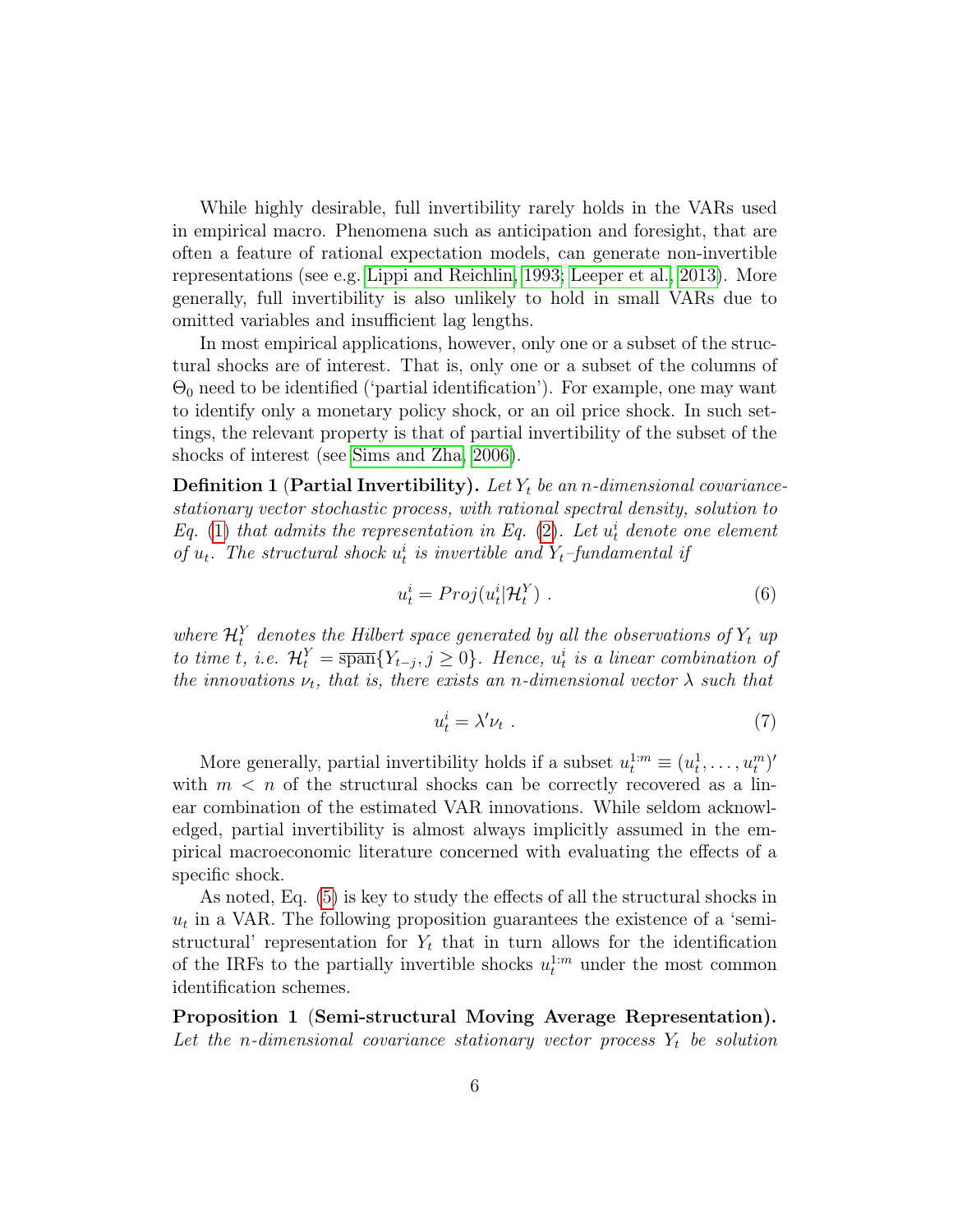While highly desirable, full invertibility rarely holds in the VARs used in empirical macro. Phenomena such as anticipation and foresight, that are often a feature of rational expectation models, can generate non-invertible representations (see e.g. Lippi and Reichlin, 1993; Leeper et al., 2013). More generally, full invertibility is also unlikely to hold in small VARs due to omitted variables and insufficient lag lengths.

In most empirical applications, however, only one or a subset of the structural shocks are of interest. That is, only one or a subset of the columns of $\Theta_0$ need to be identified ('partial identification'). For example, one may want to identify only a monetary policy shock, or an oil price shock. In such settings, the relevant property is that of partial invertibility of the subset of the shocks of interest (see Sims and Zha, 2006).

**Definition 1** (**Partial Invertibility).** *Let $Y_t$ be an $n$-dimensional covariance-stationary vector stochastic process, with rational spectral density, solution to Eq. (1) that admits the representation in Eq. (2). Let $u_t^i$ denote one element of $u_t$. The structural shock $u_t^i$ is invertible and $Y_t$–fundamental if*

$$u_t^i = Proj(u_t^i | \mathcal{H}_t^Y) \ . \tag{6}$$

*where $\mathcal{H}_t^Y$ denotes the Hilbert space generated by all the observations of $Y_t$ up to time $t$, i.e. $\mathcal{H}_t^Y = \overline{\text{span}}\{Y_{t-j}, j \geq 0\}$. Hence, $u_t^i$ is a linear combination of the innovations $\nu_t$, that is, there exists an $n$-dimensional vector $\lambda$ such that*

$$u_t^i = \lambda' \nu_t \ . \tag{7}$$

More generally, partial invertibility holds if a subset $u_t^{1:m} \equiv (u_t^1, \ldots, u_t^m)'$ with $m < n$ of the structural shocks can be correctly recovered as a linear combination of the estimated VAR innovations. While seldom acknowledged, partial invertibility is almost always implicitly assumed in the empirical macroeconomic literature concerned with evaluating the effects of a specific shock.

As noted, Eq. (5) is key to study the effects of all the structural shocks in $u_t$ in a VAR. The following proposition guarantees the existence of a 'semi-structural' representation for $Y_t$ that in turn allows for the identification of the IRFs to the partially invertible shocks $u_t^{1:m}$ under the most common identification schemes.

**Proposition 1** (**Semi-structural Moving Average Representation).** *Let the $n$-dimensional covariance stationary vector process $Y_t$ be solution*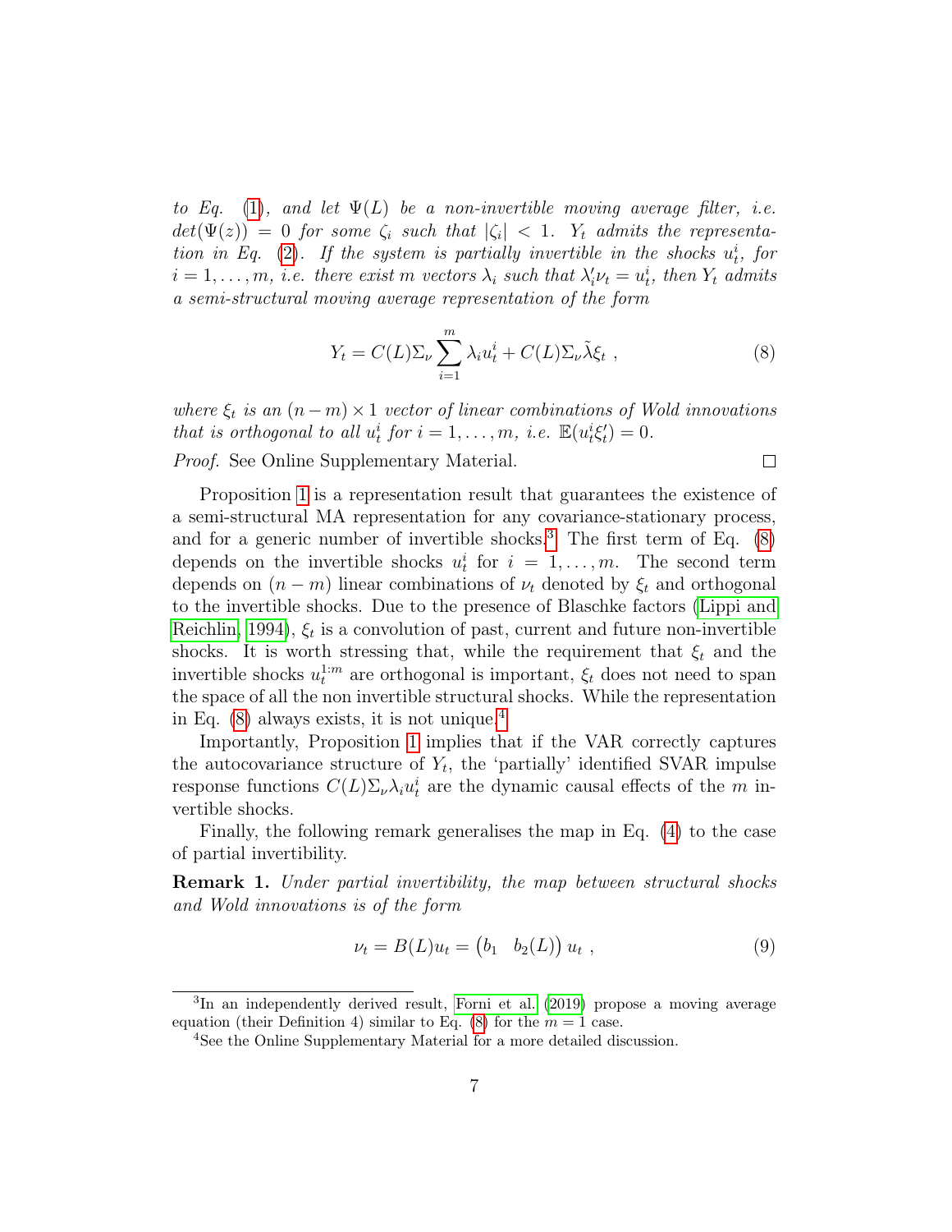*to Eq. (1), and let $\Psi(L)$ be a non-invertible moving average filter, i.e. $det(\Psi(z)) = 0$ for some $\zeta_i$ such that $|\zeta_i| < 1$. $Y_t$ admits the representation in Eq. (2). If the system is partially invertible in the shocks $u_t^i$, for $i = 1, \ldots, m$, i.e. there exist $m$ vectors $\lambda_i$ such that $\lambda_i' \nu_t = u_t^i$, then $Y_t$ admits a semi-structural moving average representation of the form*

$$Y_t = C(L)\Sigma_\nu \sum_{i=1}^{m} \lambda_i u_t^i + C(L)\Sigma_\nu \tilde{\lambda}\xi_t \ , \tag{8}$$

*where $\xi_t$ is an $(n-m) \times 1$ vector of linear combinations of Wold innovations that is orthogonal to all $u_t^i$ for $i = 1, \ldots, m$, i.e. $\mathbb{E}(u_t^i \xi_t') = 0$.*

*Proof.* See Online Supplementary Material. □

Proposition 1 is a representation result that guarantees the existence of a semi-structural MA representation for any covariance-stationary process, and for a generic number of invertible shocks.[3] The first term of Eq. (8) depends on the invertible shocks $u_t^i$ for $i = 1, \ldots, m$. The second term depends on $(n-m)$ linear combinations of $\nu_t$ denoted by $\xi_t$ and orthogonal to the invertible shocks. Due to the presence of Blaschke factors (Lippi and Reichlin, 1994), $\xi_t$ is a convolution of past, current and future non-invertible shocks. It is worth stressing that, while the requirement that $\xi_t$ and the invertible shocks $u_t^{1:m}$ are orthogonal is important, $\xi_t$ does not need to span the space of all the non invertible structural shocks. While the representation in Eq. (8) always exists, it is not unique.[4]

Importantly, Proposition 1 implies that if the VAR correctly captures the autocovariance structure of $Y_t$, the 'partially' identified SVAR impulse response functions $C(L)\Sigma_\nu \lambda_i u_t^i$ are the dynamic causal effects of the $m$ invertible shocks.

Finally, the following remark generalises the map in Eq. (4) to the case of partial invertibility.

**Remark 1.** *Under partial invertibility, the map between structural shocks and Wold innovations is of the form*

$$\nu_t = B(L)u_t = \begin{pmatrix} b_1 & b_2(L) \end{pmatrix} u_t \ , \tag{9}$$

[3] In an independently derived result, Forni et al. (2019) propose a moving average equation (their Definition 4) similar to Eq. (8) for the $m = 1$ case.

[4] See the Online Supplementary Material for a more detailed discussion.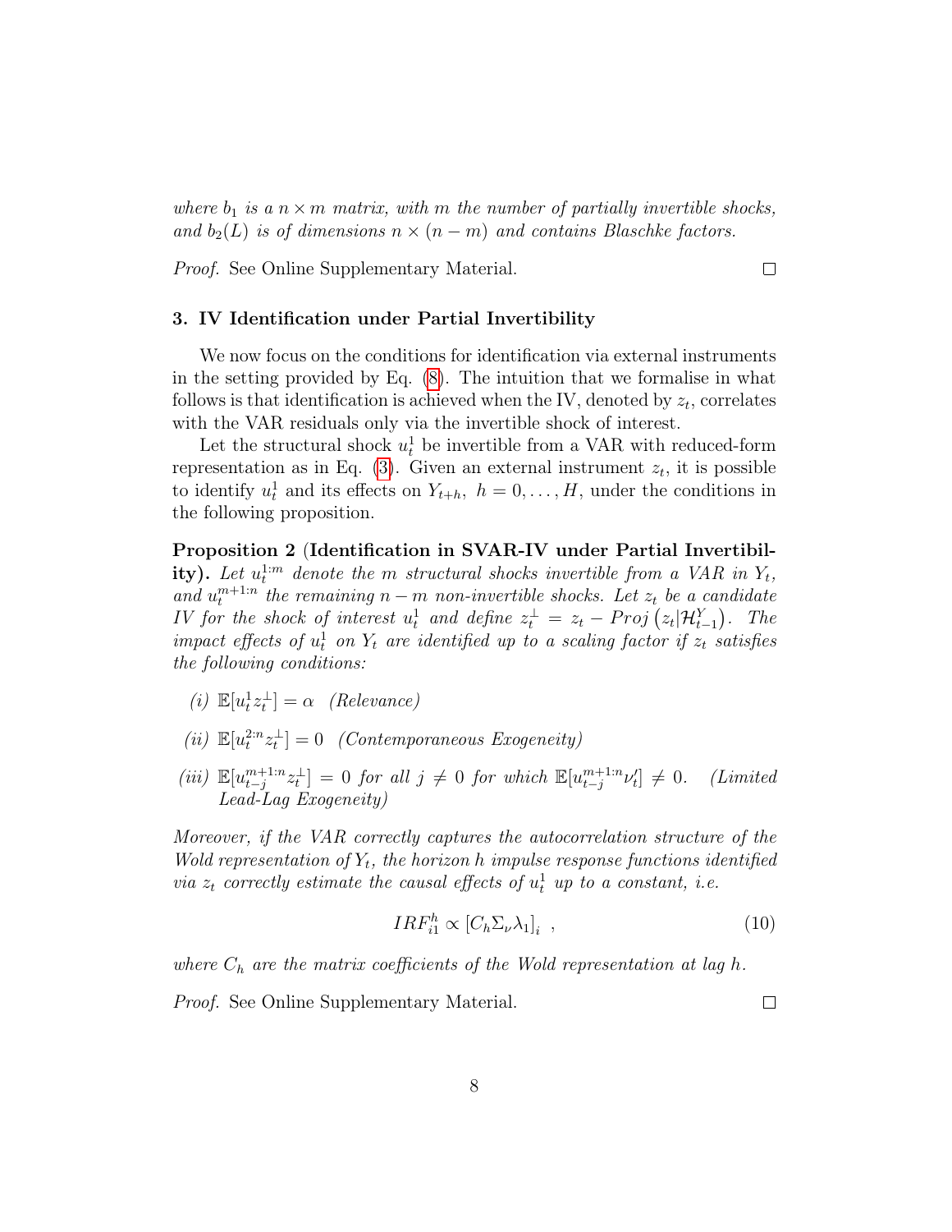*where $b_1$ is a $n \times m$ matrix, with $m$ the number of partially invertible shocks, and $b_2(L)$ is of dimensions $n \times (n-m)$ and contains Blaschke factors.*

*Proof.* See Online Supplementary Material. □

### 3. IV Identification under Partial Invertibility

We now focus on the conditions for identification via external instruments in the setting provided by Eq. (8). The intuition that we formalise in what follows is that identification is achieved when the IV, denoted by $z_t$, correlates with the VAR residuals only via the invertible shock of interest.

Let the structural shock $u_t^1$ be invertible from a VAR with reduced-form representation as in Eq. (3). Given an external instrument $z_t$, it is possible to identify $u_t^1$ and its effects on $Y_{t+h}$, $h = 0, \ldots, H$, under the conditions in the following proposition.

**Proposition 2** (**Identification in SVAR-IV under Partial Invertibility**)**.** *Let $u_t^{1:m}$ denote the $m$ structural shocks invertible from a VAR in $Y_t$, and $u_t^{m+1:n}$ the remaining $n-m$ non-invertible shocks. Let $z_t$ be a candidate IV for the shock of interest $u_t^1$ and define $z_t^{\perp} = z_t - Proj\left(z_t | \mathcal{H}_{t-1}^Y\right)$. The impact effects of $u_t^1$ on $Y_t$ are identified up to a scaling factor if $z_t$ satisfies the following conditions:*

*(i) $\mathbb{E}[u_t^1 z_t^{\perp}] = \alpha$ (Relevance)*

*(ii) $\mathbb{E}[u_t^{2:n} z_t^{\perp}] = 0$ (Contemporaneous Exogeneity)*

*(iii) $\mathbb{E}[u_{t-j}^{m+1:n} z_t^{\perp}] = 0$ for all $j \neq 0$ for which $\mathbb{E}[u_{t-j}^{m+1:n} \nu_t'] \neq 0$. (Limited Lead-Lag Exogeneity)*

*Moreover, if the VAR correctly captures the autocorrelation structure of the Wold representation of $Y_t$, the horizon $h$ impulse response functions identified via $z_t$ correctly estimate the causal effects of $u_t^1$ up to a constant, i.e.*

$$IRF_{i1}^h \propto \left[C_h \Sigma_\nu \lambda_1\right]_i \ , \tag{10}$$

*where $C_h$ are the matrix coefficients of the Wold representation at lag $h$.*

*Proof.* See Online Supplementary Material. □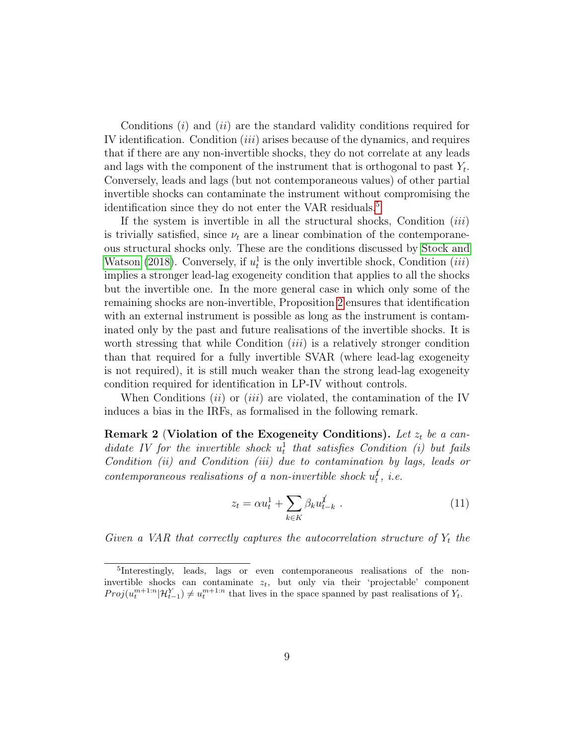Conditions $(i)$ and $(ii)$ are the standard validity conditions required for IV identification. Condition $(iii)$ arises because of the dynamics, and requires that if there are any non-invertible shocks, they do not correlate at any leads and lags with the component of the instrument that is orthogonal to past $Y_t$. Conversely, leads and lags (but not contemporaneous values) of other partial invertible shocks can contaminate the instrument without compromising the identification since they do not enter the VAR residuals.[5]

If the system is invertible in all the structural shocks, Condition $(iii)$ is trivially satisfied, since $\nu_t$ are a linear combination of the contemporaneous structural shocks only. These are the conditions discussed by Stock and Watson (2018). Conversely, if $u_t^1$ is the only invertible shock, Condition $(iii)$ implies a stronger lead-lag exogeneity condition that applies to all the shocks but the invertible one. In the more general case in which only some of the remaining shocks are non-invertible, Proposition 2 ensures that identification with an external instrument is possible as long as the instrument is contaminated only by the past and future realisations of the invertible shocks. It is worth stressing that while Condition $(iii)$ is a relatively stronger condition than that required for a fully invertible SVAR (where lead-lag exogeneity is not required), it is still much weaker than the strong lead-lag exogeneity condition required for identification in LP-IV without controls.

When Conditions $(ii)$ or $(iii)$ are violated, the contamination of the IV induces a bias in the IRFs, as formalised in the following remark.

**Remark 2 (Violation of the Exogeneity Conditions).** *Let $z_t$ be a candidate IV for the invertible shock $u_t^1$ that satisfies Condition (i) but fails Condition (ii) and Condition (iii) due to contamination by lags, leads or contemporaneous realisations of a non-invertible shock $u_t^{\not{1}}$, i.e.*

$$z_t = \alpha u_t^1 + \sum_{k \in K} \beta_k u_{t-k}^{\not{1}} \ . \tag{11}$$

*Given a VAR that correctly captures the autocorrelation structure of $Y_t$ the*

[5] Interestingly, leads, lags or even contemporaneous realisations of the non-invertible shocks can contaminate $z_t$, but only via their 'projectable' component $Proj(u_t^{m+1:n}|\mathcal{H}_{t-1}^Y) \neq u_t^{m+1:n}$ that lives in the space spanned by past realisations of $Y_t$.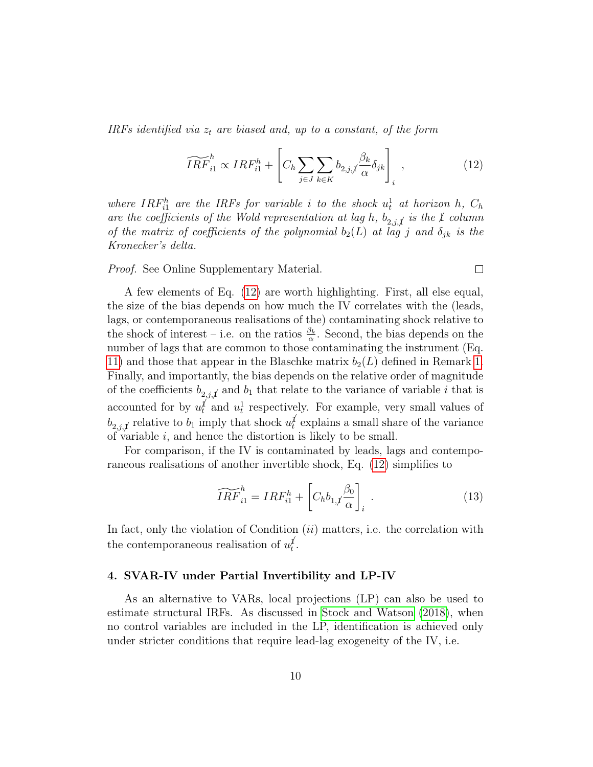*IRFs identified via $z_t$ are biased and, up to a constant, of the form*

$$\widetilde{IRF}_{i1}^{h} \propto IRF_{i1}^{h} + \left[ C_h \sum_{j \in J} \sum_{k \in K} b_{2,j,\not{1}} \frac{\beta_k}{\alpha} \delta_{jk} \right]_i , \tag{12}$$

*where $IRF_{i1}^{h}$ are the IRFs for variable $i$ to the shock $u_t^1$ at horizon $h$, $C_h$ are the coefficients of the Wold representation at lag $h$, $b_{2,j,\not{1}}$ is the $\not{1}$ column of the matrix of coefficients of the polynomial $b_2(L)$ at lag $j$ and $\delta_{jk}$ is the Kronecker's delta.*

*Proof.* See Online Supplementary Material. □

A few elements of Eq. (12) are worth highlighting. First, all else equal, the size of the bias depends on how much the IV correlates with the (leads, lags, or contemporaneous realisations of the) contaminating shock relative to the shock of interest – i.e. on the ratios $\frac{\beta_k}{\alpha}$. Second, the bias depends on the number of lags that are common to those contaminating the instrument (Eq. 11) and those that appear in the Blaschke matrix $b_2(L)$ defined in Remark 1. Finally, and importantly, the bias depends on the relative order of magnitude of the coefficients $b_{2,j,\not{1}}$ and $b_1$ that relate to the variance of variable $i$ that is accounted for by $u_t^{\not{1}}$ and $u_t^1$ respectively. For example, very small values of $b_{2,j,\not{1}}$ relative to $b_1$ imply that shock $u_t^{\not{1}}$ explains a small share of the variance of variable $i$, and hence the distortion is likely to be small.

For comparison, if the IV is contaminated by leads, lags and contemporaneous realisations of another invertible shock, Eq. (12) simplifies to

$$\widetilde{IRF}_{i1}^{h} = IRF_{i1}^{h} + \left[ C_h b_{1,\not{1}} \frac{\beta_0}{\alpha} \right]_i . \tag{13}$$

In fact, only the violation of Condition $(ii)$ matters, i.e. the correlation with the contemporaneous realisation of $u_t^{\not{1}}$.

## 4. SVAR-IV under Partial Invertibility and LP-IV

As an alternative to VARs, local projections (LP) can also be used to estimate structural IRFs. As discussed in Stock and Watson (2018), when no control variables are included in the LP, identification is achieved only under stricter conditions that require lead-lag exogeneity of the IV, i.e.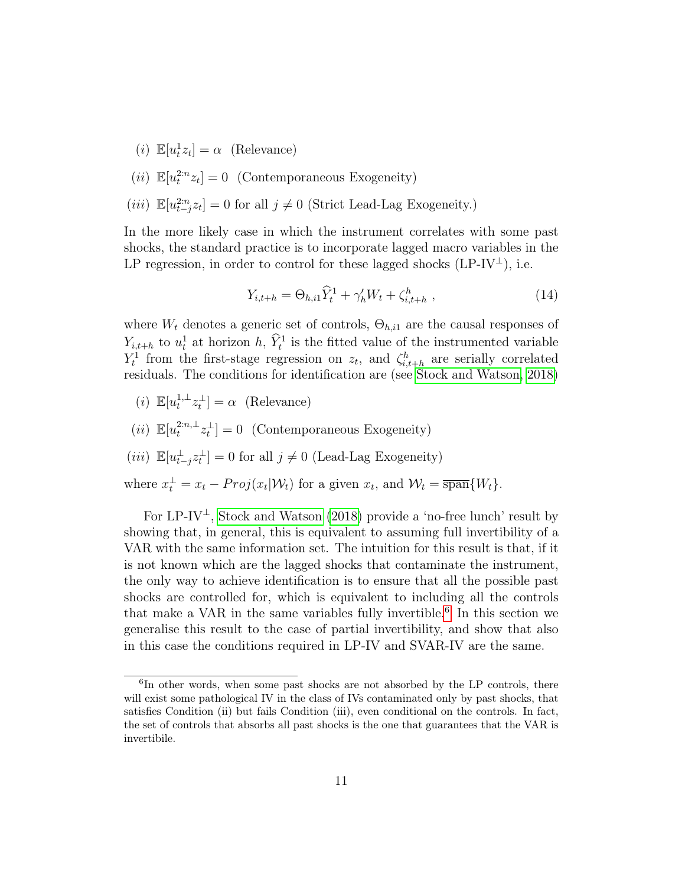$(i)$ $\mathbb{E}[u_t^1 z_t] = \alpha$ (Relevance)

$(ii)$ $\mathbb{E}[u_t^{2:n} z_t] = 0$ (Contemporaneous Exogeneity)

$(iii)$ $\mathbb{E}[u_{t-j}^{2:n} z_t] = 0$ for all $j \neq 0$ (Strict Lead-Lag Exogeneity.)

In the more likely case in which the instrument correlates with some past shocks, the standard practice is to incorporate lagged macro variables in the LP regression, in order to control for these lagged shocks (LP-IV$^{\perp}$), i.e.

$$Y_{i,t+h} = \Theta_{h,i1} \widehat{Y}_t^1 + \gamma_h' W_t + \zeta_{i,t+h}^h \ , \tag{14}$$

where $W_t$ denotes a generic set of controls, $\Theta_{h,i1}$ are the causal responses of $Y_{i,t+h}$ to $u_t^1$ at horizon $h$, $\widehat{Y}_t^1$ is the fitted value of the instrumented variable $Y_t^1$ from the first-stage regression on $z_t$, and $\zeta_{i,t+h}^h$ are serially correlated residuals. The conditions for identification are (see Stock and Watson, 2018)

$(i)$ $\mathbb{E}[u_t^{1,\perp} z_t^{\perp}] = \alpha$ (Relevance)

$(ii)$ $\mathbb{E}[u_t^{2:n,\perp} z_t^{\perp}] = 0$ (Contemporaneous Exogeneity)

$(iii)$ $\mathbb{E}[u_{t-j}^{\perp} z_t^{\perp}] = 0$ for all $j \neq 0$ (Lead-Lag Exogeneity)

where $x_t^{\perp} = x_t - Proj(x_t|\mathcal{W}_t)$ for a given $x_t$, and $\mathcal{W}_t = \overline{\text{span}}\{W_t\}$.

For LP-IV$^{\perp}$, Stock and Watson (2018) provide a 'no-free lunch' result by showing that, in general, this is equivalent to assuming full invertibility of a VAR with the same information set. The intuition for this result is that, if it is not known which are the lagged shocks that contaminate the instrument, the only way to achieve identification is to ensure that all the possible past shocks are controlled for, which is equivalent to including all the controls that make a VAR in the same variables fully invertible.[6] In this section we generalise this result to the case of partial invertibility, and show that also in this case the conditions required in LP-IV and SVAR-IV are the same.

[6] In other words, when some past shocks are not absorbed by the LP controls, there will exist some pathological IV in the class of IVs contaminated only by past shocks, that satisfies Condition (ii) but fails Condition (iii), even conditional on the controls. In fact, the set of controls that absorbs all past shocks is the one that guarantees that the VAR is invertibile.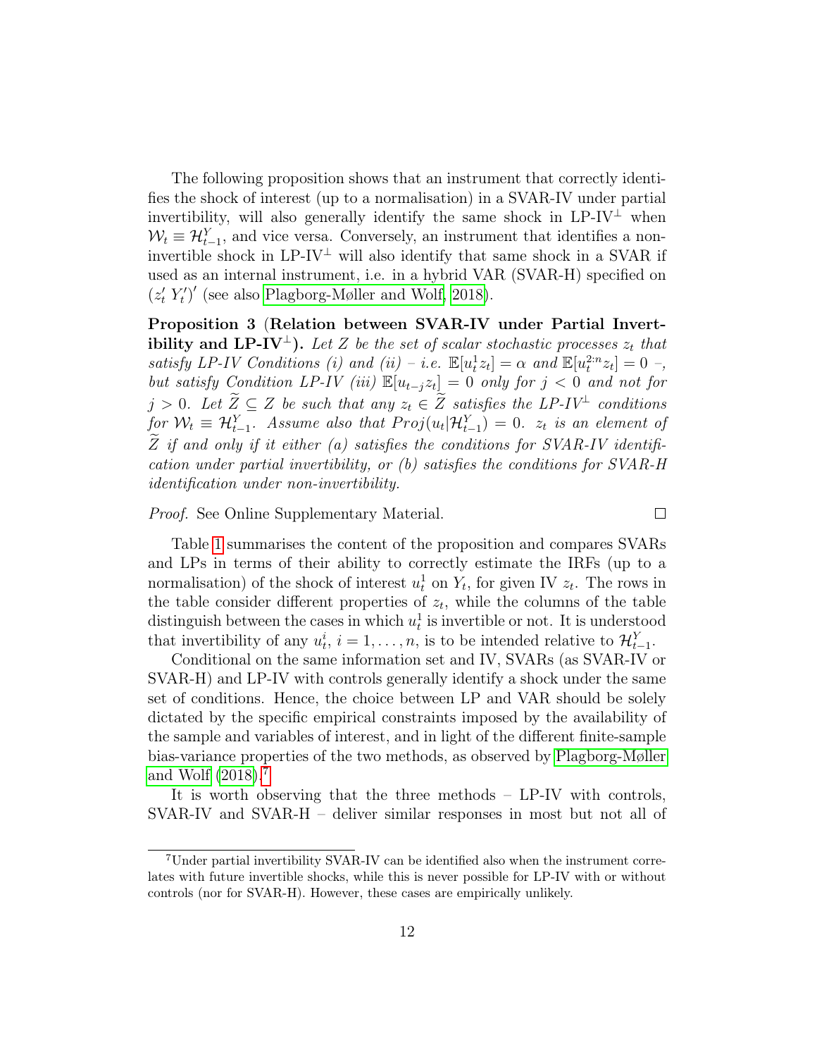The following proposition shows that an instrument that correctly identifies the shock of interest (up to a normalisation) in a SVAR-IV under partial invertibility, will also generally identify the same shock in LP-IV$^{\perp}$ when $\mathcal{W}_t \equiv \mathcal{H}_{t-1}^{Y}$, and vice versa. Conversely, an instrument that identifies a non-invertible shock in LP-IV$^{\perp}$ will also identify that same shock in a SVAR if used as an internal instrument, i.e. in a hybrid VAR (SVAR-H) specified on $(z_t' \; Y_t')'$ (see also Plagborg-Møller and Wolf, 2018).

**Proposition 3** **(Relation between SVAR-IV under Partial Invertibility and LP-IV$^{\perp}$).** *Let $Z$ be the set of scalar stochastic processes $z_t$ that satisfy LP-IV Conditions (i) and (ii) – i.e. $\mathbb{E}[u_t^1 z_t] = \alpha$ and $\mathbb{E}[u_t^{2:n} z_t] = 0$ –, but satisfy Condition LP-IV (iii) $\mathbb{E}[u_{t-j} z_t] = 0$ only for $j < 0$ and not for $j > 0$. Let $\widetilde{Z} \subseteq Z$ be such that any $z_t \in \widetilde{Z}$ satisfies the LP-IV$^{\perp}$ conditions for $\mathcal{W}_t \equiv \mathcal{H}_{t-1}^{Y}$. Assume also that $Proj(u_t|\mathcal{H}_{t-1}^{Y}) = 0$. $z_t$ is an element of $\widetilde{Z}$ if and only if it either (a) satisfies the conditions for SVAR-IV identification under partial invertibility, or (b) satisfies the conditions for SVAR-H identification under non-invertibility.*

*Proof.* See Online Supplementary Material. □

Table 1 summarises the content of the proposition and compares SVARs and LPs in terms of their ability to correctly estimate the IRFs (up to a normalisation) of the shock of interest $u_t^1$ on $Y_t$, for given IV $z_t$. The rows in the table consider different properties of $z_t$, while the columns of the table distinguish between the cases in which $u_t^1$ is invertible or not. It is understood that invertibility of any $u_t^i$, $i = 1, \ldots, n$, is to be intended relative to $\mathcal{H}_{t-1}^{Y}$.

Conditional on the same information set and IV, SVARs (as SVAR-IV or SVAR-H) and LP-IV with controls generally identify a shock under the same set of conditions. Hence, the choice between LP and VAR should be solely dictated by the specific empirical constraints imposed by the availability of the sample and variables of interest, and in light of the different finite-sample bias-variance properties of the two methods, as observed by Plagborg-Møller and Wolf (2018).[7]

It is worth observing that the three methods – LP-IV with controls, SVAR-IV and SVAR-H – deliver similar responses in most but not all of

[7] Under partial invertibility SVAR-IV can be identified also when the instrument correlates with future invertible shocks, while this is never possible for LP-IV with or without controls (nor for SVAR-H). However, these cases are empirically unlikely.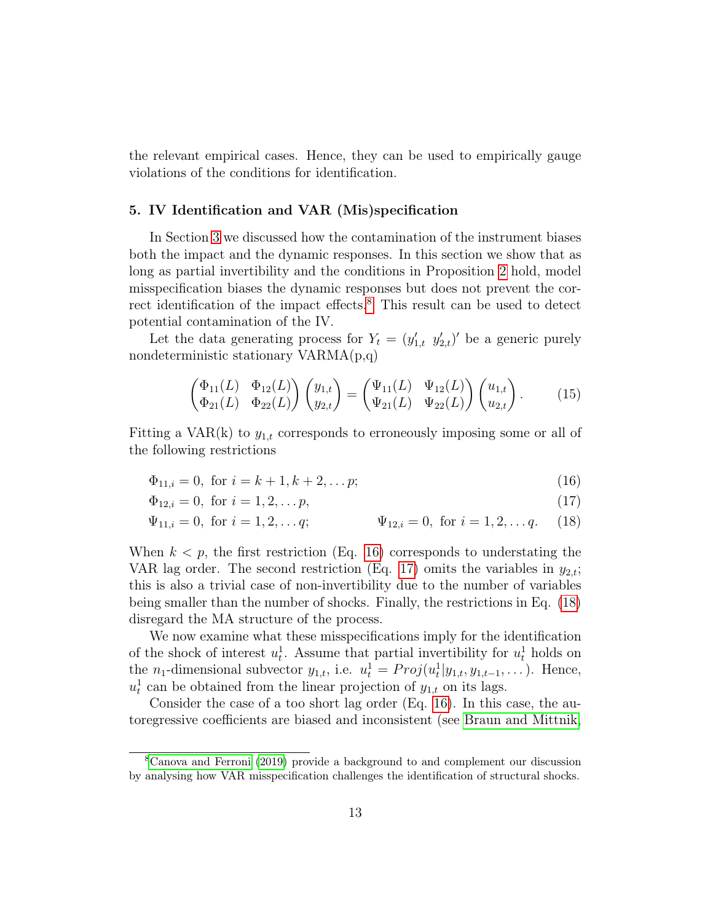the relevant empirical cases. Hence, they can be used to empirically gauge violations of the conditions for identification.

## 5. IV Identification and VAR (Mis)specification

In Section 3 we discussed how the contamination of the instrument biases both the impact and the dynamic responses. In this section we show that as long as partial invertibility and the conditions in Proposition 2 hold, model misspecification biases the dynamic responses but does not prevent the correct identification of the impact effects.[8] This result can be used to detect potential contamination of the IV.

Let the data generating process for $Y_t = (y_{1,t}' \;\; y_{2,t}')'$ be a generic purely nondeterministic stationary VARMA(p,q)

$$\begin{pmatrix} \Phi_{11}(L) & \Phi_{12}(L) \\ \Phi_{21}(L) & \Phi_{22}(L) \end{pmatrix} \begin{pmatrix} y_{1,t} \\ y_{2,t} \end{pmatrix} = \begin{pmatrix} \Psi_{11}(L) & \Psi_{12}(L) \\ \Psi_{21}(L) & \Psi_{22}(L) \end{pmatrix} \begin{pmatrix} u_{1,t} \\ u_{2,t} \end{pmatrix}. \tag{15}$$

Fitting a VAR(k) to $y_{1,t}$ corresponds to erroneously imposing some or all of the following restrictions

$$\Phi_{11,i} = 0, \text{ for } i = k+1, k+2, \dots p; \tag{16}$$

$$\Phi_{12,i} = 0, \text{ for } i = 1, 2, \dots p, \tag{17}$$

$$\Psi_{11,i} = 0, \text{ for } i = 1, 2, \dots q; \qquad \Psi_{12,i} = 0, \text{ for } i = 1, 2, \dots q. \tag{18}$$

When $k < p$, the first restriction (Eq. 16) corresponds to understating the VAR lag order. The second restriction (Eq. 17) omits the variables in $y_{2,t}$; this is also a trivial case of non-invertibility due to the number of variables being smaller than the number of shocks. Finally, the restrictions in Eq. (18) disregard the MA structure of the process.

We now examine what these misspecifications imply for the identification of the shock of interest $u_t^1$. Assume that partial invertibility for $u_t^1$ holds on the $n_1$-dimensional subvector $y_{1,t}$, i.e. $u_t^1 = Proj(u_t^1 | y_{1,t}, y_{1,t-1}, \dots)$. Hence, $u_t^1$ can be obtained from the linear projection of $y_{1,t}$ on its lags.

Consider the case of a too short lag order (Eq. 16). In this case, the autoregressive coefficients are biased and inconsistent (see Braun and Mittnik,

[8] Canova and Ferroni (2019) provide a background to and complement our discussion by analysing how VAR misspecification challenges the identification of structural shocks.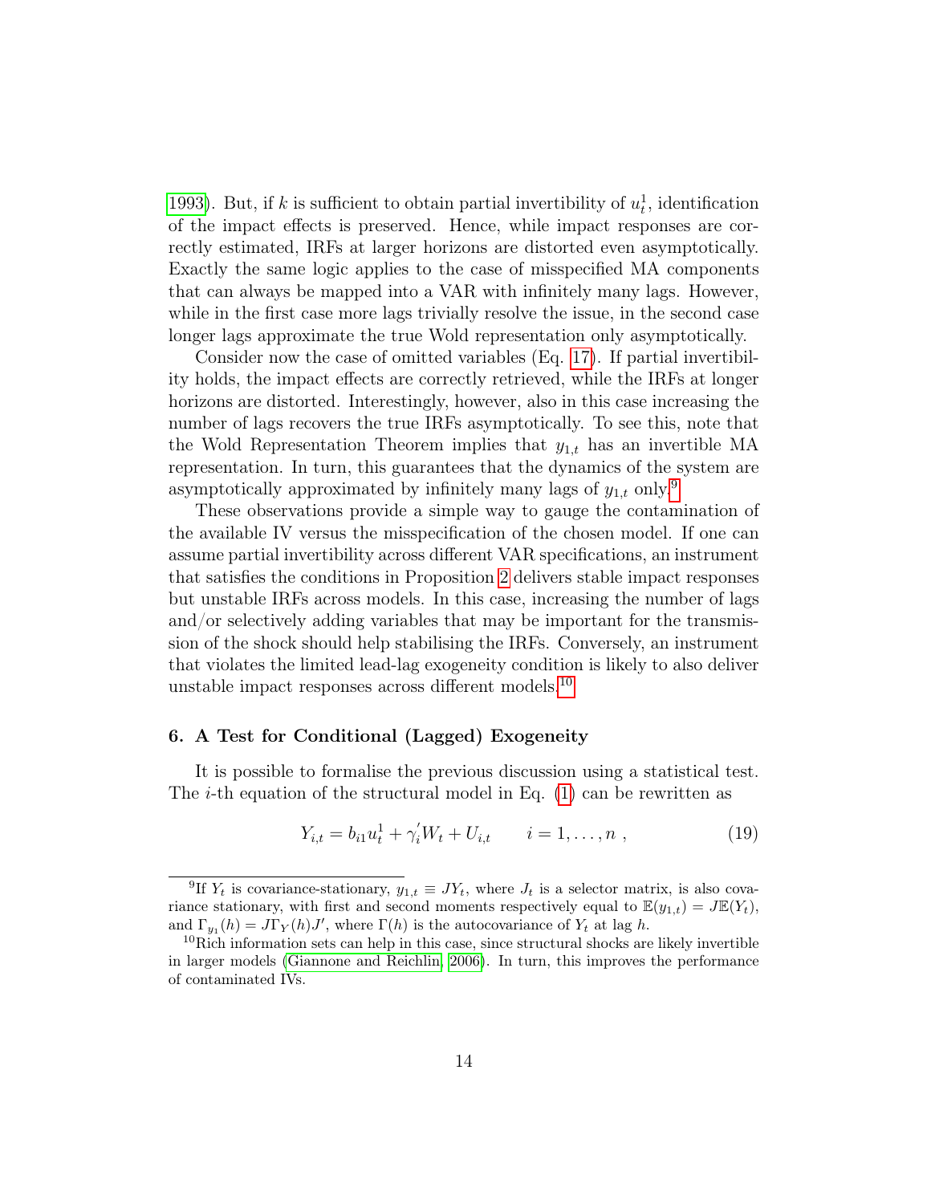1993). But, if $k$ is sufficient to obtain partial invertibility of $u_t^1$, identification of the impact effects is preserved. Hence, while impact responses are correctly estimated, IRFs at larger horizons are distorted even asymptotically. Exactly the same logic applies to the case of misspecified MA components that can always be mapped into a VAR with infinitely many lags. However, while in the first case more lags trivially resolve the issue, in the second case longer lags approximate the true Wold representation only asymptotically.

Consider now the case of omitted variables (Eq. 17). If partial invertibility holds, the impact effects are correctly retrieved, while the IRFs at longer horizons are distorted. Interestingly, however, also in this case increasing the number of lags recovers the true IRFs asymptotically. To see this, note that the Wold Representation Theorem implies that $y_{1,t}$ has an invertible MA representation. In turn, this guarantees that the dynamics of the system are asymptotically approximated by infinitely many lags of $y_{1,t}$ only.[9]

These observations provide a simple way to gauge the contamination of the available IV versus the misspecification of the chosen model. If one can assume partial invertibility across different VAR specifications, an instrument that satisfies the conditions in Proposition 2 delivers stable impact responses but unstable IRFs across models. In this case, increasing the number of lags and/or selectively adding variables that may be important for the transmission of the shock should help stabilising the IRFs. Conversely, an instrument that violates the limited lead-lag exogeneity condition is likely to also deliver unstable impact responses across different models.[10]

## 6. A Test for Conditional (Lagged) Exogeneity

It is possible to formalise the previous discussion using a statistical test. The $i$-th equation of the structural model in Eq. (1) can be rewritten as

$$Y_{i,t} = b_{i1}u_t^1 + \gamma_i^{'} W_t + U_{i,t} \qquad i = 1, \dots, n \ , \tag{19}$$

---

[9] If $Y_t$ is covariance-stationary, $y_{1,t} \equiv JY_t$, where $J_t$ is a selector matrix, is also covariance stationary, with first and second moments respectively equal to $\mathbb{E}(y_{1,t}) = J\mathbb{E}(Y_t)$, and $\Gamma_{y_1}(h) = J\Gamma_Y(h)J'$, where $\Gamma(h)$ is the autocovariance of $Y_t$ at lag $h$.

[10] Rich information sets can help in this case, since structural shocks are likely invertible in larger models (Giannone and Reichlin, 2006). In turn, this improves the performance of contaminated IVs.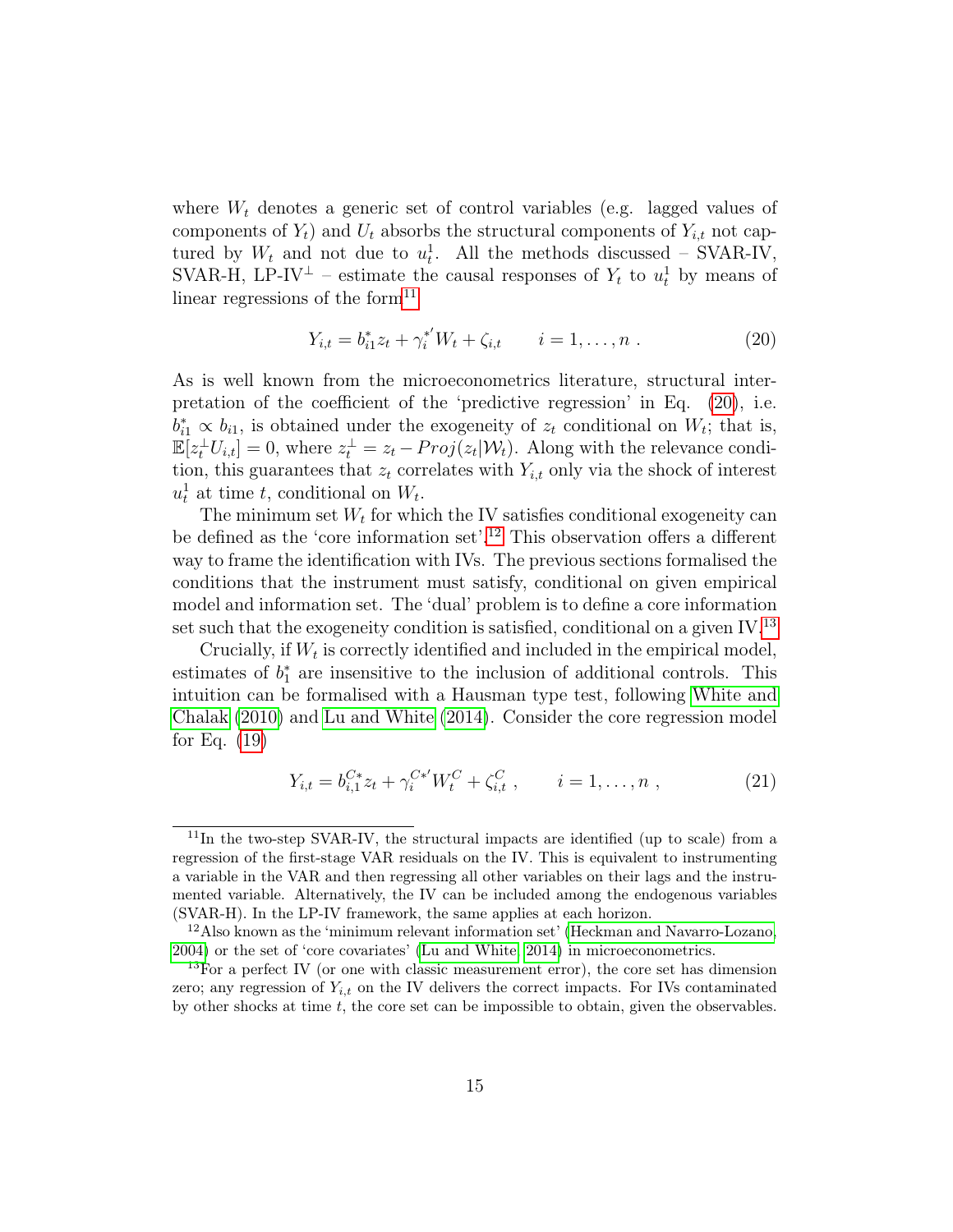where $W_t$ denotes a generic set of control variables (e.g. lagged values of components of $Y_t$) and $U_t$ absorbs the structural components of $Y_{i,t}$ not captured by $W_t$ and not due to $u_t^1$. All the methods discussed – SVAR-IV, SVAR-H, LP-IV$^\perp$ – estimate the causal responses of $Y_t$ to $u_t^1$ by means of linear regressions of the form[11]

$$Y_{i,t} = b_{i1}^* z_t + \gamma_i^{*'} W_t + \zeta_{i,t} \qquad i = 1, \ldots, n \; . \tag{20}$$

As is well known from the microeconometrics literature, structural interpretation of the coefficient of the 'predictive regression' in Eq. (20), i.e. $b_{i1}^* \propto b_{i1}$, is obtained under the exogeneity of $z_t$ conditional on $W_t$; that is, $\mathbb{E}[z_t^\perp U_{i,t}] = 0$, where $z_t^\perp = z_t - Proj(z_t|\mathcal{W}_t)$. Along with the relevance condition, this guarantees that $z_t$ correlates with $Y_{i,t}$ only via the shock of interest $u_t^1$ at time $t$, conditional on $W_t$.

The minimum set $W_t$ for which the IV satisfies conditional exogeneity can be defined as the 'core information set'.[12] This observation offers a different way to frame the identification with IVs. The previous sections formalised the conditions that the instrument must satisfy, conditional on given empirical model and information set. The 'dual' problem is to define a core information set such that the exogeneity condition is satisfied, conditional on a given IV.[13]

Crucially, if $W_t$ is correctly identified and included in the empirical model, estimates of $b_1^*$ are insensitive to the inclusion of additional controls. This intuition can be formalised with a Hausman type test, following White and Chalak (2010) and Lu and White (2014). Consider the core regression model for Eq. (19)

$$Y_{i,t} = b_{i,1}^{C*} z_t + \gamma_i^{C*'} W_t^C + \zeta_{i,t}^C \; , \qquad i = 1, \ldots, n \; , \tag{21}$$

[11] In the two-step SVAR-IV, the structural impacts are identified (up to scale) from a regression of the first-stage VAR residuals on the IV. This is equivalent to instrumenting a variable in the VAR and then regressing all other variables on their lags and the instrumented variable. Alternatively, the IV can be included among the endogenous variables (SVAR-H). In the LP-IV framework, the same applies at each horizon.

[12] Also known as the 'minimum relevant information set' (Heckman and Navarro-Lozano, 2004) or the set of 'core covariates' (Lu and White, 2014) in microeconometrics.

[13] For a perfect IV (or one with classic measurement error), the core set has dimension zero; any regression of $Y_{i,t}$ on the IV delivers the correct impacts. For IVs contaminated by other shocks at time $t$, the core set can be impossible to obtain, given the observables.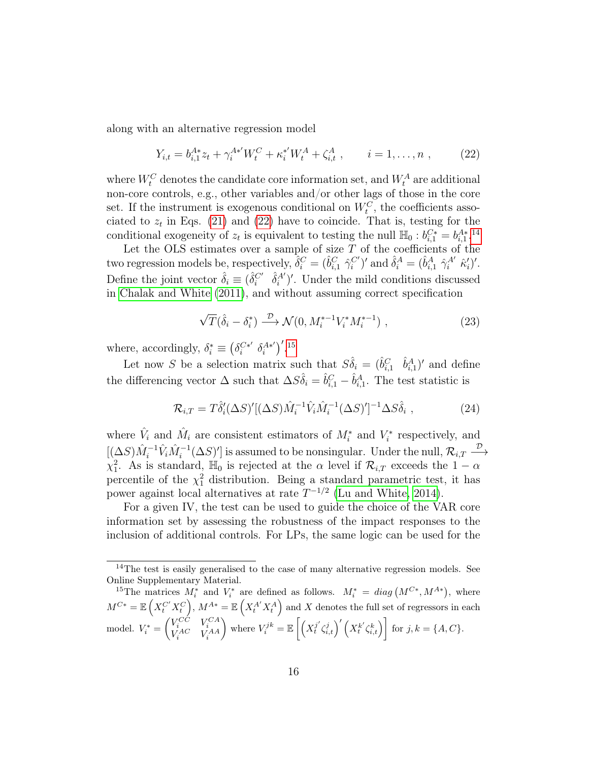along with an alternative regression model

$$
Y_{i,t} = b_{i,1}^{A*} z_t + \gamma_i^{A*'} W_t^C + \kappa_i^{*'} W_t^A + \zeta_{i,t}^A \ , \qquad i = 1, \ldots, n \ , \tag{22}
$$

where $W_t^C$ denotes the candidate core information set, and $W_t^A$ are additional non-core controls, e.g., other variables and/or other lags of those in the core set. If the instrument is exogenous conditional on $W_t^C$, the coefficients associated to $z_t$ in Eqs. (21) and (22) have to coincide. That is, testing for the conditional exogeneity of $z_t$ is equivalent to testing the null $\mathbb{H}_0 : b_{i,1}^{C*} = b_{i,1}^{A*}$.[14]

Let the OLS estimates over a sample of size $T$ of the coefficients of the two regression models be, respectively, $\hat{\delta}_i^C = (\hat{b}_{i,1}^C \ \hat{\gamma}_i^{C'})'$ and $\hat{\delta}_i^A = (\hat{b}_{i,1}^A \ \hat{\gamma}_i^{A'} \ \hat{\kappa}_i')'$. Define the joint vector $\hat{\delta}_i \equiv (\hat{\delta}_i^{C'} \ \ \hat{\delta}_i^{A'})'$. Under the mild conditions discussed in Chalak and White (2011), and without assuming correct specification

$$
\sqrt{T}(\hat{\delta}_i - \delta_i^*) \xrightarrow{\mathcal{D}} \mathcal{N}(0, M_i^{*-1} V_i^* M_i^{*-1}) \ , \tag{23}
$$

where, accordingly, $\delta_i^* \equiv \left(\delta_i^{C*'} \ \delta_i^{A*'}\right)'$.[15]

Let now $S$ be a selection matrix such that $S\hat{\delta}_i = (\hat{b}_{i,1}^C \ \ \hat{b}_{i,1}^A)'$ and define the differencing vector $\Delta$ such that $\Delta S \hat{\delta}_i = \hat{b}_{i,1}^C - \hat{b}_{i,1}^A$. The test statistic is

$$
\mathcal{R}_{i,T} = T \hat{\delta}_i' (\Delta S)' [(\Delta S) \hat{M}_i^{-1} \hat{V}_i \hat{M}_i^{-1} (\Delta S)']^{-1} \Delta S \hat{\delta}_i \ , \tag{24}
$$

where $\hat{V}_i$ and $\hat{M}_i$ are consistent estimators of $M_i^*$ and $V_i^*$ respectively, and $[(\Delta S)\hat{M}_i^{-1}\hat{V}_i\hat{M}_i^{-1}(\Delta S)']$ is assumed to be nonsingular. Under the null, $\mathcal{R}_{i,T} \xrightarrow{\mathcal{D}} \chi_1^2$. As is standard, $\mathbb{H}_0$ is rejected at the $\alpha$ level if $\mathcal{R}_{i,T}$ exceeds the $1-\alpha$ percentile of the $\chi_1^2$ distribution. Being a standard parametric test, it has power against local alternatives at rate $T^{-1/2}$ (Lu and White, 2014).

For a given IV, the test can be used to guide the choice of the VAR core information set by assessing the robustness of the impact responses to the inclusion of additional controls. For LPs, the same logic can be used for the

---

[14] The test is easily generalised to the case of many alternative regression models. See Online Supplementary Material.

[15] The matrices $M_i^*$ and $V_i^*$ are defined as follows. $M_i^* = diag\left(M^{C*}, M^{A*}\right)$, where $M^{C*} = \mathbb{E}\left(X_t^{C'} X_t^C\right)$, $M^{A*} = \mathbb{E}\left(X_t^{A'} X_t^A\right)$ and $X$ denotes the full set of regressors in each model. $V_i^* = \begin{pmatrix} V_i^{CC} & V_i^{CA} \\ V_i^{AC} & V_i^{AA} \end{pmatrix}$ where $V_i^{jk} = \mathbb{E}\left[\left(X_t^{j'} \zeta_{i,t}^j\right)' \left(X_t^{k'} \zeta_{i,t}^k\right)\right]$ for $j,k = \{A, C\}$.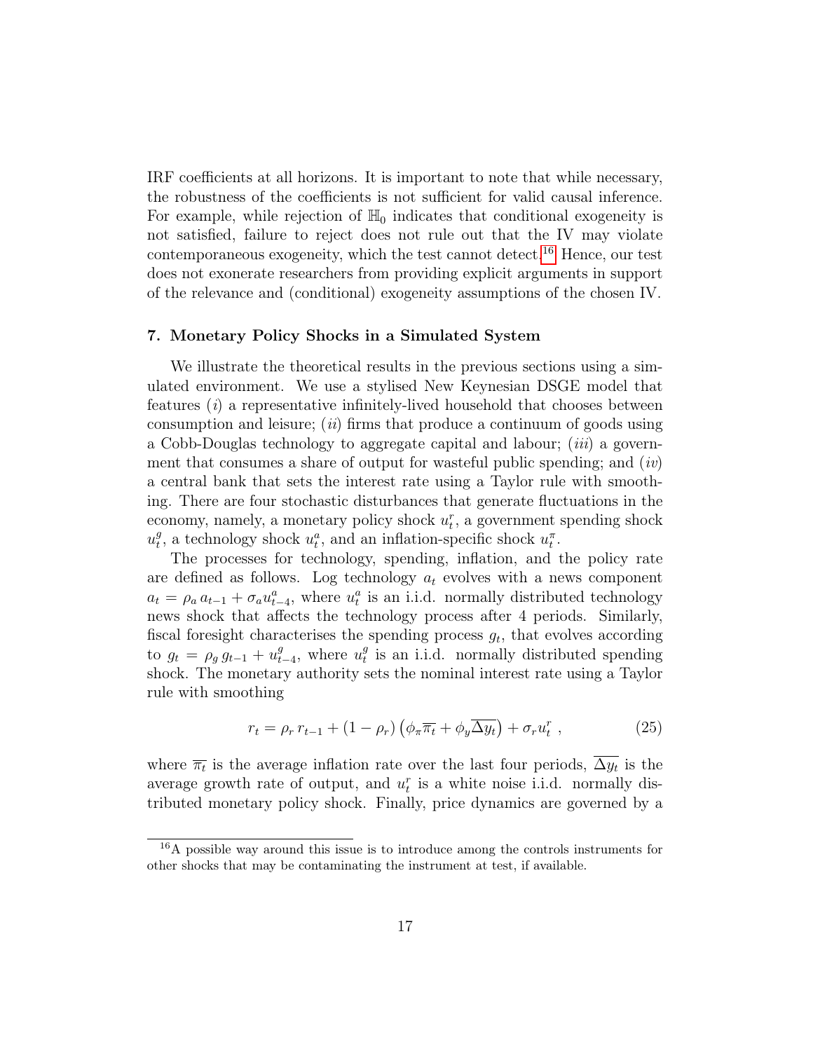IRF coefficients at all horizons. It is important to note that while necessary, the robustness of the coefficients is not sufficient for valid causal inference. For example, while rejection of $\mathbb{H}_0$ indicates that conditional exogeneity is not satisfied, failure to reject does not rule out that the IV may violate contemporaneous exogeneity, which the test cannot detect.[16] Hence, our test does not exonerate researchers from providing explicit arguments in support of the relevance and (conditional) exogeneity assumptions of the chosen IV.

## 7. Monetary Policy Shocks in a Simulated System

We illustrate the theoretical results in the previous sections using a simulated environment. We use a stylised New Keynesian DSGE model that features (*i*) a representative infinitely-lived household that chooses between consumption and leisure; (*ii*) firms that produce a continuum of goods using a Cobb-Douglas technology to aggregate capital and labour; (*iii*) a government that consumes a share of output for wasteful public spending; and (*iv*) a central bank that sets the interest rate using a Taylor rule with smoothing. There are four stochastic disturbances that generate fluctuations in the economy, namely, a monetary policy shock $u_t^r$, a government spending shock $u_t^g$, a technology shock $u_t^a$, and an inflation-specific shock $u_t^\pi$.

The processes for technology, spending, inflation, and the policy rate are defined as follows. Log technology $a_t$ evolves with a news component $a_t = \rho_a \, a_{t-1} + \sigma_a u_{t-4}^a$, where $u_t^a$ is an i.i.d. normally distributed technology news shock that affects the technology process after 4 periods. Similarly, fiscal foresight characterises the spending process $g_t$, that evolves according to $g_t = \rho_g \, g_{t-1} + u_{t-4}^g$, where $u_t^g$ is an i.i.d. normally distributed spending shock. The monetary authority sets the nominal interest rate using a Taylor rule with smoothing

$$r_t = \rho_r \, r_{t-1} + (1 - \rho_r) \left( \phi_\pi \overline{\pi_t} + \phi_y \overline{\Delta y_t} \right) + \sigma_r u_t^r \, , \tag{25}$$

where $\overline{\pi_t}$ is the average inflation rate over the last four periods, $\overline{\Delta y_t}$ is the average growth rate of output, and $u_t^r$ is a white noise i.i.d. normally distributed monetary policy shock. Finally, price dynamics are governed by a

[16] A possible way around this issue is to introduce among the controls instruments for other shocks that may be contaminating the instrument at test, if available.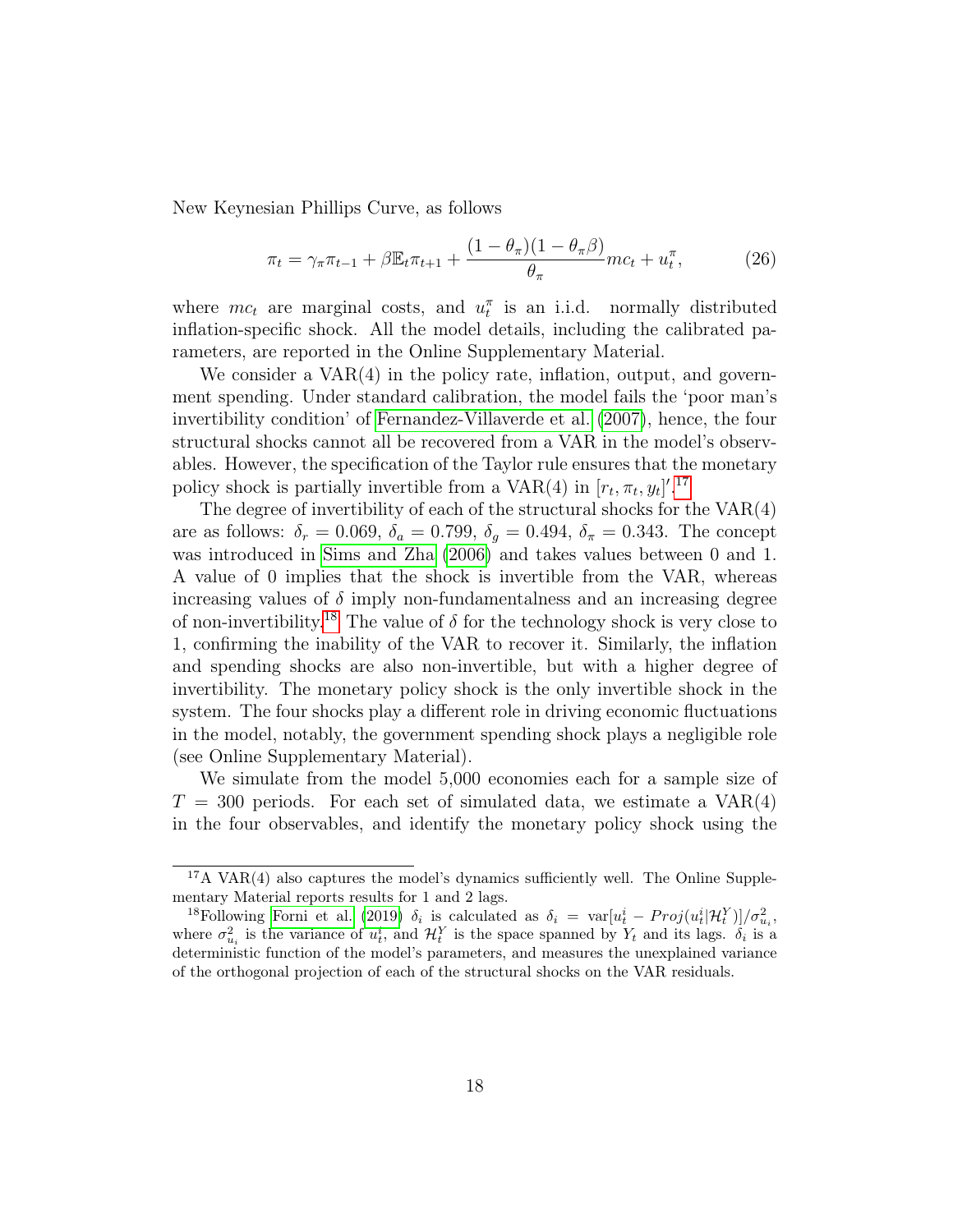New Keynesian Phillips Curve, as follows

$$\pi_t = \gamma_\pi \pi_{t-1} + \beta \mathbb{E}_t \pi_{t+1} + \frac{(1-\theta_\pi)(1-\theta_\pi \beta)}{\theta_\pi} mc_t + u_t^\pi, \tag{26}$$

where $mc_t$ are marginal costs, and $u_t^\pi$ is an i.i.d. normally distributed inflation-specific shock. All the model details, including the calibrated parameters, are reported in the Online Supplementary Material.

We consider a VAR(4) in the policy rate, inflation, output, and government spending. Under standard calibration, the model fails the 'poor man's invertibility condition' of Fernandez-Villaverde et al. (2007), hence, the four structural shocks cannot all be recovered from a VAR in the model's observables. However, the specification of the Taylor rule ensures that the monetary policy shock is partially invertible from a VAR(4) in $[r_t, \pi_t, y_t]'$.[17]

The degree of invertibility of each of the structural shocks for the VAR(4) are as follows: $\delta_r = 0.069$, $\delta_a = 0.799$, $\delta_g = 0.494$, $\delta_\pi = 0.343$. The concept was introduced in Sims and Zha (2006) and takes values between 0 and 1. A value of 0 implies that the shock is invertible from the VAR, whereas increasing values of $\delta$ imply non-fundamentalness and an increasing degree of non-invertibility.[18] The value of $\delta$ for the technology shock is very close to 1, confirming the inability of the VAR to recover it. Similarly, the inflation and spending shocks are also non-invertible, but with a higher degree of invertibility. The monetary policy shock is the only invertible shock in the system. The four shocks play a different role in driving economic fluctuations in the model, notably, the government spending shock plays a negligible role (see Online Supplementary Material).

We simulate from the model 5,000 economies each for a sample size of $T = 300$ periods. For each set of simulated data, we estimate a VAR(4) in the four observables, and identify the monetary policy shock using the

[17] A VAR(4) also captures the model's dynamics sufficiently well. The Online Supplementary Material reports results for 1 and 2 lags.

[18] Following Forni et al. (2019) $\delta_i$ is calculated as $\delta_i = \text{var}[u_t^i - Proj(u_t^i | \mathcal{H}_t^Y)]/\sigma_{u_i}^2$, where $\sigma_{u_i}^2$ is the variance of $u_t^i$, and $\mathcal{H}_t^Y$ is the space spanned by $Y_t$ and its lags. $\delta_i$ is a deterministic function of the model's parameters, and measures the unexplained variance of the orthogonal projection of each of the structural shocks on the VAR residuals.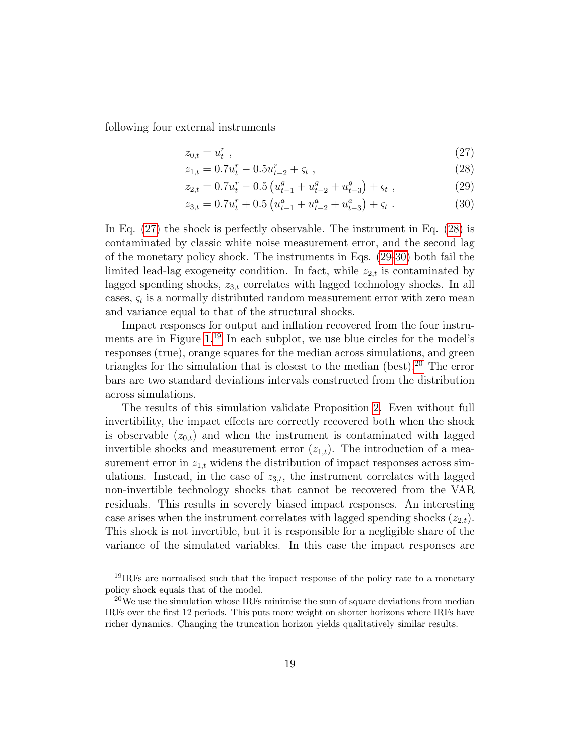following four external instruments

$$z_{0,t} = u_t^r \ , \tag{27}$$

$$z_{1,t} = 0.7u_t^r - 0.5u_{t-2}^r + \varsigma_t \ , \tag{28}$$

$$z_{2,t} = 0.7u_t^r - 0.5\left(u_{t-1}^g + u_{t-2}^g + u_{t-3}^g\right) + \varsigma_t \ , \tag{29}$$

$$z_{3,t} = 0.7u_t^r + 0.5\left(u_{t-1}^a + u_{t-2}^a + u_{t-3}^a\right) + \varsigma_t \ . \tag{30}$$

In Eq. (27) the shock is perfectly observable. The instrument in Eq. (28) is contaminated by classic white noise measurement error, and the second lag of the monetary policy shock. The instruments in Eqs. (29-30) both fail the limited lead-lag exogeneity condition. In fact, while $z_{2,t}$ is contaminated by lagged spending shocks, $z_{3,t}$ correlates with lagged technology shocks. In all cases, $\varsigma_t$ is a normally distributed random measurement error with zero mean and variance equal to that of the structural shocks.

Impact responses for output and inflation recovered from the four instruments are in Figure 1.[19] In each subplot, we use blue circles for the model's responses (true), orange squares for the median across simulations, and green triangles for the simulation that is closest to the median (best).[20] The error bars are two standard deviations intervals constructed from the distribution across simulations.

The results of this simulation validate Proposition 2. Even without full invertibility, the impact effects are correctly recovered both when the shock is observable ($z_{0,t}$) and when the instrument is contaminated with lagged invertible shocks and measurement error ($z_{1,t}$). The introduction of a measurement error in $z_{1,t}$ widens the distribution of impact responses across simulations. Instead, in the case of $z_{3,t}$, the instrument correlates with lagged non-invertible technology shocks that cannot be recovered from the VAR residuals. This results in severely biased impact responses. An interesting case arises when the instrument correlates with lagged spending shocks ($z_{2,t}$). This shock is not invertible, but it is responsible for a negligible share of the variance of the simulated variables. In this case the impact responses are

[19] IRFs are normalised such that the impact response of the policy rate to a monetary policy shock equals that of the model.

[20] We use the simulation whose IRFs minimise the sum of square deviations from median IRFs over the first 12 periods. This puts more weight on shorter horizons where IRFs have richer dynamics. Changing the truncation horizon yields qualitatively similar results.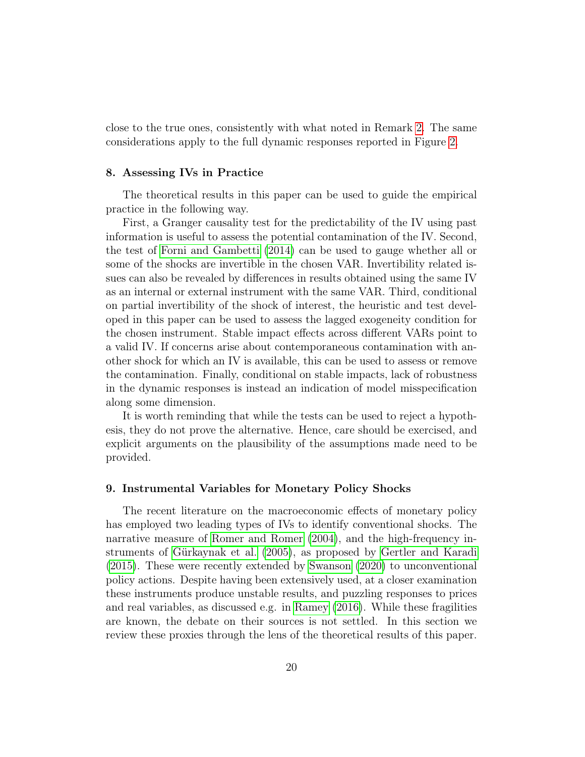close to the true ones, consistently with what noted in Remark 2. The same considerations apply to the full dynamic responses reported in Figure 2.

## 8. Assessing IVs in Practice

The theoretical results in this paper can be used to guide the empirical practice in the following way.

First, a Granger causality test for the predictability of the IV using past information is useful to assess the potential contamination of the IV. Second, the test of Forni and Gambetti (2014) can be used to gauge whether all or some of the shocks are invertible in the chosen VAR. Invertibility related issues can also be revealed by differences in results obtained using the same IV as an internal or external instrument with the same VAR. Third, conditional on partial invertibility of the shock of interest, the heuristic and test developed in this paper can be used to assess the lagged exogeneity condition for the chosen instrument. Stable impact effects across different VARs point to a valid IV. If concerns arise about contemporaneous contamination with another shock for which an IV is available, this can be used to assess or remove the contamination. Finally, conditional on stable impacts, lack of robustness in the dynamic responses is instead an indication of model misspecification along some dimension.

It is worth reminding that while the tests can be used to reject a hypothesis, they do not prove the alternative. Hence, care should be exercised, and explicit arguments on the plausibility of the assumptions made need to be provided.

## 9. Instrumental Variables for Monetary Policy Shocks

The recent literature on the macroeconomic effects of monetary policy has employed two leading types of IVs to identify conventional shocks. The narrative measure of Romer and Romer (2004), and the high-frequency instruments of Gürkaynak et al. (2005), as proposed by Gertler and Karadi (2015). These were recently extended by Swanson (2020) to unconventional policy actions. Despite having been extensively used, at a closer examination these instruments produce unstable results, and puzzling responses to prices and real variables, as discussed e.g. in Ramey (2016). While these fragilities are known, the debate on their sources is not settled. In this section we review these proxies through the lens of the theoretical results of this paper.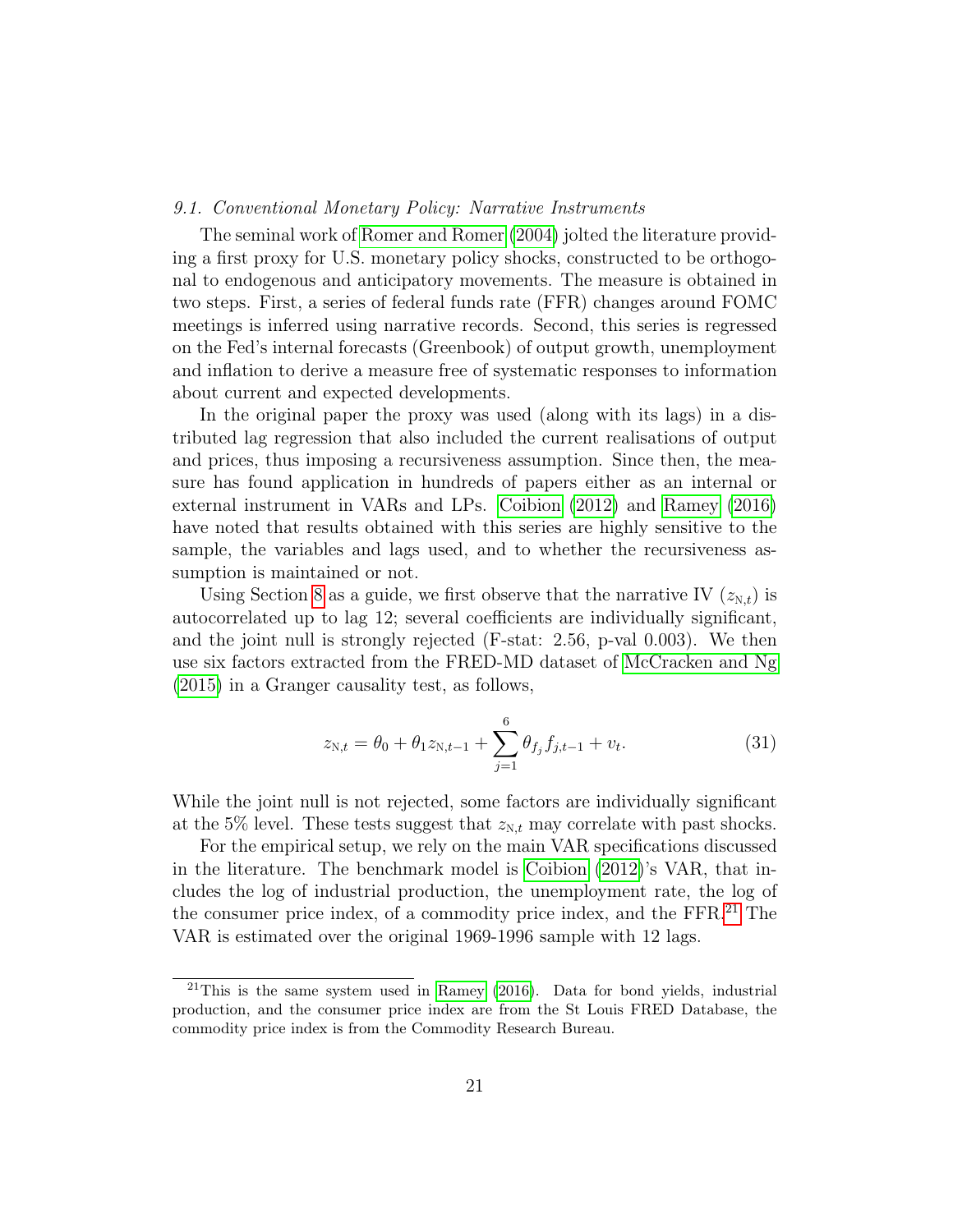### 9.1. *Conventional Monetary Policy: Narrative Instruments*

The seminal work of Romer and Romer (2004) jolted the literature providing a first proxy for U.S. monetary policy shocks, constructed to be orthogonal to endogenous and anticipatory movements. The measure is obtained in two steps. First, a series of federal funds rate (FFR) changes around FOMC meetings is inferred using narrative records. Second, this series is regressed on the Fed's internal forecasts (Greenbook) of output growth, unemployment and inflation to derive a measure free of systematic responses to information about current and expected developments.

In the original paper the proxy was used (along with its lags) in a distributed lag regression that also included the current realisations of output and prices, thus imposing a recursiveness assumption. Since then, the measure has found application in hundreds of papers either as an internal or external instrument in VARs and LPs. Coibion (2012) and Ramey (2016) have noted that results obtained with this series are highly sensitive to the sample, the variables and lags used, and to whether the recursiveness assumption is maintained or not.

Using Section 8 as a guide, we first observe that the narrative IV ($z_{\text{N},t}$) is autocorrelated up to lag 12; several coefficients are individually significant, and the joint null is strongly rejected (F-stat: 2.56, p-val 0.003). We then use six factors extracted from the FRED-MD dataset of McCracken and Ng (2015) in a Granger causality test, as follows,

$$z_{\text{N},t} = \theta_0 + \theta_1 z_{\text{N},t-1} + \sum_{j=1}^{6} \theta_{f_j} f_{j,t-1} + v_t. \tag{31}$$

While the joint null is not rejected, some factors are individually significant at the 5% level. These tests suggest that $z_{\text{N},t}$ may correlate with past shocks.

For the empirical setup, we rely on the main VAR specifications discussed in the literature. The benchmark model is Coibion (2012)'s VAR, that includes the log of industrial production, the unemployment rate, the log of the consumer price index, of a commodity price index, and the FFR.[21] The VAR is estimated over the original 1969-1996 sample with 12 lags.

[21] This is the same system used in Ramey (2016). Data for bond yields, industrial production, and the consumer price index are from the St Louis FRED Database, the commodity price index is from the Commodity Research Bureau.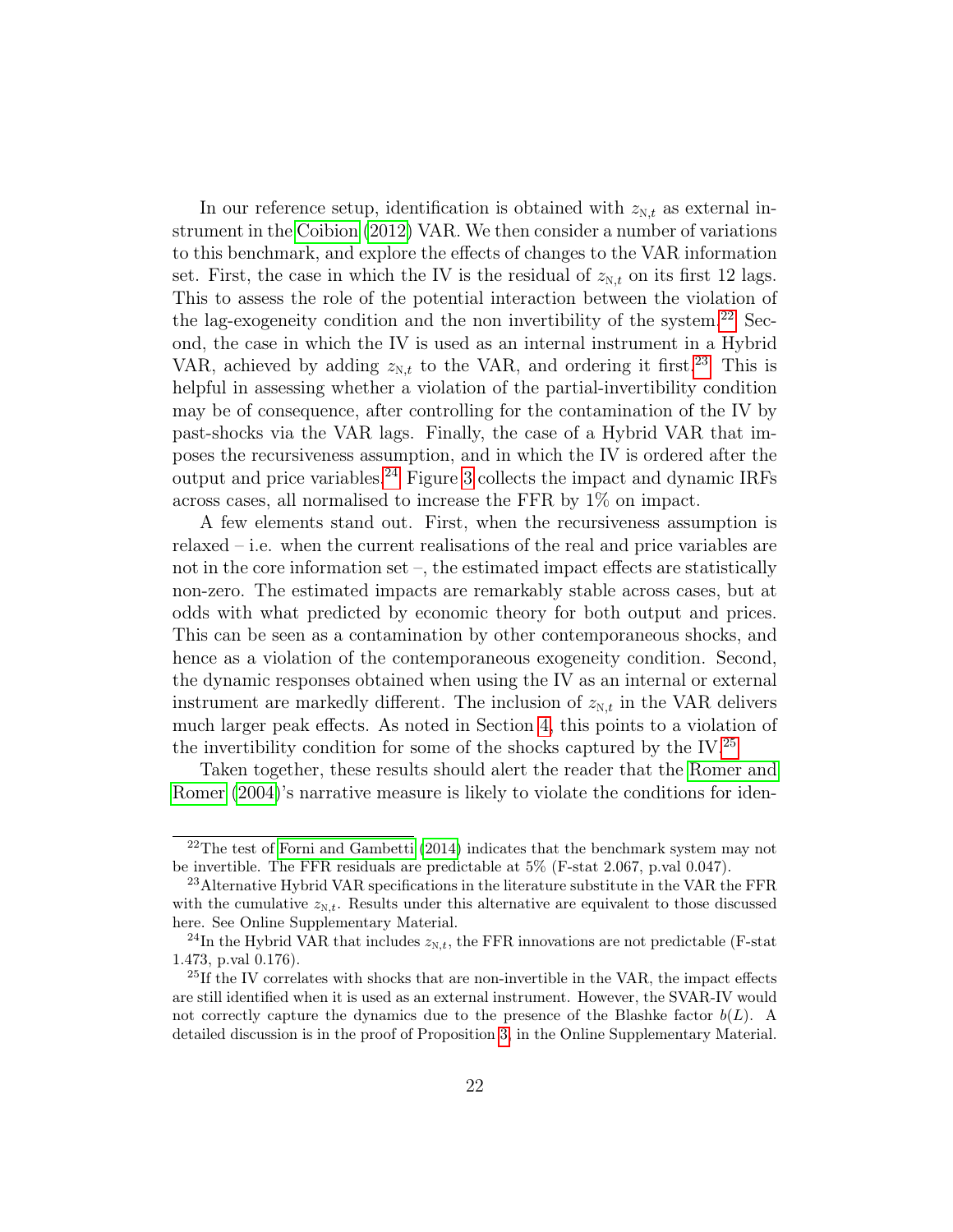In our reference setup, identification is obtained with $z_{\text{N},t}$ as external instrument in the Coibion (2012) VAR. We then consider a number of variations to this benchmark, and explore the effects of changes to the VAR information set. First, the case in which the IV is the residual of $z_{\text{N},t}$ on its first 12 lags. This to assess the role of the potential interaction between the violation of the lag-exogeneity condition and the non invertibility of the system.[22] Second, the case in which the IV is used as an internal instrument in a Hybrid VAR, achieved by adding $z_{\text{N},t}$ to the VAR, and ordering it first.[23] This is helpful in assessing whether a violation of the partial-invertibility condition may be of consequence, after controlling for the contamination of the IV by past-shocks via the VAR lags. Finally, the case of a Hybrid VAR that imposes the recursiveness assumption, and in which the IV is ordered after the output and price variables.[24] Figure 3 collects the impact and dynamic IRFs across cases, all normalised to increase the FFR by 1% on impact.

A few elements stand out. First, when the recursiveness assumption is relaxed – i.e. when the current realisations of the real and price variables are not in the core information set –, the estimated impact effects are statistically non-zero. The estimated impacts are remarkably stable across cases, but at odds with what predicted by economic theory for both output and prices. This can be seen as a contamination by other contemporaneous shocks, and hence as a violation of the contemporaneous exogeneity condition. Second, the dynamic responses obtained when using the IV as an internal or external instrument are markedly different. The inclusion of $z_{\text{N},t}$ in the VAR delivers much larger peak effects. As noted in Section 4, this points to a violation of the invertibility condition for some of the shocks captured by the IV.[25]

Taken together, these results should alert the reader that the Romer and Romer (2004)'s narrative measure is likely to violate the conditions for iden-

---

[22] The test of Forni and Gambetti (2014) indicates that the benchmark system may not be invertible. The FFR residuals are predictable at 5% (F-stat 2.067, p.val 0.047).

[23] Alternative Hybrid VAR specifications in the literature substitute in the VAR the FFR with the cumulative $z_{\text{N},t}$. Results under this alternative are equivalent to those discussed here. See Online Supplementary Material.

[24] In the Hybrid VAR that includes $z_{\text{N},t}$, the FFR innovations are not predictable (F-stat 1.473, p.val 0.176).

[25] If the IV correlates with shocks that are non-invertible in the VAR, the impact effects are still identified when it is used as an external instrument. However, the SVAR-IV would not correctly capture the dynamics due to the presence of the Blashke factor $b(L)$. A detailed discussion is in the proof of Proposition 3, in the Online Supplementary Material.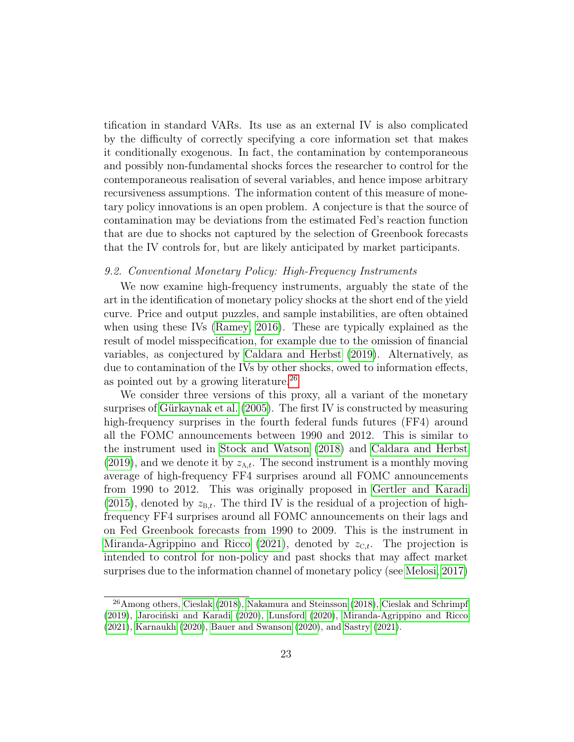tification in standard VARs. Its use as an external IV is also complicated by the difficulty of correctly specifying a core information set that makes it conditionally exogenous. In fact, the contamination by contemporaneous and possibly non-fundamental shocks forces the researcher to control for the contemporaneous realisation of several variables, and hence impose arbitrary recursiveness assumptions. The information content of this measure of monetary policy innovations is an open problem. A conjecture is that the source of contamination may be deviations from the estimated Fed's reaction function that are due to shocks not captured by the selection of Greenbook forecasts that the IV controls for, but are likely anticipated by market participants.

### *9.2. Conventional Monetary Policy: High-Frequency Instruments*

We now examine high-frequency instruments, arguably the state of the art in the identification of monetary policy shocks at the short end of the yield curve. Price and output puzzles, and sample instabilities, are often obtained when using these IVs (Ramey, 2016). These are typically explained as the result of model misspecification, for example due to the omission of financial variables, as conjectured by Caldara and Herbst (2019). Alternatively, as due to contamination of the IVs by other shocks, owed to information effects, as pointed out by a growing literature.[26]

We consider three versions of this proxy, all a variant of the monetary surprises of Gürkaynak et al. (2005). The first IV is constructed by measuring high-frequency surprises in the fourth federal funds futures (FF4) around all the FOMC announcements between 1990 and 2012. This is similar to the instrument used in Stock and Watson (2018) and Caldara and Herbst (2019), and we denote it by $z_{\mathrm{A},t}$. The second instrument is a monthly moving average of high-frequency FF4 surprises around all FOMC announcements from 1990 to 2012. This was originally proposed in Gertler and Karadi (2015), denoted by $z_{\mathrm{B},t}$. The third IV is the residual of a projection of high-frequency FF4 surprises around all FOMC announcements on their lags and on Fed Greenbook forecasts from 1990 to 2009. This is the instrument in Miranda-Agrippino and Ricco (2021), denoted by $z_{\mathrm{C},t}$. The projection is intended to control for non-policy and past shocks that may affect market surprises due to the information channel of monetary policy (see Melosi, 2017)

[26] Among others, Cieslak (2018), Nakamura and Steinsson (2018), Cieslak and Schrimpf (2019), Jarociński and Karadi (2020), Lunsford (2020), Miranda-Agrippino and Ricco (2021), Karnaukh (2020), Bauer and Swanson (2020), and Sastry (2021).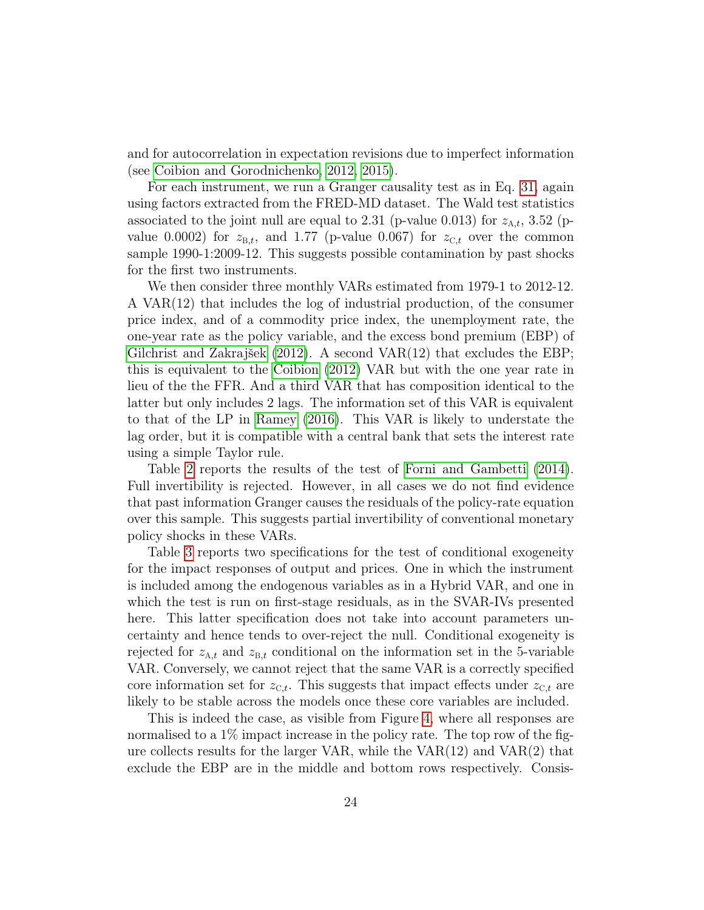and for autocorrelation in expectation revisions due to imperfect information (see Coibion and Gorodnichenko, 2012, 2015).

For each instrument, we run a Granger causality test as in Eq. 31, again using factors extracted from the FRED-MD dataset. The Wald test statistics associated to the joint null are equal to 2.31 (p-value 0.013) for $z_{\mathrm{A},t}$, 3.52 (p-value 0.0002) for $z_{\mathrm{B},t}$, and 1.77 (p-value 0.067) for $z_{\mathrm{C},t}$ over the common sample 1990-1:2009-12. This suggests possible contamination by past shocks for the first two instruments.

We then consider three monthly VARs estimated from 1979-1 to 2012-12. A VAR(12) that includes the log of industrial production, of the consumer price index, and of a commodity price index, the unemployment rate, the one-year rate as the policy variable, and the excess bond premium (EBP) of Gilchrist and Zakrajšek (2012). A second VAR(12) that excludes the EBP; this is equivalent to the Coibion (2012) VAR but with the one year rate in lieu of the the FFR. And a third VAR that has composition identical to the latter but only includes 2 lags. The information set of this VAR is equivalent to that of the LP in Ramey (2016). This VAR is likely to understate the lag order, but it is compatible with a central bank that sets the interest rate using a simple Taylor rule.

Table 2 reports the results of the test of Forni and Gambetti (2014). Full invertibility is rejected. However, in all cases we do not find evidence that past information Granger causes the residuals of the policy-rate equation over this sample. This suggests partial invertibility of conventional monetary policy shocks in these VARs.

Table 3 reports two specifications for the test of conditional exogeneity for the impact responses of output and prices. One in which the instrument is included among the endogenous variables as in a Hybrid VAR, and one in which the test is run on first-stage residuals, as in the SVAR-IVs presented here. This latter specification does not take into account parameters uncertainty and hence tends to over-reject the null. Conditional exogeneity is rejected for $z_{\mathrm{A},t}$ and $z_{\mathrm{B},t}$ conditional on the information set in the 5-variable VAR. Conversely, we cannot reject that the same VAR is a correctly specified core information set for $z_{\mathrm{C},t}$. This suggests that impact effects under $z_{\mathrm{C},t}$ are likely to be stable across the models once these core variables are included.

This is indeed the case, as visible from Figure 4, where all responses are normalised to a 1% impact increase in the policy rate. The top row of the figure collects results for the larger VAR, while the VAR(12) and VAR(2) that exclude the EBP are in the middle and bottom rows respectively. Consis-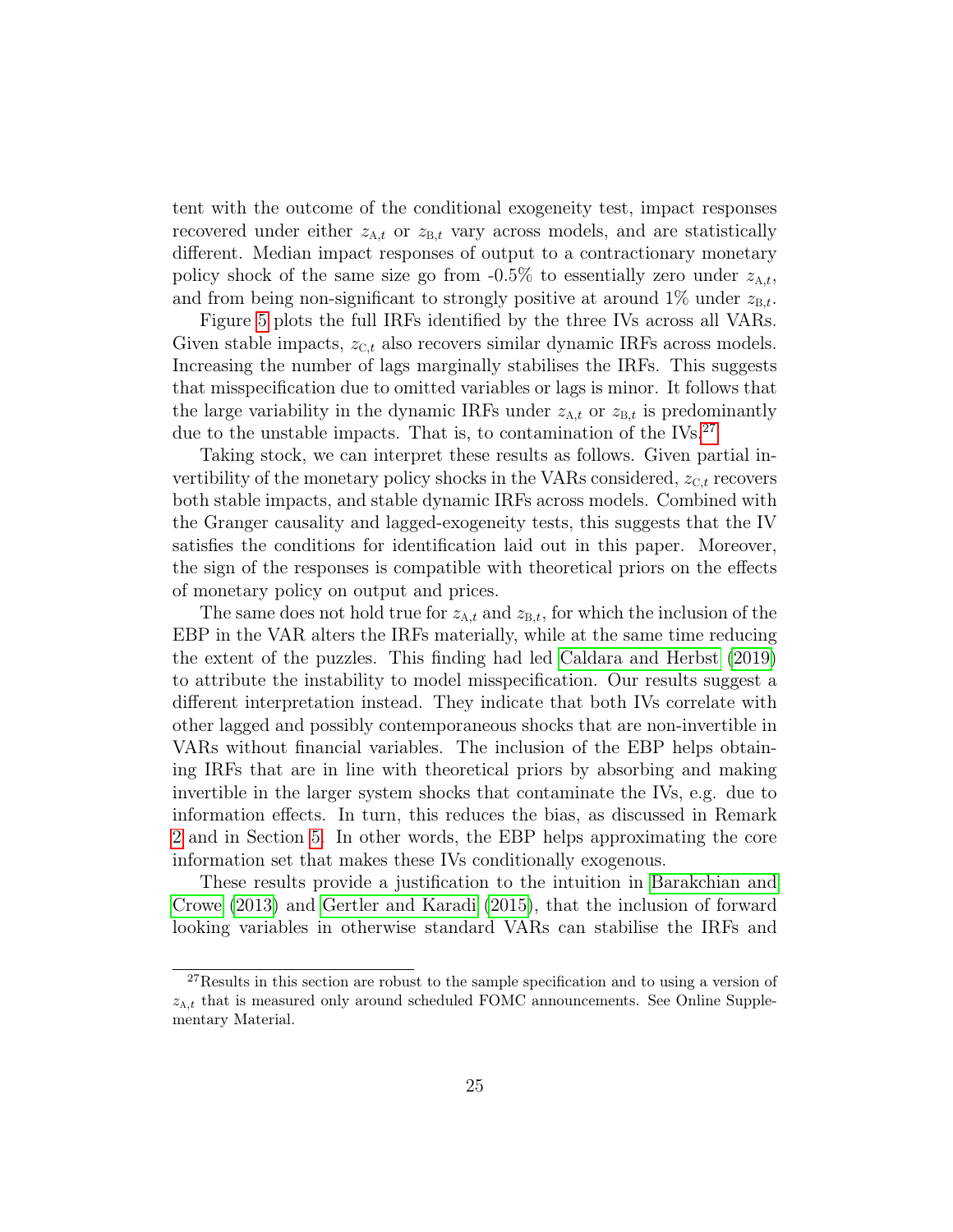tent with the outcome of the conditional exogeneity test, impact responses recovered under either $z_{\mathrm{A},t}$ or $z_{\mathrm{B},t}$ vary across models, and are statistically different. Median impact responses of output to a contractionary monetary policy shock of the same size go from -0.5% to essentially zero under $z_{\mathrm{A},t}$, and from being non-significant to strongly positive at around 1% under $z_{\mathrm{B},t}$.

Figure 5 plots the full IRFs identified by the three IVs across all VARs. Given stable impacts, $z_{\mathrm{C},t}$ also recovers similar dynamic IRFs across models. Increasing the number of lags marginally stabilises the IRFs. This suggests that misspecification due to omitted variables or lags is minor. It follows that the large variability in the dynamic IRFs under $z_{\mathrm{A},t}$ or $z_{\mathrm{B},t}$ is predominantly due to the unstable impacts. That is, to contamination of the IVs.[27]

Taking stock, we can interpret these results as follows. Given partial invertibility of the monetary policy shocks in the VARs considered, $z_{\mathrm{C},t}$ recovers both stable impacts, and stable dynamic IRFs across models. Combined with the Granger causality and lagged-exogeneity tests, this suggests that the IV satisfies the conditions for identification laid out in this paper. Moreover, the sign of the responses is compatible with theoretical priors on the effects of monetary policy on output and prices.

The same does not hold true for $z_{\mathrm{A},t}$ and $z_{\mathrm{B},t}$, for which the inclusion of the EBP in the VAR alters the IRFs materially, while at the same time reducing the extent of the puzzles. This finding had led Caldara and Herbst (2019) to attribute the instability to model misspecification. Our results suggest a different interpretation instead. They indicate that both IVs correlate with other lagged and possibly contemporaneous shocks that are non-invertible in VARs without financial variables. The inclusion of the EBP helps obtaining IRFs that are in line with theoretical priors by absorbing and making invertible in the larger system shocks that contaminate the IVs, e.g. due to information effects. In turn, this reduces the bias, as discussed in Remark 2 and in Section 5. In other words, the EBP helps approximating the core information set that makes these IVs conditionally exogenous.

These results provide a justification to the intuition in Barakchian and Crowe (2013) and Gertler and Karadi (2015), that the inclusion of forward looking variables in otherwise standard VARs can stabilise the IRFs and

[27] Results in this section are robust to the sample specification and to using a version of $z_{\mathrm{A},t}$ that is measured only around scheduled FOMC announcements. See Online Supplementary Material.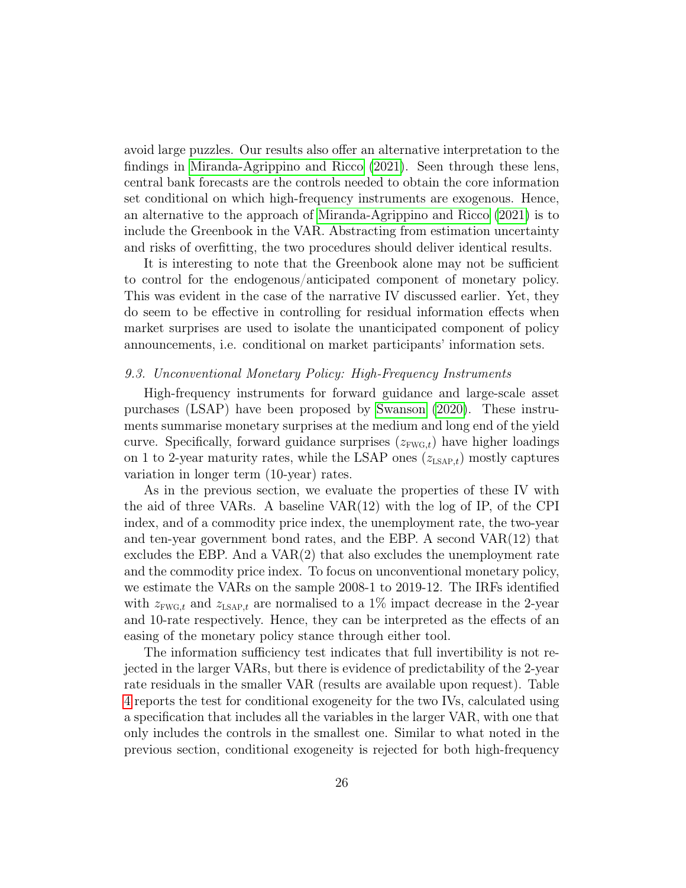avoid large puzzles. Our results also offer an alternative interpretation to the findings in Miranda-Agrippino and Ricco (2021). Seen through these lens, central bank forecasts are the controls needed to obtain the core information set conditional on which high-frequency instruments are exogenous. Hence, an alternative to the approach of Miranda-Agrippino and Ricco (2021) is to include the Greenbook in the VAR. Abstracting from estimation uncertainty and risks of overfitting, the two procedures should deliver identical results.

It is interesting to note that the Greenbook alone may not be sufficient to control for the endogenous/anticipated component of monetary policy. This was evident in the case of the narrative IV discussed earlier. Yet, they do seem to be effective in controlling for residual information effects when market surprises are used to isolate the unanticipated component of policy announcements, i.e. conditional on market participants' information sets.

### *9.3. Unconventional Monetary Policy: High-Frequency Instruments*

High-frequency instruments for forward guidance and large-scale asset purchases (LSAP) have been proposed by Swanson (2020). These instruments summarise monetary surprises at the medium and long end of the yield curve. Specifically, forward guidance surprises ($z_{\text{FWG},t}$) have higher loadings on 1 to 2-year maturity rates, while the LSAP ones ($z_{\text{LSAP},t}$) mostly captures variation in longer term (10-year) rates.

As in the previous section, we evaluate the properties of these IV with the aid of three VARs. A baseline VAR(12) with the log of IP, of the CPI index, and of a commodity price index, the unemployment rate, the two-year and ten-year government bond rates, and the EBP. A second VAR(12) that excludes the EBP. And a VAR(2) that also excludes the unemployment rate and the commodity price index. To focus on unconventional monetary policy, we estimate the VARs on the sample 2008-1 to 2019-12. The IRFs identified with $z_{\text{FWG},t}$ and $z_{\text{LSAP},t}$ are normalised to a 1% impact decrease in the 2-year and 10-rate respectively. Hence, they can be interpreted as the effects of an easing of the monetary policy stance through either tool.

The information sufficiency test indicates that full invertibility is not rejected in the larger VARs, but there is evidence of predictability of the 2-year rate residuals in the smaller VAR (results are available upon request). Table 4 reports the test for conditional exogeneity for the two IVs, calculated using a specification that includes all the variables in the larger VAR, with one that only includes the controls in the smallest one. Similar to what noted in the previous section, conditional exogeneity is rejected for both high-frequency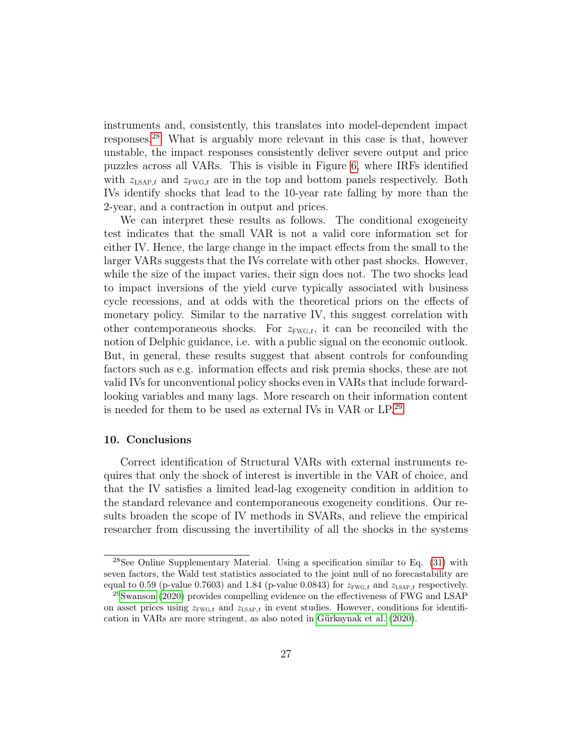instruments and, consistently, this translates into model-dependent impact responses.[28] What is arguably more relevant in this case is that, however unstable, the impact responses consistently deliver severe output and price puzzles across all VARs. This is visible in Figure 6, where IRFs identified with $z_{\text{LSAP},t}$ and $z_{\text{FWG},t}$ are in the top and bottom panels respectively. Both IVs identify shocks that lead to the 10-year rate falling by more than the 2-year, and a contraction in output and prices.

We can interpret these results as follows. The conditional exogeneity test indicates that the small VAR is not a valid core information set for either IV. Hence, the large change in the impact effects from the small to the larger VARs suggests that the IVs correlate with other past shocks. However, while the size of the impact varies, their sign does not. The two shocks lead to impact inversions of the yield curve typically associated with business cycle recessions, and at odds with the theoretical priors on the effects of monetary policy. Similar to the narrative IV, this suggest correlation with other contemporaneous shocks. For $z_{\text{FWG},t}$, it can be reconciled with the notion of Delphic guidance, i.e. with a public signal on the economic outlook. But, in general, these results suggest that absent controls for confounding factors such as e.g. information effects and risk premia shocks, these are not valid IVs for unconventional policy shocks even in VARs that include forward-looking variables and many lags. More research on their information content is needed for them to be used as external IVs in VAR or LP.[29]

## 10. Conclusions

Correct identification of Structural VARs with external instruments requires that only the shock of interest is invertible in the VAR of choice, and that the IV satisfies a limited lead-lag exogeneity condition in addition to the standard relevance and contemporaneous exogeneity conditions. Our results broaden the scope of IV methods in SVARs, and relieve the empirical researcher from discussing the invertibility of all the shocks in the systems

---

[28] See Online Supplementary Material. Using a specification similar to Eq. (31) with seven factors, the Wald test statistics associated to the joint null of no forecastability are equal to 0.59 (p-value 0.7603) and 1.84 (p-value 0.0843) for $z_{\text{FWG},t}$ and $z_{\text{LSAP},t}$ respectively.

[29] Swanson (2020) provides compelling evidence on the effectiveness of FWG and LSAP on asset prices using $z_{\text{FWG},t}$ and $z_{\text{LSAP},t}$ in event studies. However, conditions for identification in VARs are more stringent, as also noted in Gürkaynak et al. (2020).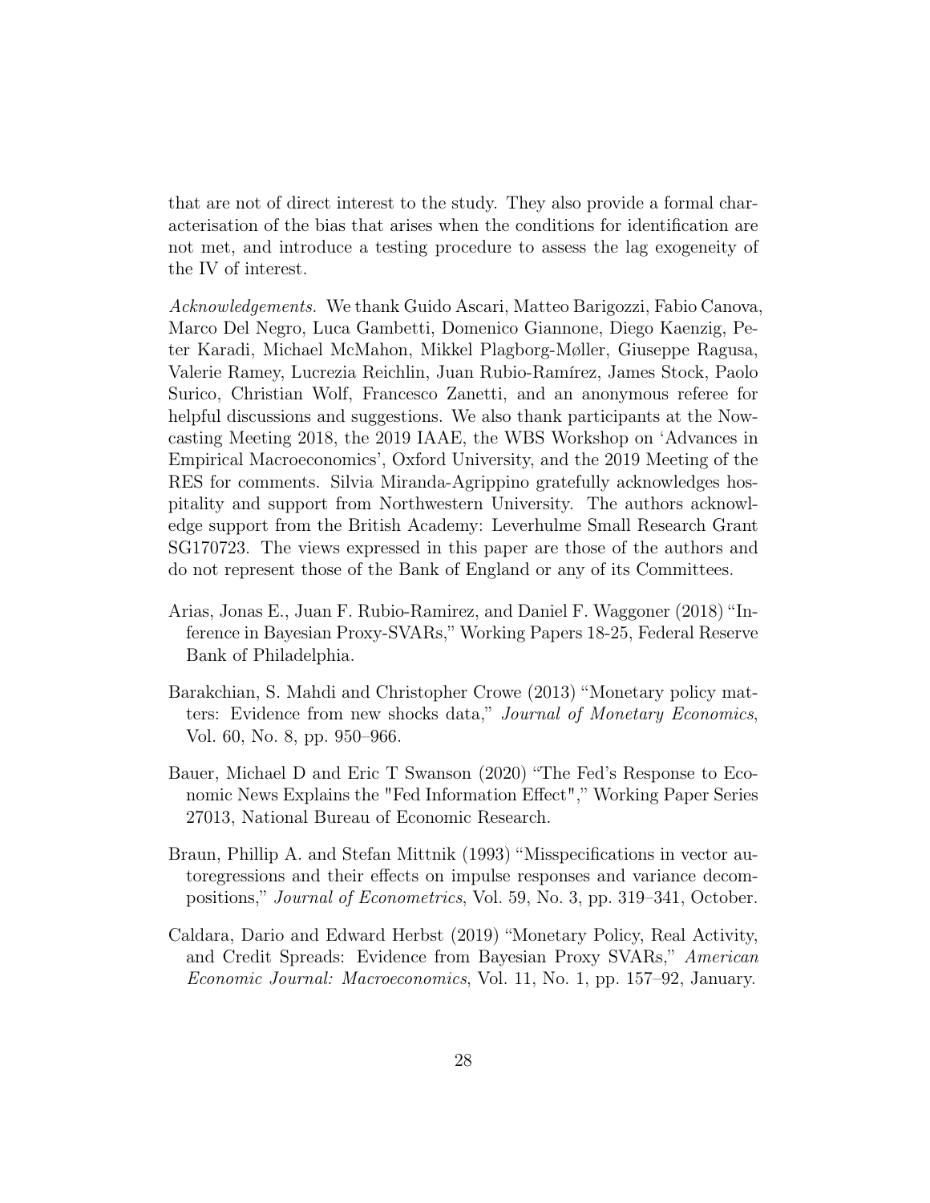that are not of direct interest to the study. They also provide a formal characterisation of the bias that arises when the conditions for identification are not met, and introduce a testing procedure to assess the lag exogeneity of the IV of interest.

*Acknowledgements.* We thank Guido Ascari, Matteo Barigozzi, Fabio Canova, Marco Del Negro, Luca Gambetti, Domenico Giannone, Diego Kaenzig, Peter Karadi, Michael McMahon, Mikkel Plagborg-Møller, Giuseppe Ragusa, Valerie Ramey, Lucrezia Reichlin, Juan Rubio-Ramírez, James Stock, Paolo Surico, Christian Wolf, Francesco Zanetti, and an anonymous referee for helpful discussions and suggestions. We also thank participants at the Nowcasting Meeting 2018, the 2019 IAAE, the WBS Workshop on 'Advances in Empirical Macroeconomics', Oxford University, and the 2019 Meeting of the RES for comments. Silvia Miranda-Agrippino gratefully acknowledges hospitality and support from Northwestern University. The authors acknowledge support from the British Academy: Leverhulme Small Research Grant SG170723. The views expressed in this paper are those of the authors and do not represent those of the Bank of England or any of its Committees.

- Arias, Jonas E., Juan F. Rubio-Ramirez, and Daniel F. Waggoner (2018) "Inference in Bayesian Proxy-SVARs," Working Papers 18-25, Federal Reserve Bank of Philadelphia.
- Barakchian, S. Mahdi and Christopher Crowe (2013) "Monetary policy matters: Evidence from new shocks data," *Journal of Monetary Economics*, Vol. 60, No. 8, pp. 950–966.
- Bauer, Michael D and Eric T Swanson (2020) "The Fed's Response to Economic News Explains the "Fed Information Effect"," Working Paper Series 27013, National Bureau of Economic Research.
- Braun, Phillip A. and Stefan Mittnik (1993) "Misspecifications in vector autoregressions and their effects on impulse responses and variance decompositions," *Journal of Econometrics*, Vol. 59, No. 3, pp. 319–341, October.
- Caldara, Dario and Edward Herbst (2019) "Monetary Policy, Real Activity, and Credit Spreads: Evidence from Bayesian Proxy SVARs," *American Economic Journal: Macroeconomics*, Vol. 11, No. 1, pp. 157–92, January.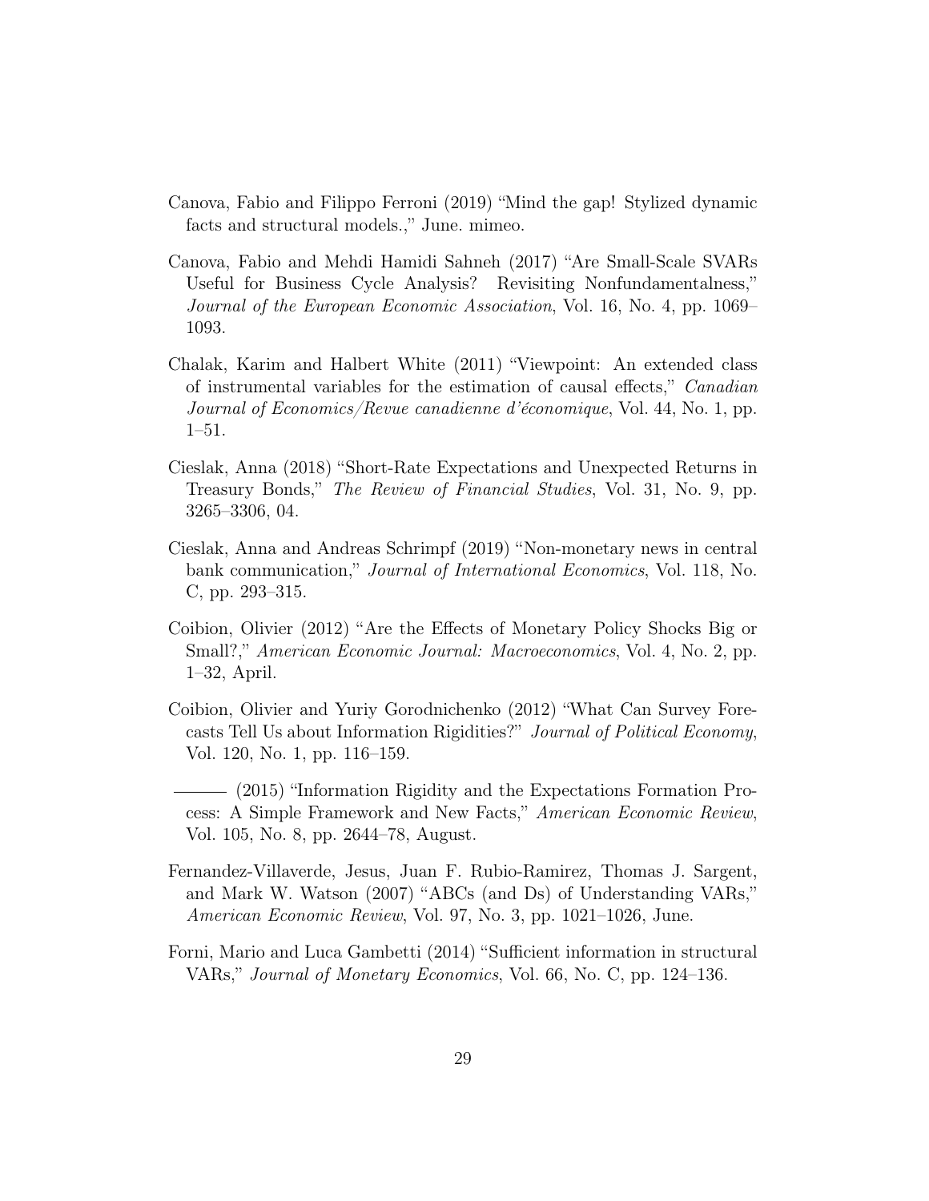Canova, Fabio and Filippo Ferroni (2019) "Mind the gap! Stylized dynamic facts and structural models.," June. mimeo.

Canova, Fabio and Mehdi Hamidi Sahneh (2017) "Are Small-Scale SVARs Useful for Business Cycle Analysis? Revisiting Nonfundamentalness," *Journal of the European Economic Association*, Vol. 16, No. 4, pp. 1069–1093.

Chalak, Karim and Halbert White (2011) "Viewpoint: An extended class of instrumental variables for the estimation of causal effects," *Canadian Journal of Economics/Revue canadienne d'économique*, Vol. 44, No. 1, pp. 1–51.

Cieslak, Anna (2018) "Short-Rate Expectations and Unexpected Returns in Treasury Bonds," *The Review of Financial Studies*, Vol. 31, No. 9, pp. 3265–3306, 04.

Cieslak, Anna and Andreas Schrimpf (2019) "Non-monetary news in central bank communication," *Journal of International Economics*, Vol. 118, No. C, pp. 293–315.

Coibion, Olivier (2012) "Are the Effects of Monetary Policy Shocks Big or Small?," *American Economic Journal: Macroeconomics*, Vol. 4, No. 2, pp. 1–32, April.

Coibion, Olivier and Yuriy Gorodnichenko (2012) "What Can Survey Forecasts Tell Us about Information Rigidities?" *Journal of Political Economy*, Vol. 120, No. 1, pp. 116–159.

——— (2015) "Information Rigidity and the Expectations Formation Process: A Simple Framework and New Facts," *American Economic Review*, Vol. 105, No. 8, pp. 2644–78, August.

Fernandez-Villaverde, Jesus, Juan F. Rubio-Ramirez, Thomas J. Sargent, and Mark W. Watson (2007) "ABCs (and Ds) of Understanding VARs," *American Economic Review*, Vol. 97, No. 3, pp. 1021–1026, June.

Forni, Mario and Luca Gambetti (2014) "Sufficient information in structural VARs," *Journal of Monetary Economics*, Vol. 66, No. C, pp. 124–136.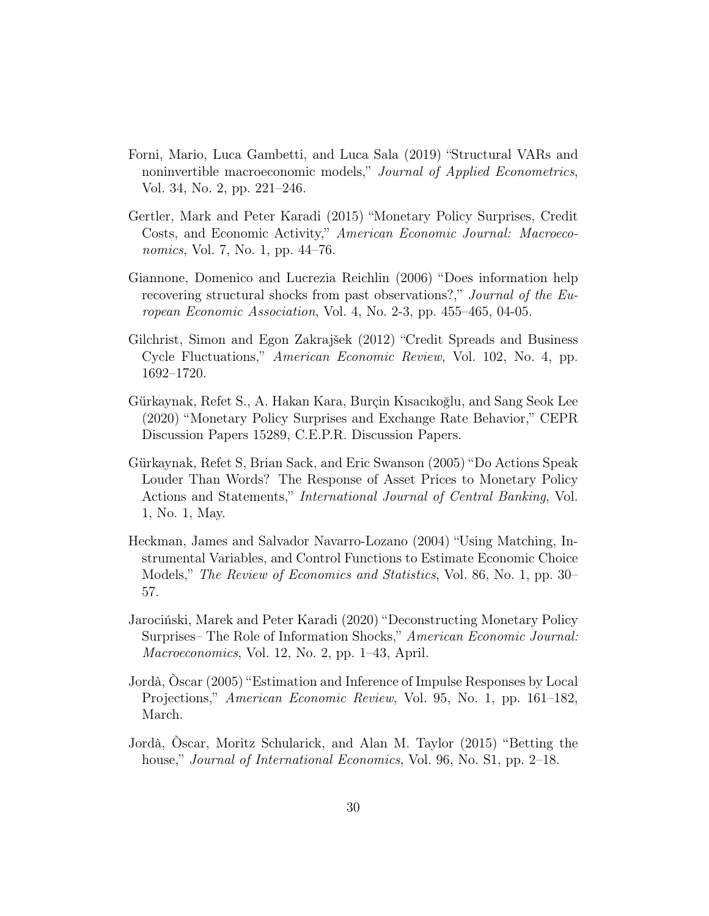Forni, Mario, Luca Gambetti, and Luca Sala (2019) "Structural VARs and noninvertible macroeconomic models," *Journal of Applied Econometrics*, Vol. 34, No. 2, pp. 221–246.

Gertler, Mark and Peter Karadi (2015) "Monetary Policy Surprises, Credit Costs, and Economic Activity," *American Economic Journal: Macroeconomics*, Vol. 7, No. 1, pp. 44–76.

Giannone, Domenico and Lucrezia Reichlin (2006) "Does information help recovering structural shocks from past observations?," *Journal of the European Economic Association*, Vol. 4, No. 2-3, pp. 455–465, 04-05.

Gilchrist, Simon and Egon Zakrajšek (2012) "Credit Spreads and Business Cycle Fluctuations," *American Economic Review*, Vol. 102, No. 4, pp. 1692–1720.

Gürkaynak, Refet S., A. Hakan Kara, Burçin Kısacıkoğlu, and Sang Seok Lee (2020) "Monetary Policy Surprises and Exchange Rate Behavior," CEPR Discussion Papers 15289, C.E.P.R. Discussion Papers.

Gürkaynak, Refet S, Brian Sack, and Eric Swanson (2005) "Do Actions Speak Louder Than Words? The Response of Asset Prices to Monetary Policy Actions and Statements," *International Journal of Central Banking*, Vol. 1, No. 1, May.

Heckman, James and Salvador Navarro-Lozano (2004) "Using Matching, Instrumental Variables, and Control Functions to Estimate Economic Choice Models," *The Review of Economics and Statistics*, Vol. 86, No. 1, pp. 30–57.

Jarociński, Marek and Peter Karadi (2020) "Deconstructing Monetary Policy Surprises– The Role of Information Shocks," *American Economic Journal: Macroeconomics*, Vol. 12, No. 2, pp. 1–43, April.

Jordà, Òscar (2005) "Estimation and Inference of Impulse Responses by Local Projections," *American Economic Review*, Vol. 95, No. 1, pp. 161–182, March.

Jordà, Òscar, Moritz Schularick, and Alan M. Taylor (2015) "Betting the house," *Journal of International Economics*, Vol. 96, No. S1, pp. 2–18.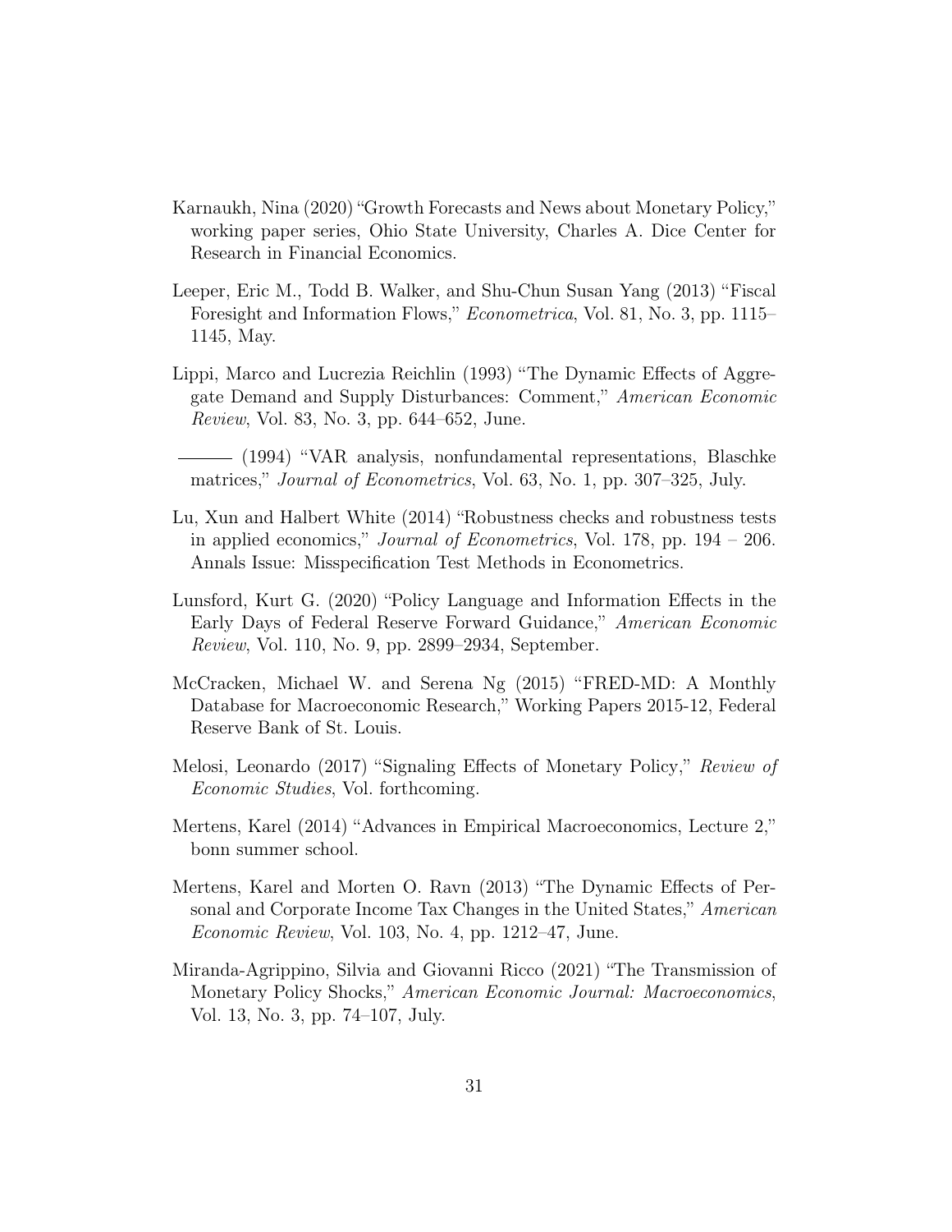Karnaukh, Nina (2020) "Growth Forecasts and News about Monetary Policy," working paper series, Ohio State University, Charles A. Dice Center for Research in Financial Economics.

Leeper, Eric M., Todd B. Walker, and Shu-Chun Susan Yang (2013) "Fiscal Foresight and Information Flows," *Econometrica*, Vol. 81, No. 3, pp. 1115–1145, May.

Lippi, Marco and Lucrezia Reichlin (1993) "The Dynamic Effects of Aggregate Demand and Supply Disturbances: Comment," *American Economic Review*, Vol. 83, No. 3, pp. 644–652, June.

——— (1994) "VAR analysis, nonfundamental representations, Blaschke matrices," *Journal of Econometrics*, Vol. 63, No. 1, pp. 307–325, July.

Lu, Xun and Halbert White (2014) "Robustness checks and robustness tests in applied economics," *Journal of Econometrics*, Vol. 178, pp. 194 – 206. Annals Issue: Misspecification Test Methods in Econometrics.

Lunsford, Kurt G. (2020) "Policy Language and Information Effects in the Early Days of Federal Reserve Forward Guidance," *American Economic Review*, Vol. 110, No. 9, pp. 2899–2934, September.

McCracken, Michael W. and Serena Ng (2015) "FRED-MD: A Monthly Database for Macroeconomic Research," Working Papers 2015-12, Federal Reserve Bank of St. Louis.

Melosi, Leonardo (2017) "Signaling Effects of Monetary Policy," *Review of Economic Studies*, Vol. forthcoming.

Mertens, Karel (2014) "Advances in Empirical Macroeconomics, Lecture 2," bonn summer school.

Mertens, Karel and Morten O. Ravn (2013) "The Dynamic Effects of Personal and Corporate Income Tax Changes in the United States," *American Economic Review*, Vol. 103, No. 4, pp. 1212–47, June.

Miranda-Agrippino, Silvia and Giovanni Ricco (2021) "The Transmission of Monetary Policy Shocks," *American Economic Journal: Macroeconomics*, Vol. 13, No. 3, pp. 74–107, July.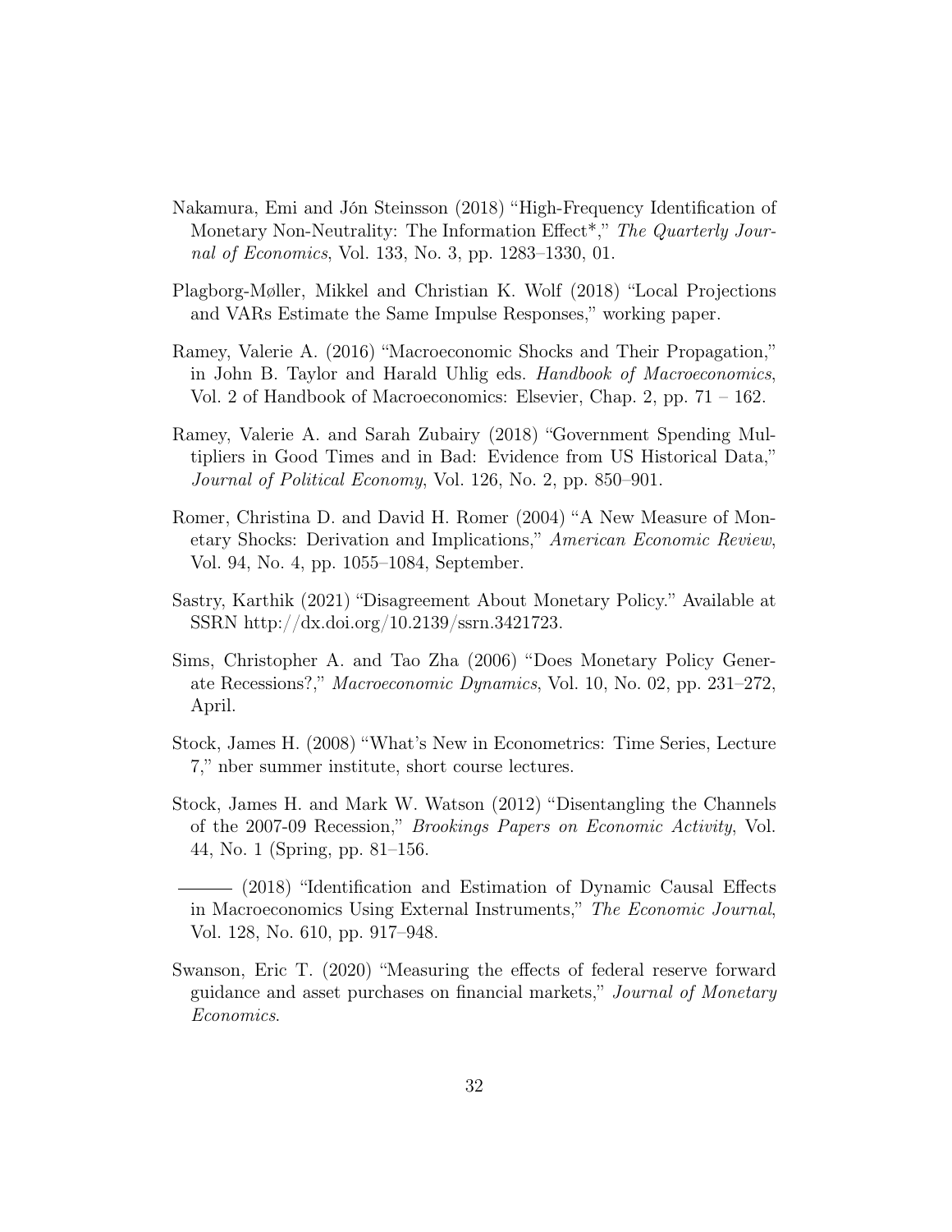Nakamura, Emi and Jón Steinsson (2018) "High-Frequency Identification of Monetary Non-Neutrality: The Information Effect*," *The Quarterly Journal of Economics*, Vol. 133, No. 3, pp. 1283–1330, 01.

Plagborg-Møller, Mikkel and Christian K. Wolf (2018) "Local Projections and VARs Estimate the Same Impulse Responses," working paper.

Ramey, Valerie A. (2016) "Macroeconomic Shocks and Their Propagation," in John B. Taylor and Harald Uhlig eds. *Handbook of Macroeconomics*, Vol. 2 of Handbook of Macroeconomics: Elsevier, Chap. 2, pp. 71 – 162.

Ramey, Valerie A. and Sarah Zubairy (2018) "Government Spending Multipliers in Good Times and in Bad: Evidence from US Historical Data," *Journal of Political Economy*, Vol. 126, No. 2, pp. 850–901.

Romer, Christina D. and David H. Romer (2004) "A New Measure of Monetary Shocks: Derivation and Implications," *American Economic Review*, Vol. 94, No. 4, pp. 1055–1084, September.

Sastry, Karthik (2021) "Disagreement About Monetary Policy." Available at SSRN http://dx.doi.org/10.2139/ssrn.3421723.

Sims, Christopher A. and Tao Zha (2006) "Does Monetary Policy Generate Recessions?," *Macroeconomic Dynamics*, Vol. 10, No. 02, pp. 231–272, April.

Stock, James H. (2008) "What's New in Econometrics: Time Series, Lecture 7," nber summer institute, short course lectures.

Stock, James H. and Mark W. Watson (2012) "Disentangling the Channels of the 2007-09 Recession," *Brookings Papers on Economic Activity*, Vol. 44, No. 1 (Spring, pp. 81–156.

——— (2018) "Identification and Estimation of Dynamic Causal Effects in Macroeconomics Using External Instruments," *The Economic Journal*, Vol. 128, No. 610, pp. 917–948.

Swanson, Eric T. (2020) "Measuring the effects of federal reserve forward guidance and asset purchases on financial markets," *Journal of Monetary Economics*.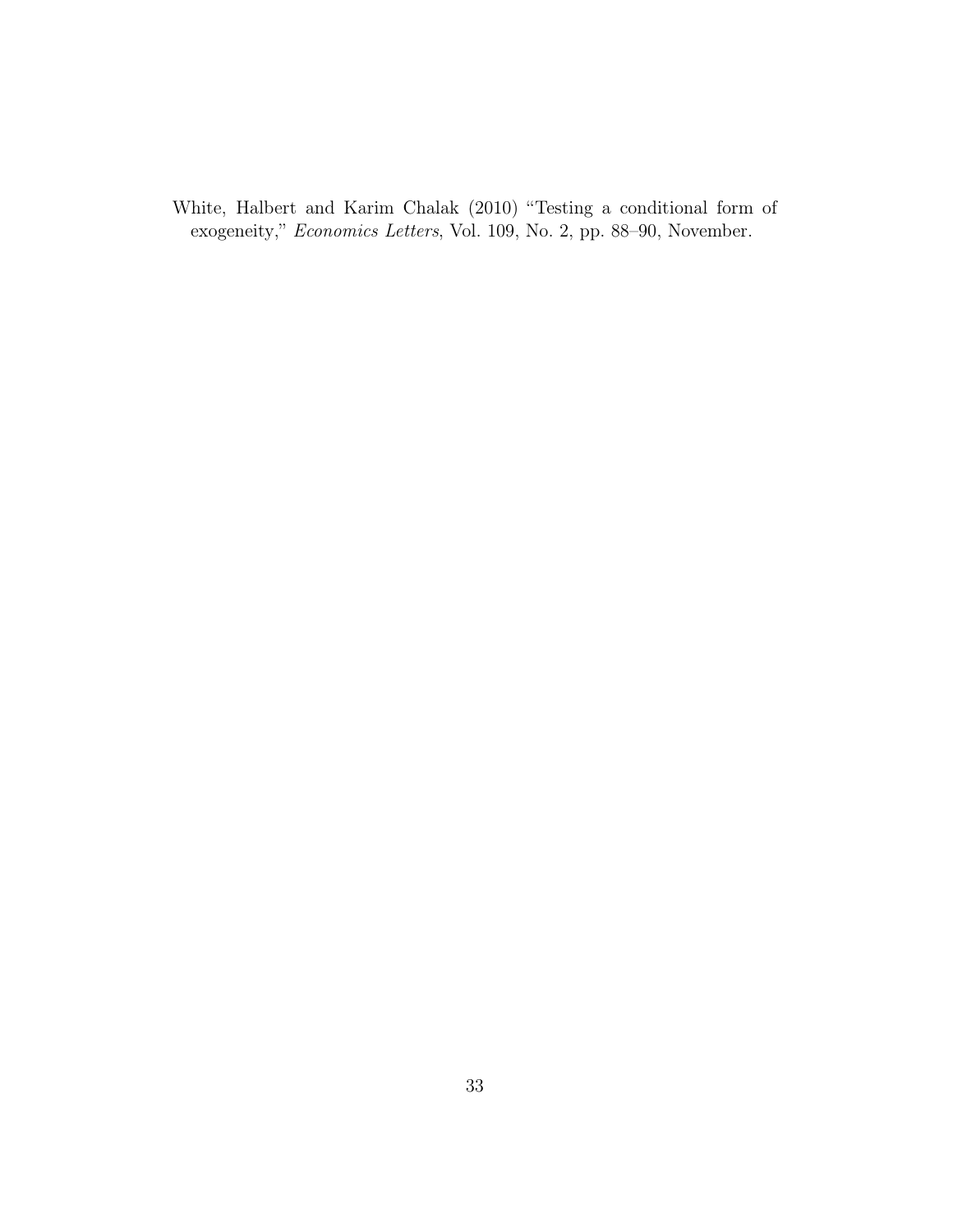White, Halbert and Karim Chalak (2010) "Testing a conditional form of exogeneity," *Economics Letters*, Vol. 109, No. 2, pp. 88–90, November.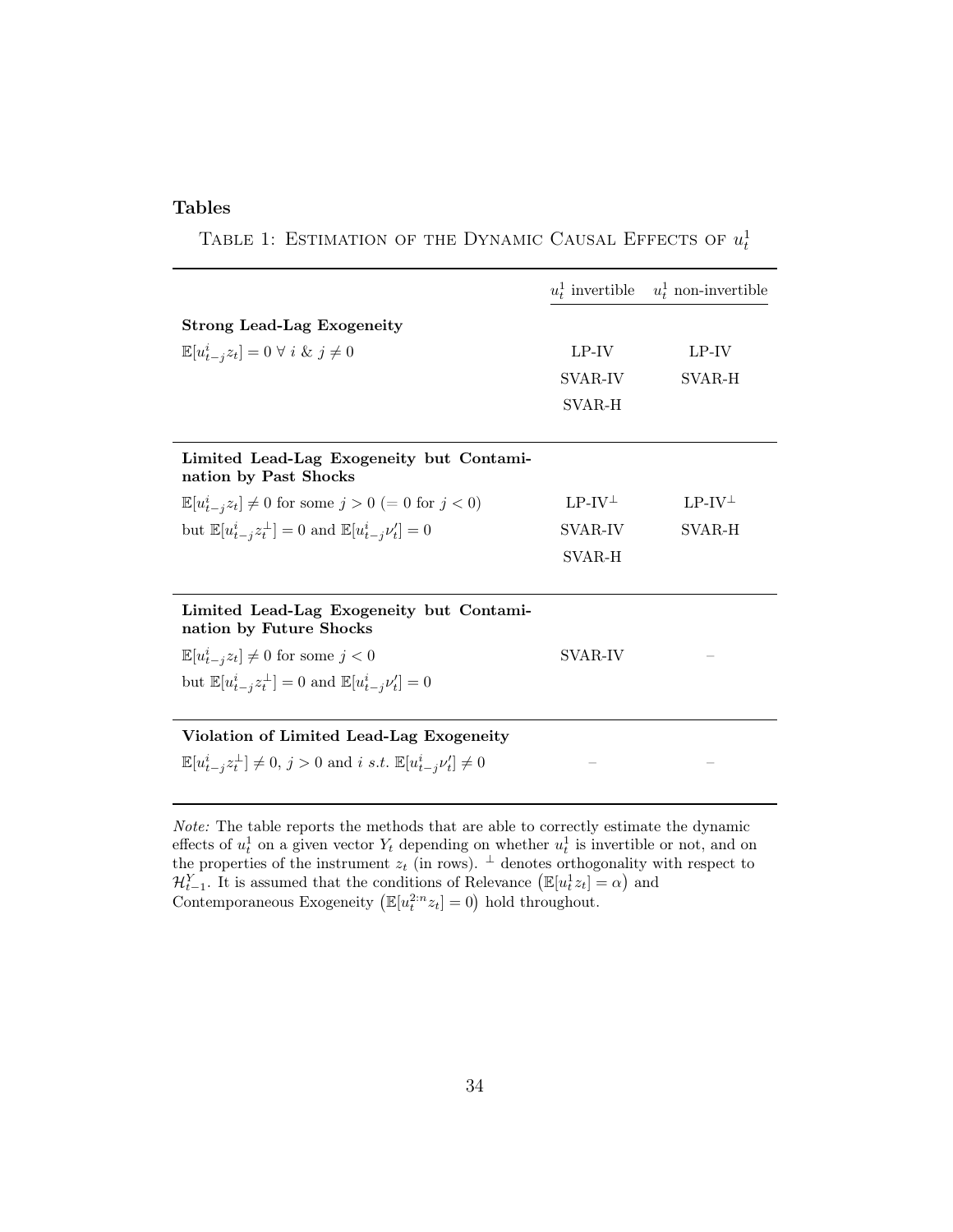## Tables

TABLE 1: ESTIMATION OF THE DYNAMIC CAUSAL EFFECTS OF $u_t^1$

| | $u_t^1$ invertible | $u_t^1$ non-invertible |
|---|---|---|
| **Strong Lead-Lag Exogeneity** | | |
| $\mathbb{E}[u_{t-j}^i z_t] = 0 \;\forall\; i \;\&\; j \neq 0$ | LP-IV | LP-IV |
| | SVAR-IV | SVAR-H |
| | SVAR-H | |
| **Limited Lead-Lag Exogeneity but Contamination by Past Shocks** | | |
| $\mathbb{E}[u_{t-j}^i z_t] \neq 0$ for some $j > 0$ ($= 0$ for $j < 0$) | LP-IV$^\perp$ | LP-IV$^\perp$ |
| but $\mathbb{E}[u_{t-j}^i z_t^\perp] = 0$ and $\mathbb{E}[u_{t-j}^i \nu_t'] = 0$ | SVAR-IV | SVAR-H |
| | SVAR-H | |
| **Limited Lead-Lag Exogeneity but Contamination by Future Shocks** | | |
| $\mathbb{E}[u_{t-j}^i z_t] \neq 0$ for some $j < 0$ | SVAR-IV | – |
| but $\mathbb{E}[u_{t-j}^i z_t^\perp] = 0$ and $\mathbb{E}[u_{t-j}^i \nu_t'] = 0$ | | |
| **Violation of Limited Lead-Lag Exogeneity** | | |
| $\mathbb{E}[u_{t-j}^i z_t^\perp] \neq 0$, $j > 0$ and $i$ *s.t.* $\mathbb{E}[u_{t-j}^i \nu_t'] \neq 0$ | – | – |

*Note:* The table reports the methods that are able to correctly estimate the dynamic effects of $u_t^1$ on a given vector $Y_t$ depending on whether $u_t^1$ is invertible or not, and on the properties of the instrument $z_t$ (in rows). $^\perp$ denotes orthogonality with respect to $\mathcal{H}_{t-1}^Y$. It is assumed that the conditions of Relevance $\left(\mathbb{E}[u_t^1 z_t] = \alpha\right)$ and Contemporaneous Exogeneity $\left(\mathbb{E}[u_t^{2:n} z_t] = 0\right)$ hold throughout.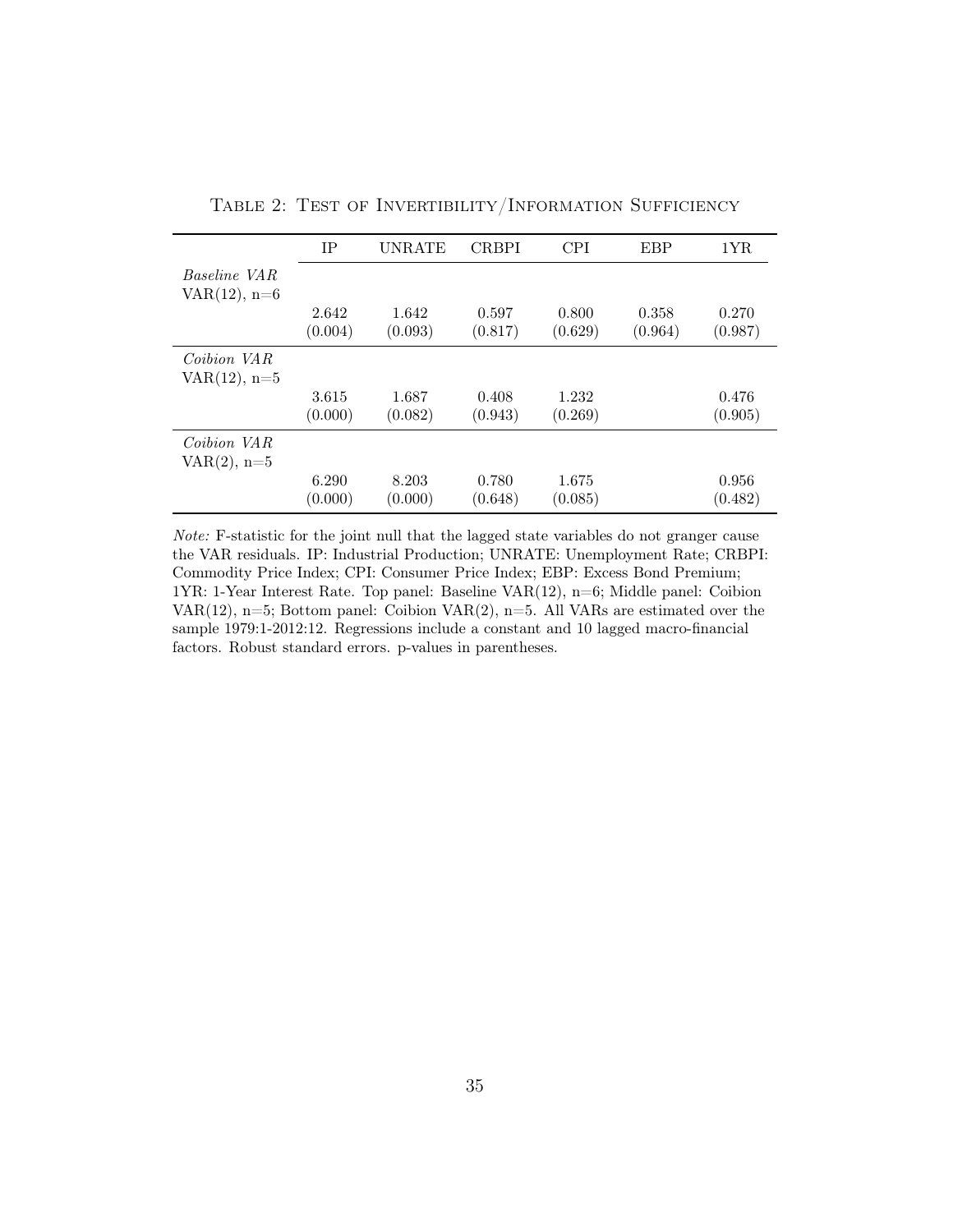Table 2: Test of Invertibility/Information Sufficiency

| | IP | UNRATE | CRBPI | CPI | EBP | 1YR |
|---|---|---|---|---|---|---|
| *Baseline VAR* VAR(12), n=6 | | | | | | |
| | 2.642 | 1.642 | 0.597 | 0.800 | 0.358 | 0.270 |
| | (0.004) | (0.093) | (0.817) | (0.629) | (0.964) | (0.987) |
| *Coibion VAR* VAR(12), n=5 | | | | | | |
| | 3.615 | 1.687 | 0.408 | 1.232 | | 0.476 |
| | (0.000) | (0.082) | (0.943) | (0.269) | | (0.905) |
| *Coibion VAR* VAR(2), n=5 | | | | | | |
| | 6.290 | 8.203 | 0.780 | 1.675 | | 0.956 |
| | (0.000) | (0.000) | (0.648) | (0.085) | | (0.482) |

*Note:* F-statistic for the joint null that the lagged state variables do not granger cause the VAR residuals. IP: Industrial Production; UNRATE: Unemployment Rate; CRBPI: Commodity Price Index; CPI: Consumer Price Index; EBP: Excess Bond Premium; 1YR: 1-Year Interest Rate. Top panel: Baseline VAR(12), n=6; Middle panel: Coibion VAR(12), n=5; Bottom panel: Coibion VAR(2), n=5. All VARs are estimated over the sample 1979:1-2012:12. Regressions include a constant and 10 lagged macro-financial factors. Robust standard errors. p-values in parentheses.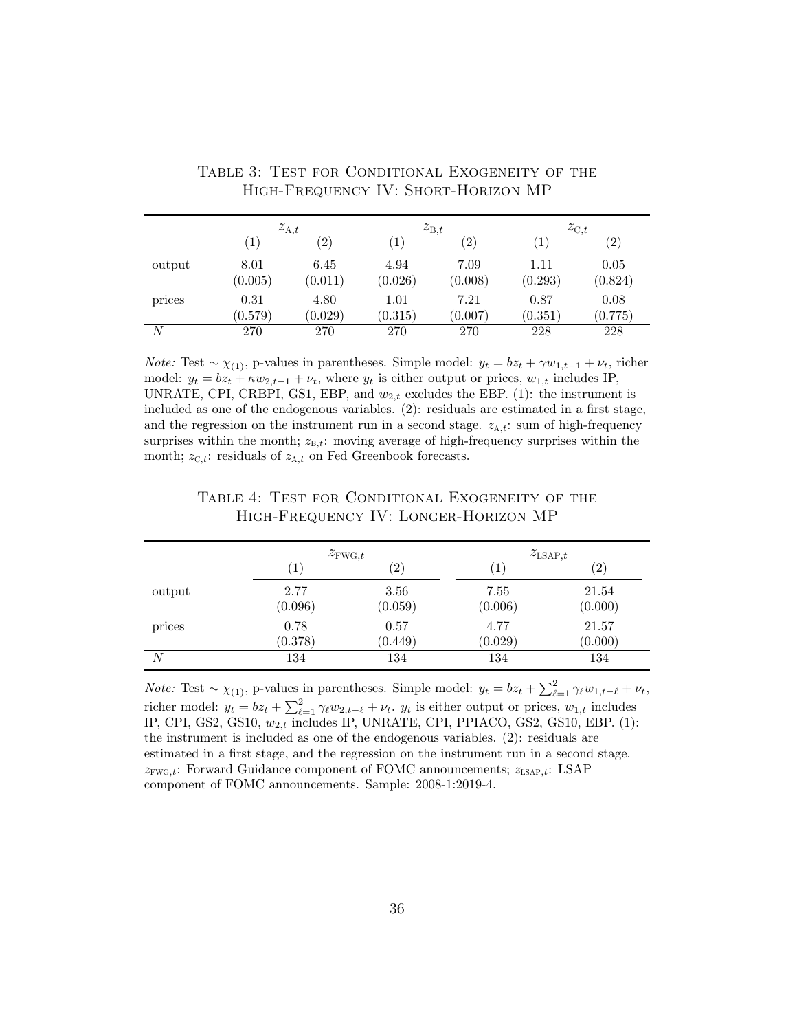Table 3: Test for Conditional Exogeneity of the High-Frequency IV: Short-Horizon MP

| | $z_{A,t}$ | | $z_{B,t}$ | | $z_{C,t}$ | |
|---|---|---|---|---|---|---|
| | (1) | (2) | (1) | (2) | (1) | (2) |
| output | 8.01 | 6.45 | 4.94 | 7.09 | 1.11 | 0.05 |
| | (0.005) | (0.011) | (0.026) | (0.008) | (0.293) | (0.824) |
| prices | 0.31 | 4.80 | 1.01 | 7.21 | 0.87 | 0.08 |
| | (0.579) | (0.029) | (0.315) | (0.007) | (0.351) | (0.775) |
| $N$ | 270 | 270 | 270 | 270 | 228 | 228 |

*Note:* Test $\sim \chi_{(1)}$, p-values in parentheses. Simple model: $y_t = bz_t + \gamma w_{1,t-1} + \nu_t$, richer model: $y_t = bz_t + \kappa w_{2,t-1} + \nu_t$, where $y_t$ is either output or prices, $w_{1,t}$ includes IP, UNRATE, CPI, CRBPI, GS1, EBP, and $w_{2,t}$ excludes the EBP. (1): the instrument is included as one of the endogenous variables. (2): residuals are estimated in a first stage, and the regression on the instrument run in a second stage. $z_{A,t}$: sum of high-frequency surprises within the month; $z_{B,t}$: moving average of high-frequency surprises within the month; $z_{C,t}$: residuals of $z_{A,t}$ on Fed Greenbook forecasts.

Table 4: Test for Conditional Exogeneity of the High-Frequency IV: Longer-Horizon MP

| | $z_{FWG,t}$ | | $z_{LSAP,t}$ | |
|---|---|---|---|---|
| | (1) | (2) | (1) | (2) |
| output | 2.77 | 3.56 | 7.55 | 21.54 |
| | (0.096) | (0.059) | (0.006) | (0.000) |
| prices | 0.78 | 0.57 | 4.77 | 21.57 |
| | (0.378) | (0.449) | (0.029) | (0.000) |
| $N$ | 134 | 134 | 134 | 134 |

*Note:* Test $\sim \chi_{(1)}$, p-values in parentheses. Simple model: $y_t = bz_t + \sum_{\ell=1}^{2} \gamma_\ell w_{1,t-\ell} + \nu_t$, richer model: $y_t = bz_t + \sum_{\ell=1}^{2} \gamma_\ell w_{2,t-\ell} + \nu_t$. $y_t$ is either output or prices, $w_{1,t}$ includes IP, CPI, GS2, GS10, $w_{2,t}$ includes IP, UNRATE, CPI, PPIACO, GS2, GS10, EBP. (1): the instrument is included as one of the endogenous variables. (2): residuals are estimated in a first stage, and the regression on the instrument run in a second stage. $z_{FWG,t}$: Forward Guidance component of FOMC announcements; $z_{LSAP,t}$: LSAP component of FOMC announcements. Sample: 2008-1:2019-4.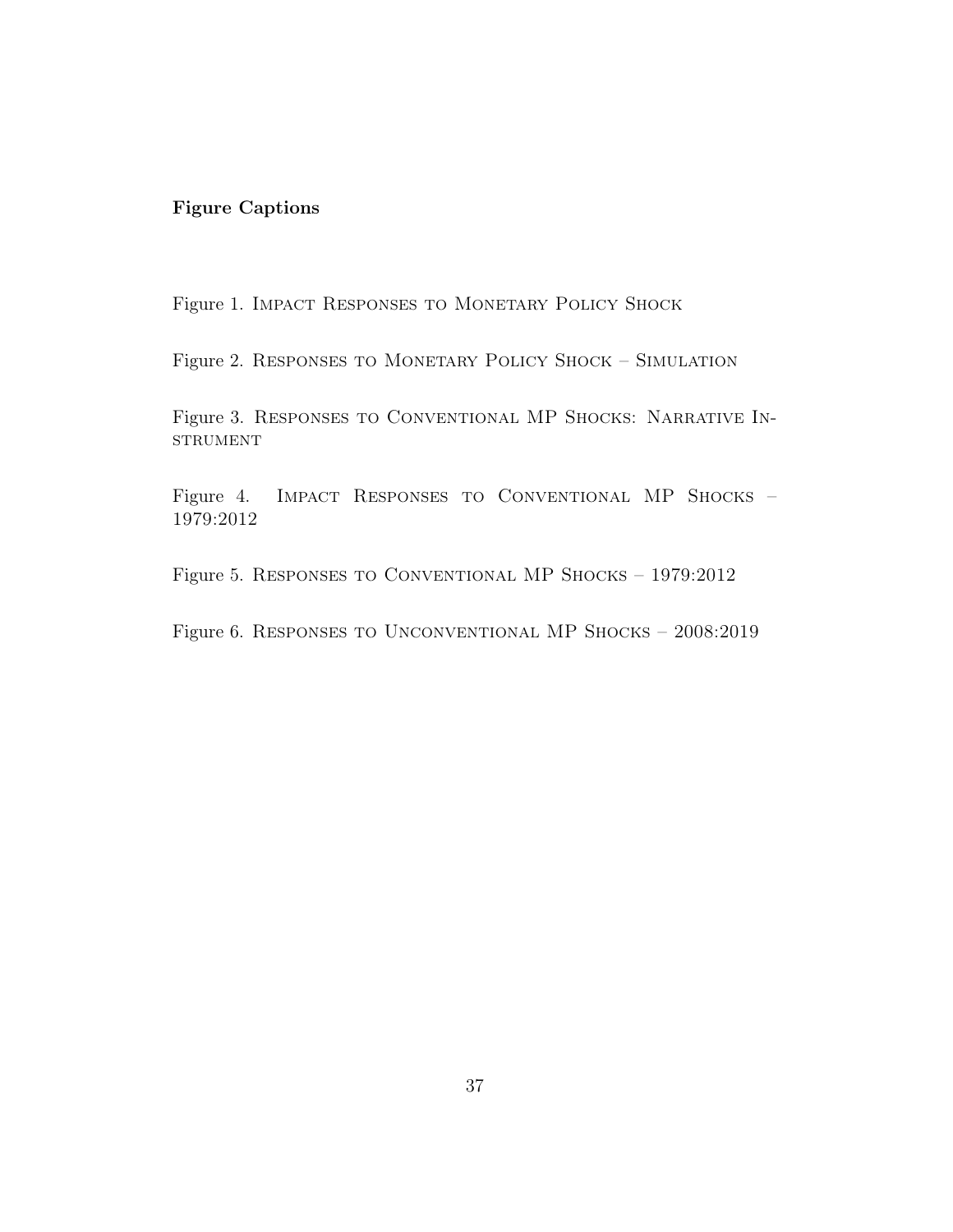**Figure Captions**

Figure 1. Impact Responses to Monetary Policy Shock

Figure 2. Responses to Monetary Policy Shock – Simulation

Figure 3. Responses to Conventional MP Shocks: Narrative Instrument

Figure 4. Impact Responses to Conventional MP Shocks – 1979:2012

Figure 5. Responses to Conventional MP Shocks – 1979:2012

Figure 6. Responses to Unconventional MP Shocks – 2008:2019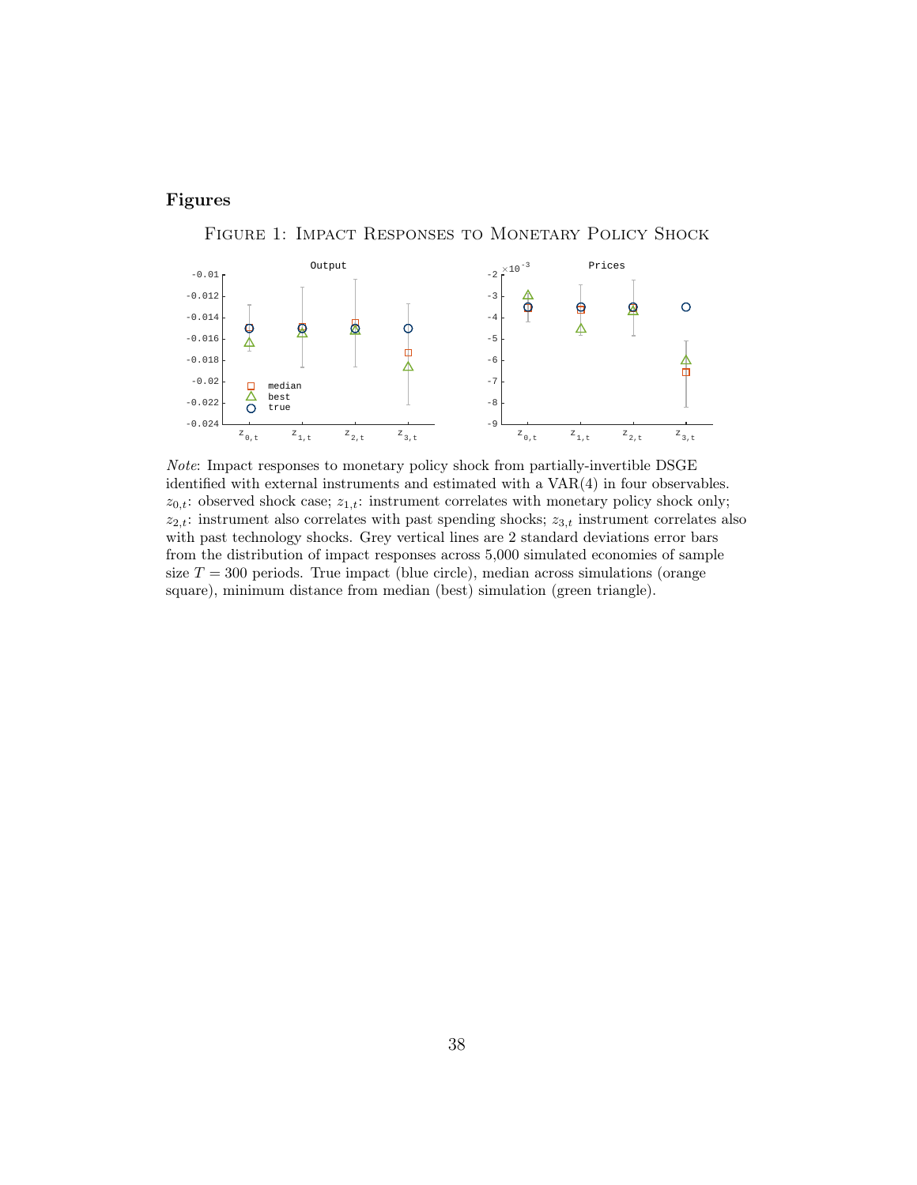## Figures

Figure 1: Impact Responses to Monetary Policy Shock

*Note*: Impact responses to monetary policy shock from partially-invertible DSGE identified with external instruments and estimated with a VAR(4) in four observables. $z_{0,t}$: observed shock case; $z_{1,t}$: instrument correlates with monetary policy shock only; $z_{2,t}$: instrument also correlates with past spending shocks; $z_{3,t}$ instrument correlates also with past technology shocks. Grey vertical lines are 2 standard deviations error bars from the distribution of impact responses across 5,000 simulated economies of sample size $T = 300$ periods. True impact (blue circle), median across simulations (orange square), minimum distance from median (best) simulation (green triangle).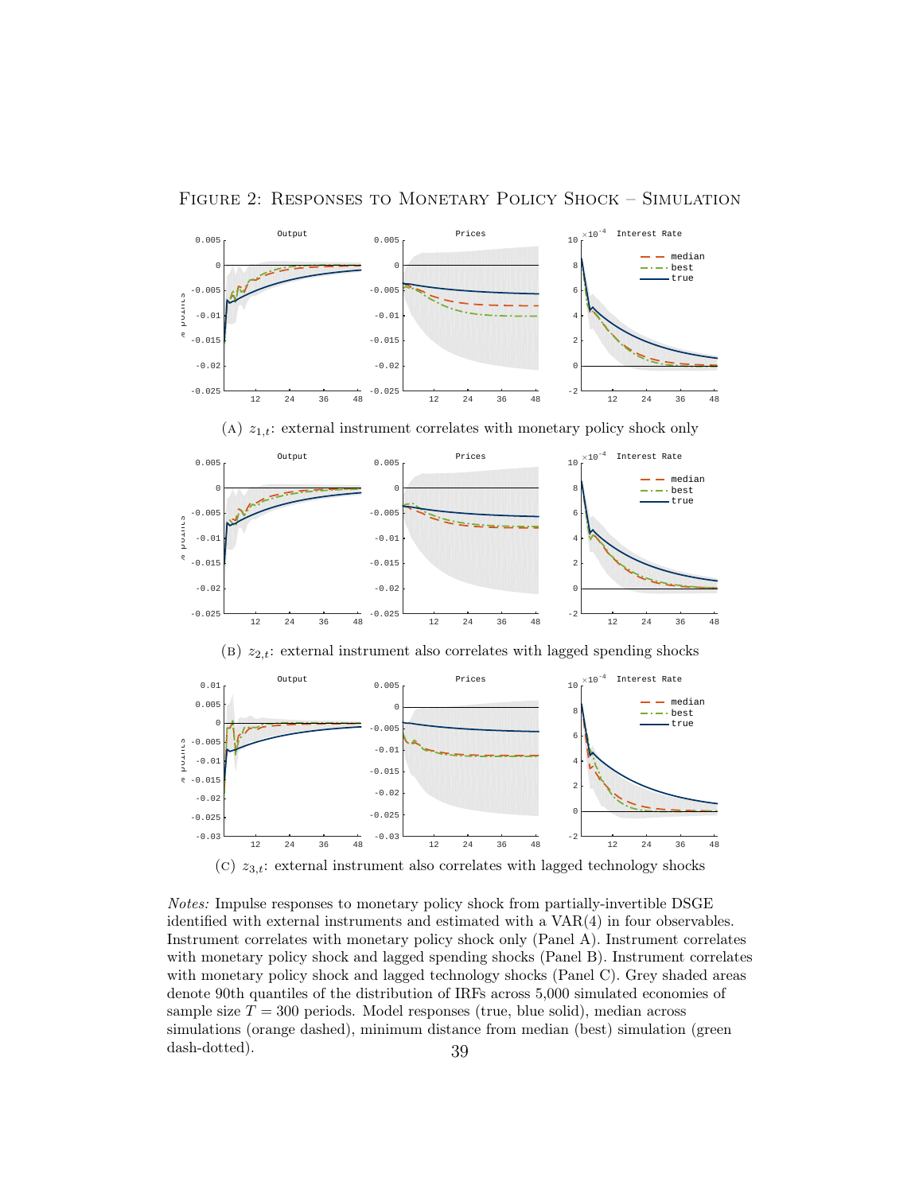# Figure 2: Responses to Monetary Policy Shock – Simulation

(A) $z_{1,t}$: external instrument correlates with monetary policy shock only

(B) $z_{2,t}$: external instrument also correlates with lagged spending shocks

(C) $z_{3,t}$: external instrument also correlates with lagged technology shocks

*Notes:* Impulse responses to monetary policy shock from partially-invertible DSGE identified with external instruments and estimated with a VAR(4) in four observables. Instrument correlates with monetary policy shock only (Panel A). Instrument correlates with monetary policy shock and lagged spending shocks (Panel B). Instrument correlates with monetary policy shock and lagged technology shocks (Panel C). Grey shaded areas denote 90th quantiles of the distribution of IRFs across 5,000 simulated economies of sample size $T = 300$ periods. Model responses (true, blue solid), median across simulations (orange dashed), minimum distance from median (best) simulation (green dash-dotted).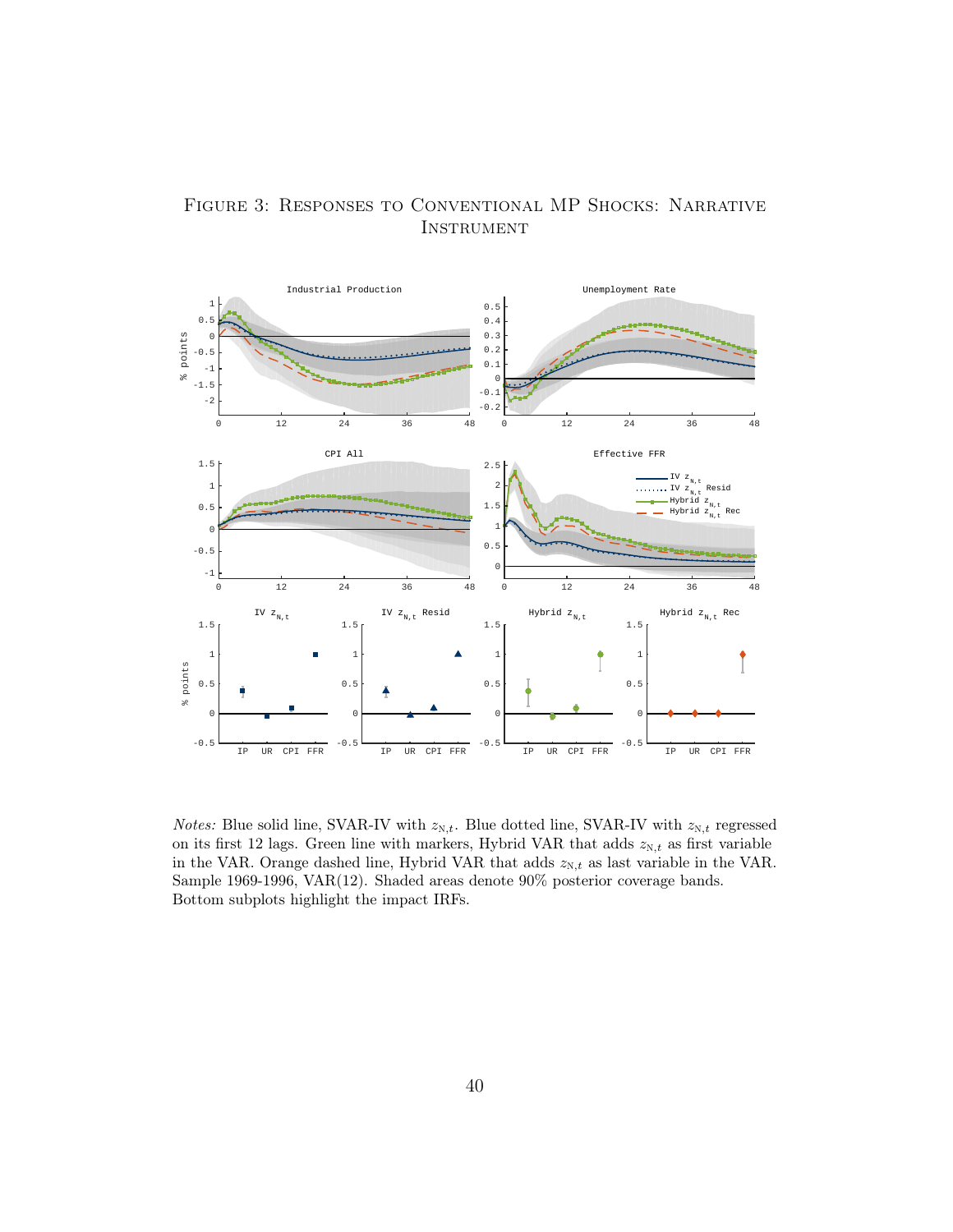# Figure 3: Responses to Conventional MP Shocks: Narrative Instrument

*Notes:* Blue solid line, SVAR-IV with $z_{\text{N},t}$. Blue dotted line, SVAR-IV with $z_{\text{N},t}$ regressed on its first 12 lags. Green line with markers, Hybrid VAR that adds $z_{\text{N},t}$ as first variable in the VAR. Orange dashed line, Hybrid VAR that adds $z_{\text{N},t}$ as last variable in the VAR. Sample 1969-1996, VAR(12). Shaded areas denote 90% posterior coverage bands. Bottom subplots highlight the impact IRFs.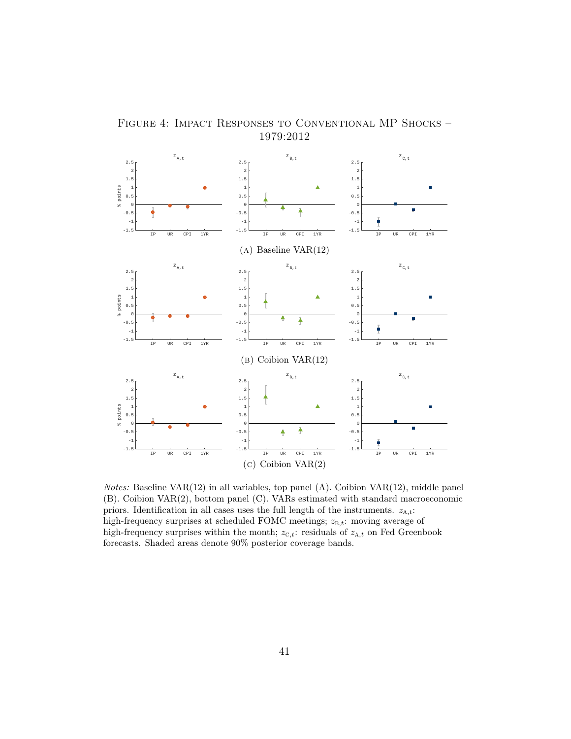# Figure 4: Impact Responses to Conventional MP Shocks – 1979:2012

(A) Baseline VAR(12)

(B) Coibion VAR(12)

(C) Coibion VAR(2)

*Notes:* Baseline VAR(12) in all variables, top panel (A). Coibion VAR(12), middle panel (B). Coibion VAR(2), bottom panel (C). VARs estimated with standard macroeconomic priors. Identification in all cases uses the full length of the instruments. $z_{\mathrm{A},t}$: high-frequency surprises at scheduled FOMC meetings; $z_{\mathrm{B},t}$: moving average of high-frequency surprises within the month; $z_{\mathrm{C},t}$: residuals of $z_{\mathrm{A},t}$ on Fed Greenbook forecasts. Shaded areas denote 90% posterior coverage bands.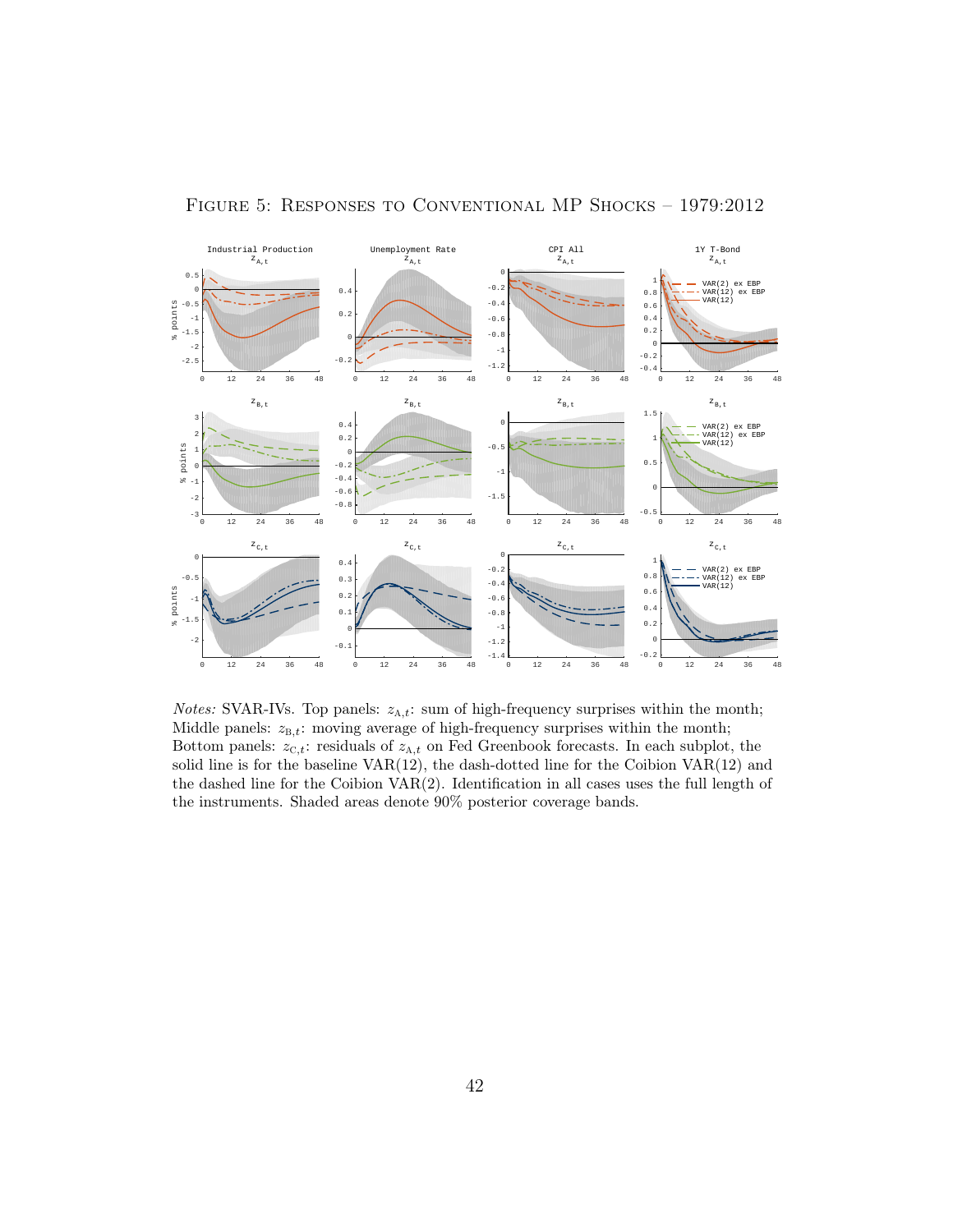Figure 5: Responses to Conventional MP Shocks – 1979:2012

*Notes:* SVAR-IVs. Top panels: $z_{A,t}$: sum of high-frequency surprises within the month; Middle panels: $z_{B,t}$: moving average of high-frequency surprises within the month; Bottom panels: $z_{C,t}$: residuals of $z_{A,t}$ on Fed Greenbook forecasts. In each subplot, the solid line is for the baseline VAR(12), the dash-dotted line for the Coibion VAR(12) and the dashed line for the Coibion VAR(2). Identification in all cases uses the full length of the instruments. Shaded areas denote 90% posterior coverage bands.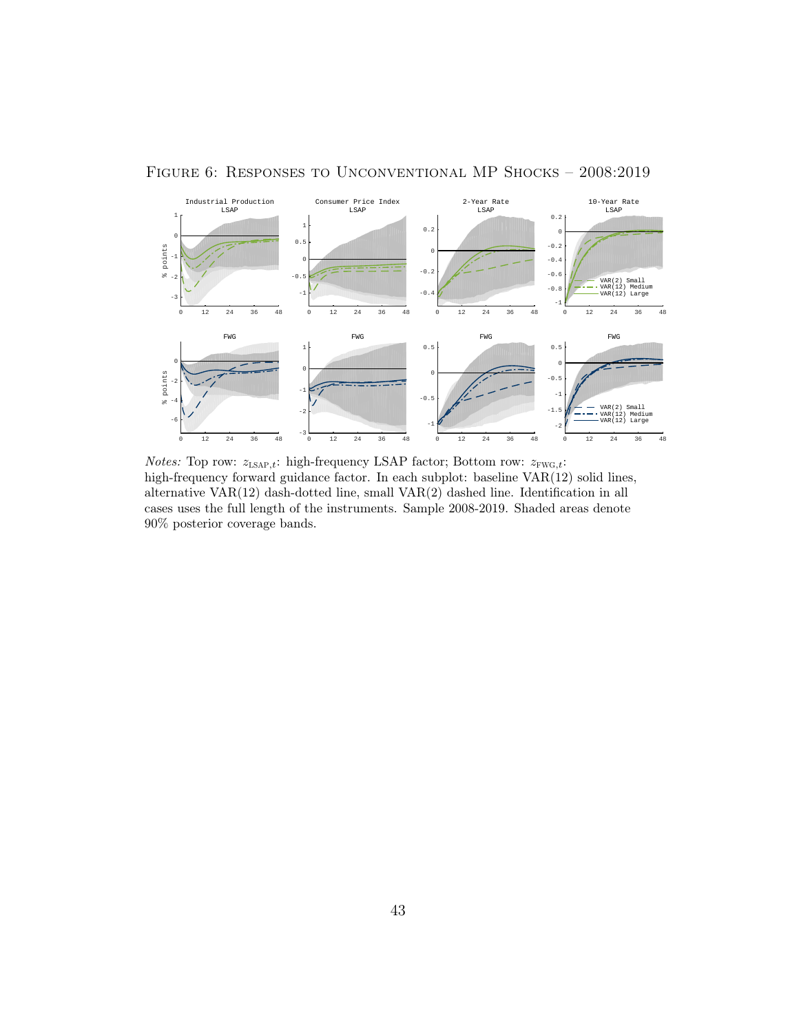Figure 6: Responses to Unconventional MP Shocks – 2008:2019

Industrial Production
LSAP

Consumer Price Index
LSAP

2-Year Rate
LSAP

10-Year Rate
LSAP

% points

1
0
-1
-2
-3

1
0.5
0
-0.5
-1

0.2
0
-0.2
-0.4

0.2
0
-0.2
-0.4
-0.6
-0.8
-1

0 12 24 36 48

VAR(2) Small
VAR(12) Medium
VAR(12) Large

FWG

FWG

FWG

FWG

% points

0
-2
-4
-6

1
0
-1
-2
-3

0.5
0
-0.5
-1

0.5
0
-0.5
-1
-1.5
-2

0 12 24 36 48

VAR(2) Small
VAR(12) Medium
VAR(12) Large

*Notes:* Top row: $z_{\text{LSAP},t}$: high-frequency LSAP factor; Bottom row: $z_{\text{FWG},t}$: high-frequency forward guidance factor. In each subplot: baseline VAR(12) solid lines, alternative VAR(12) dash-dotted line, small VAR(2) dashed line. Identification in all cases uses the full length of the instruments. Sample 2008-2019. Shaded areas denote 90% posterior coverage bands.